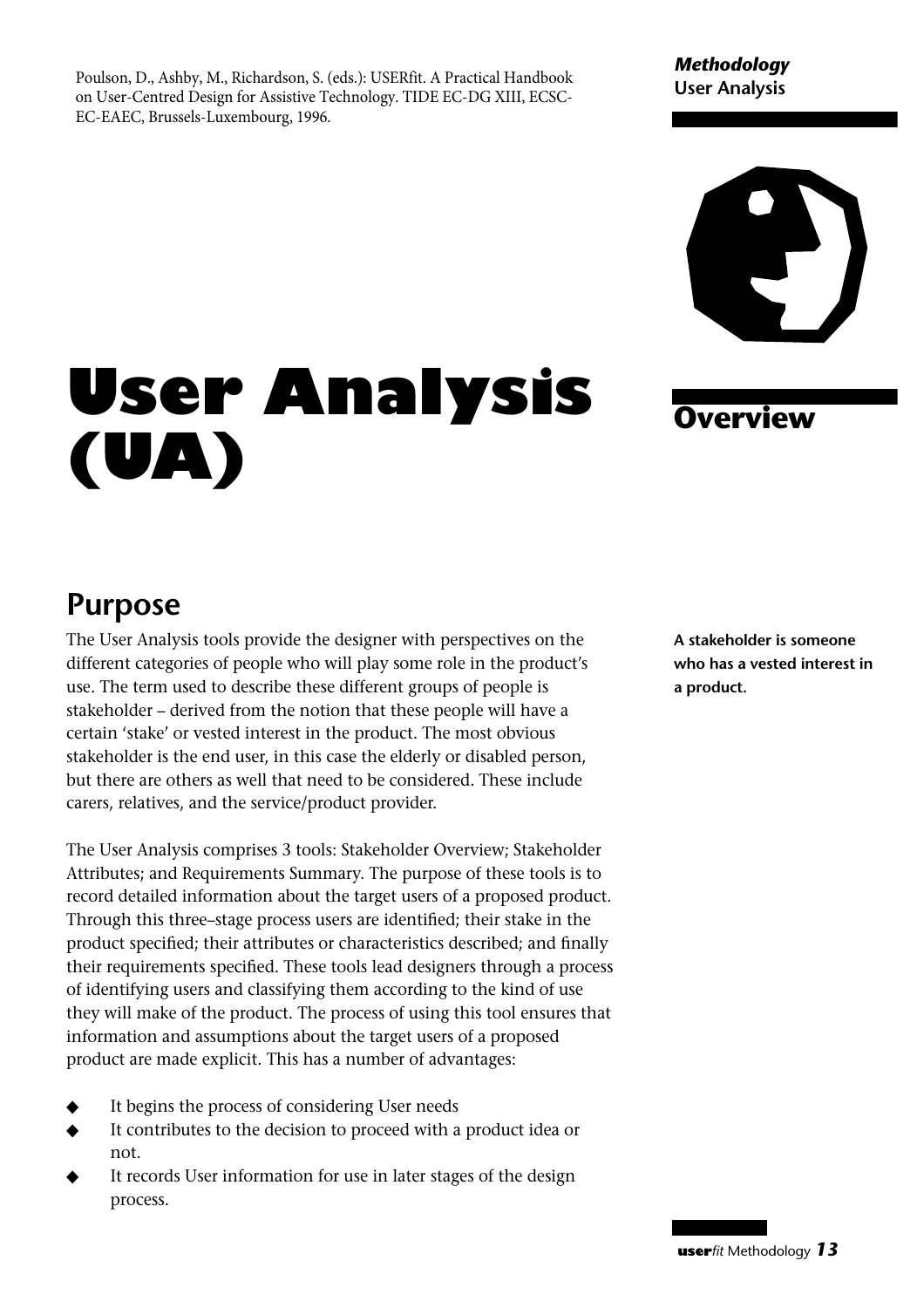Poulson, D., Ashby, M., Richardson, S. (eds.): USERfit. A Practical Handbook on User-Centred Design for Assistive Technology. TIDE EC-DG XIII, ECSC-EC-EAEC, Brussels-Luxembourg, 1996.

# User Analysis (UA)

## Overview

## Purpose

The User Analysis tools provide the designer with perspectives on the different categories of people who will play some role in the product's use. The term used to describe these different groups of people is stakeholder – derived from the notion that these people will have a certain 'stake' or vested interest in the product. The most obvious stakeholder is the end user, in this case the elderly or disabled person, but there are others as well that need to be considered. These include carers, relatives, and the service/product provider.

**A stakeholder is someone who has a vested interest in a product.**

The User Analysis comprises 3 tools: Stakeholder Overview; Stakeholder Attributes; and Requirements Summary. The purpose of these tools is to record detailed information about the target users of a proposed product. Through this three–stage process users are identified; their stake in the product specified; their attributes or characteristics described; and finally their requirements specified. These tools lead designers through a process of identifying users and classifying them according to the kind of use they will make of the product. The process of using this tool ensures that information and assumptions about the target users of a proposed product are made explicit. This has a number of advantages:

- It begins the process of considering User needs
- It contributes to the decision to proceed with a product idea or not.
- It records User information for use in later stages of the design process.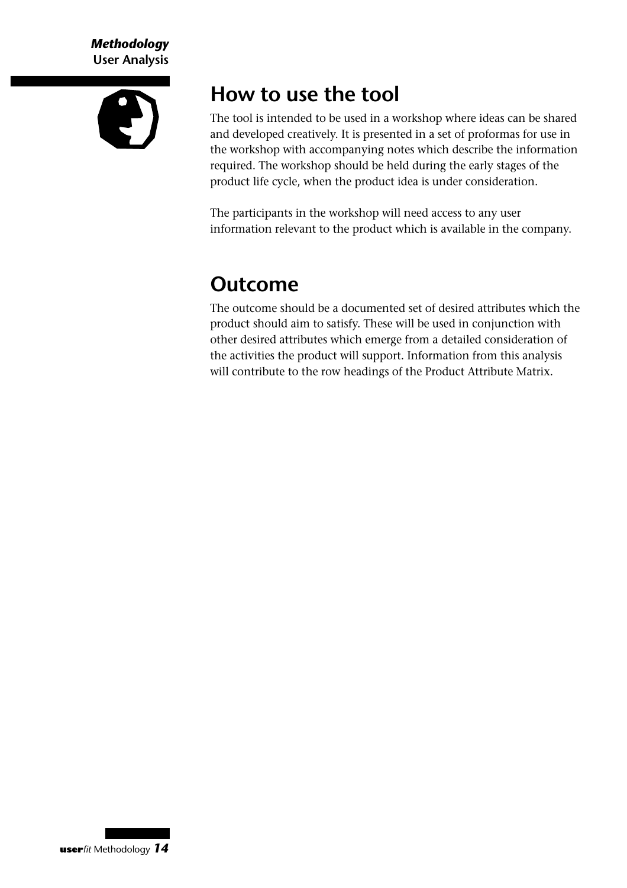## How to use the tool

The tool is intended to be used in a workshop where ideas can be shared and developed creatively. It is presented in a set of proformas for use in the workshop with accompanying notes which describe the information required. The workshop should be held during the early stages of the product life cycle, when the product idea is under consideration.

The participants in the workshop will need access to any user information relevant to the product which is available in the company.

## Outcome

The outcome should be a documented set of desired attributes which the product should aim to satisfy. These will be used in conjunction with other desired attributes which emerge from a detailed consideration of the activities the product will support. Information from this analysis will contribute to the row headings of the Product Attribute Matrix.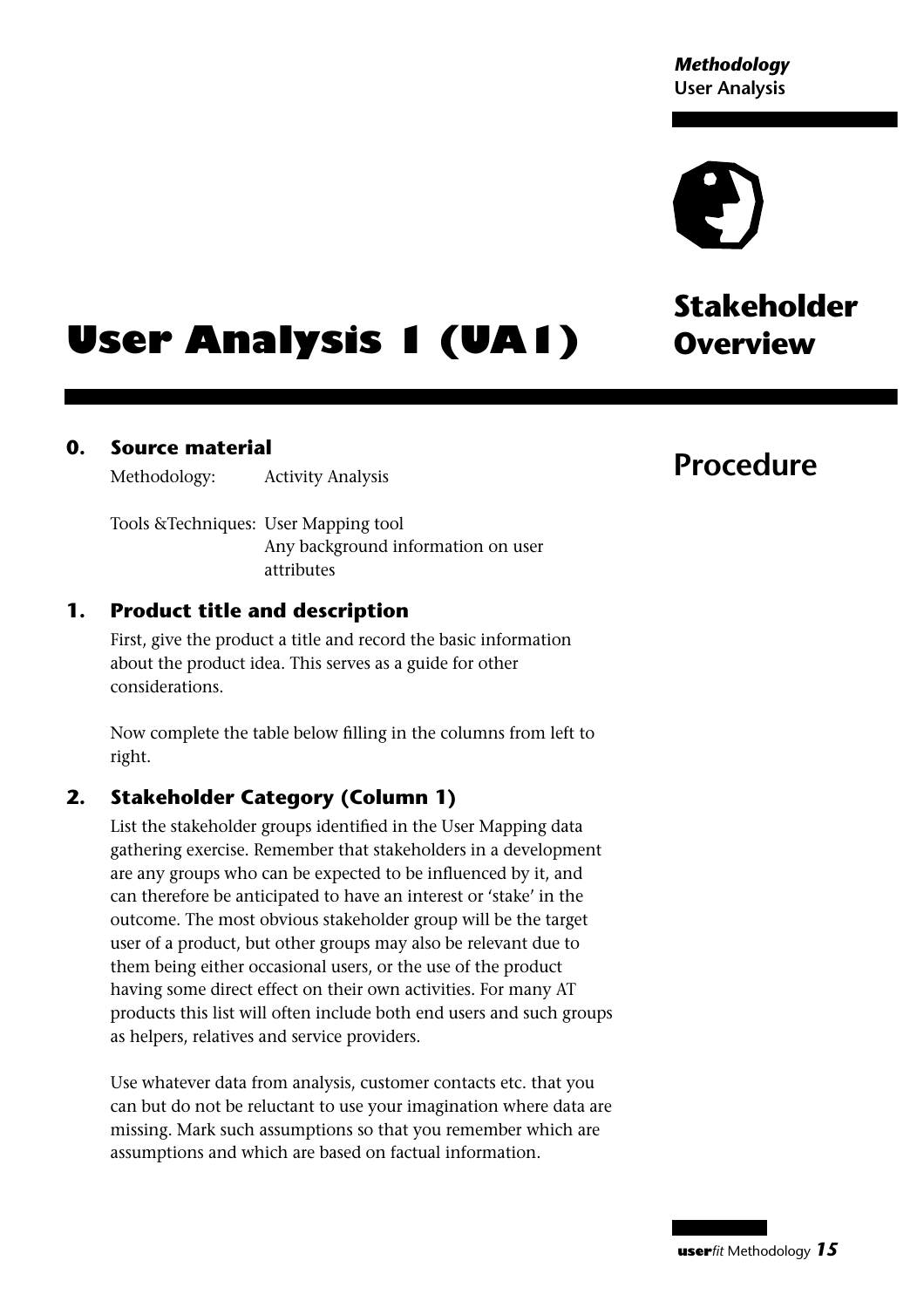# User Analysis 1 (UA1)

## Stakeholder Overview

## Procedure

### 0. Source material

Methodology: Activity Analysis

Tools &Techniques: User Mapping tool
Any background information on user attributes

### 1. Product title and description

First, give the product a title and record the basic information about the product idea. This serves as a guide for other considerations.

Now complete the table below filling in the columns from left to right.

### 2. Stakeholder Category (Column 1)

List the stakeholder groups identified in the User Mapping data gathering exercise. Remember that stakeholders in a development are any groups who can be expected to be influenced by it, and can therefore be anticipated to have an interest or 'stake' in the outcome. The most obvious stakeholder group will be the target user of a product, but other groups may also be relevant due to them being either occasional users, or the use of the product having some direct effect on their own activities. For many AT products this list will often include both end users and such groups as helpers, relatives and service providers.

Use whatever data from analysis, customer contacts etc. that you can but do not be reluctant to use your imagination where data are missing. Mark such assumptions so that you remember which are assumptions and which are based on factual information.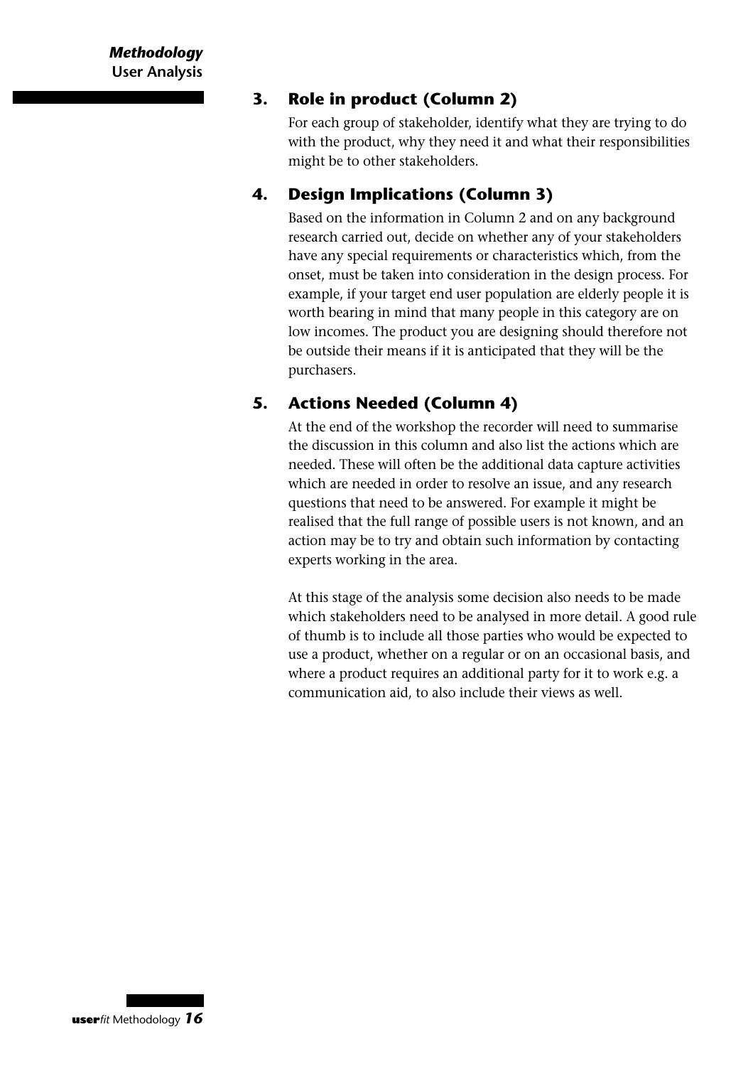## 3. Role in product (Column 2)

For each group of stakeholder, identify what they are trying to do with the product, why they need it and what their responsibilities might be to other stakeholders.

## 4. Design Implications (Column 3)

Based on the information in Column 2 and on any background research carried out, decide on whether any of your stakeholders have any special requirements or characteristics which, from the onset, must be taken into consideration in the design process. For example, if your target end user population are elderly people it is worth bearing in mind that many people in this category are on low incomes. The product you are designing should therefore not be outside their means if it is anticipated that they will be the purchasers.

## 5. Actions Needed (Column 4)

At the end of the workshop the recorder will need to summarise the discussion in this column and also list the actions which are needed. These will often be the additional data capture activities which are needed in order to resolve an issue, and any research questions that need to be answered. For example it might be realised that the full range of possible users is not known, and an action may be to try and obtain such information by contacting experts working in the area.

At this stage of the analysis some decision also needs to be made which stakeholders need to be analysed in more detail. A good rule of thumb is to include all those parties who would be expected to use a product, whether on a regular or on an occasional basis, and where a product requires an additional party for it to work e.g. a communication aid, to also include their views as well.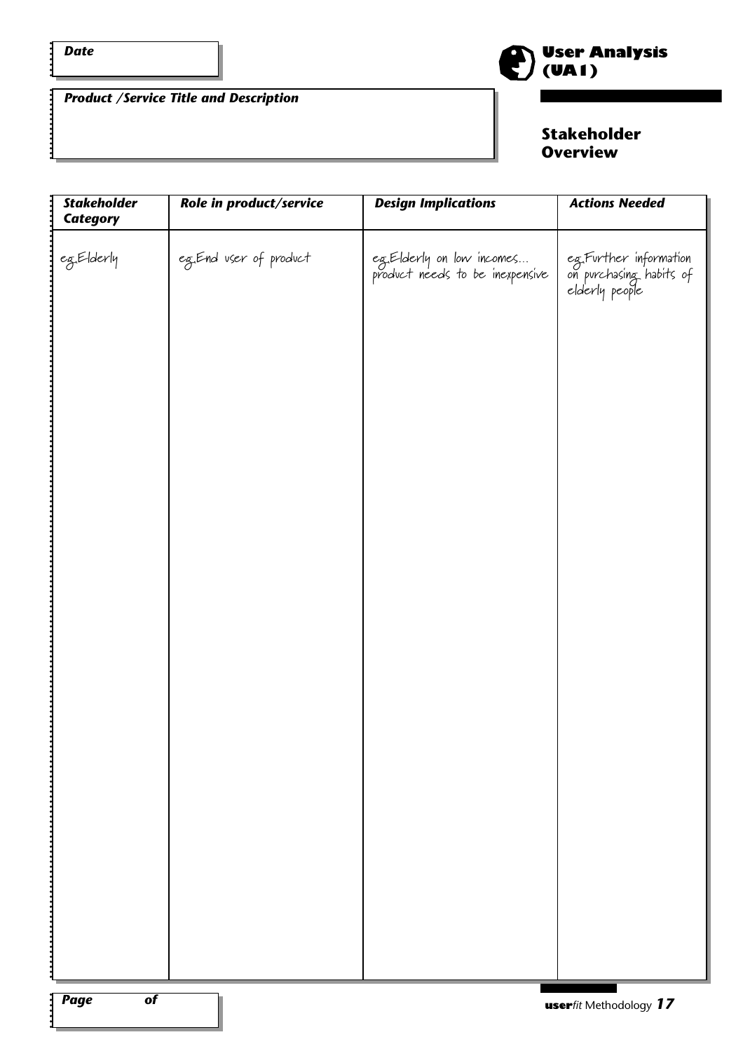**Date**

# User Analysis (UA1)

## Stakeholder Overview

***Product /Service Title and Description***

| *Stakeholder Category* | *Role in product/service* | *Design Implications* | *Actions Needed* |
|---|---|---|---|
| eg.Elderly | eg.End user of product | eg.Elderly on low incomes... product needs to be inexpensive | eg.Further information on purchasing habits of elderly people |

***Page of***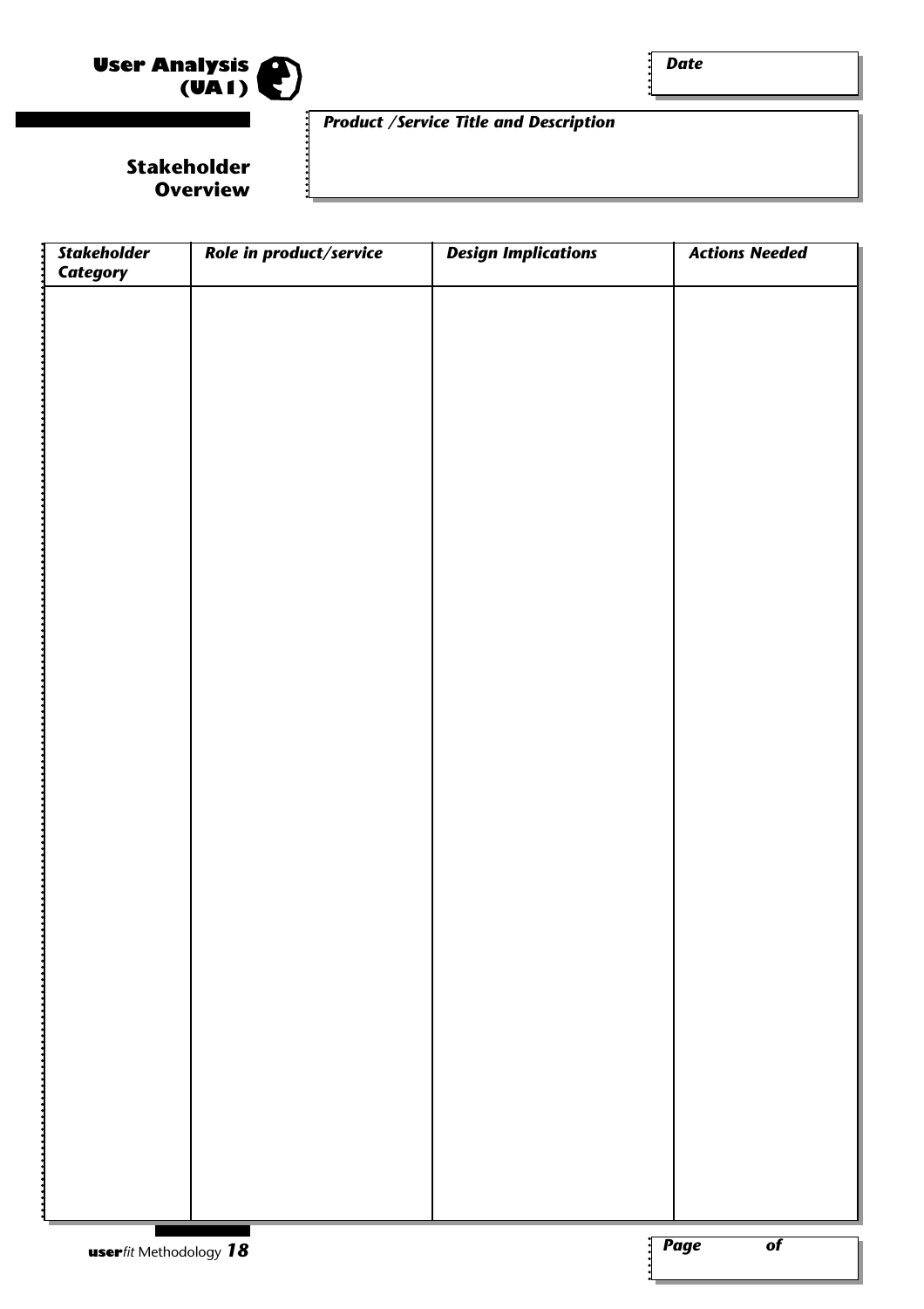# User Analysis (UA1)

## Stakeholder Overview

*Date*

*Product /Service Title and Description*

| *Stakeholder Category* | *Role in product/service* | *Design Implications* | *Actions Needed* |
|---|---|---|---|
| | | | |

*Page of*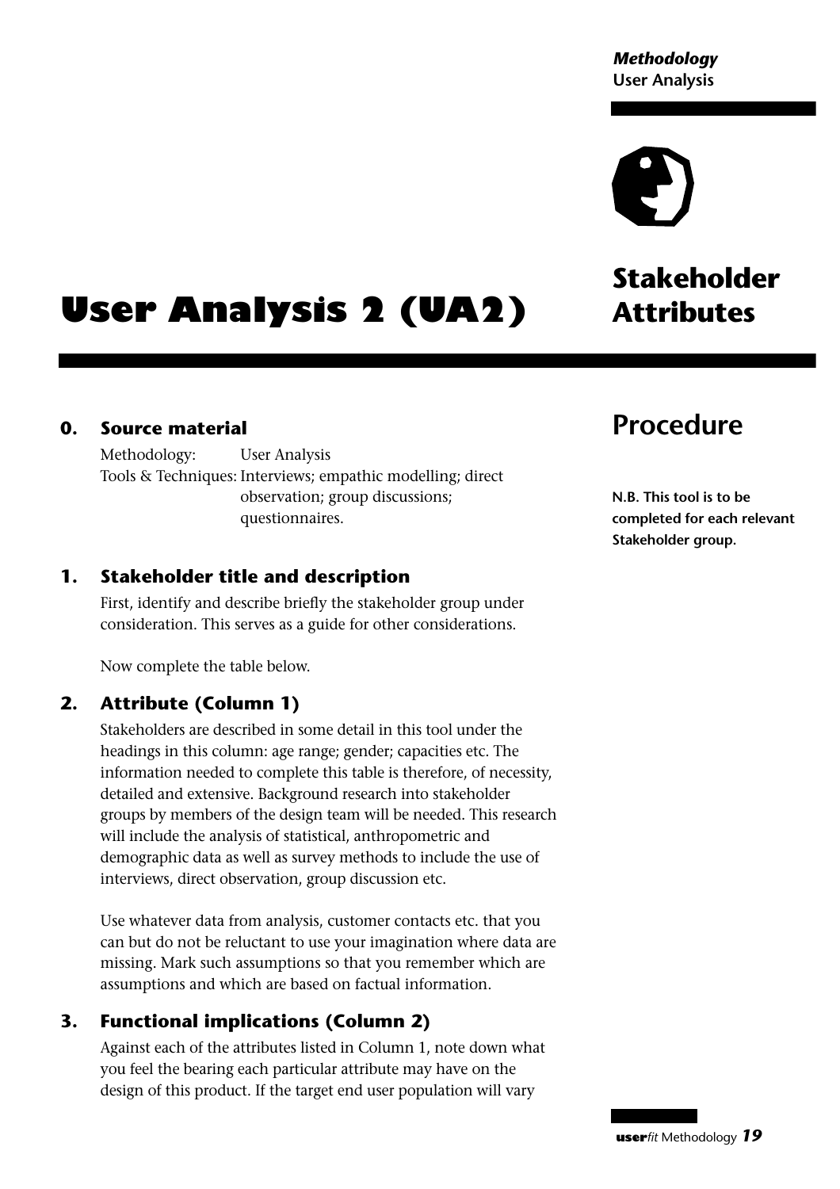# User Analysis 2 (UA2)

## Stakeholder Attributes

## Procedure

**N.B. This tool is to be completed for each relevant Stakeholder group.**

### 0. Source material

Methodology: User Analysis

Tools & Techniques: Interviews; empathic modelling; direct observation; group discussions; questionnaires.

### 1. Stakeholder title and description

First, identify and describe briefly the stakeholder group under consideration. This serves as a guide for other considerations.

Now complete the table below.

### 2. Attribute (Column 1)

Stakeholders are described in some detail in this tool under the headings in this column: age range; gender; capacities etc. The information needed to complete this table is therefore, of necessity, detailed and extensive. Background research into stakeholder groups by members of the design team will be needed. This research will include the analysis of statistical, anthropometric and demographic data as well as survey methods to include the use of interviews, direct observation, group discussion etc.

Use whatever data from analysis, customer contacts etc. that you can but do not be reluctant to use your imagination where data are missing. Mark such assumptions so that you remember which are assumptions and which are based on factual information.

### 3. Functional implications (Column 2)

Against each of the attributes listed in Column 1, note down what you feel the bearing each particular attribute may have on the design of this product. If the target end user population will vary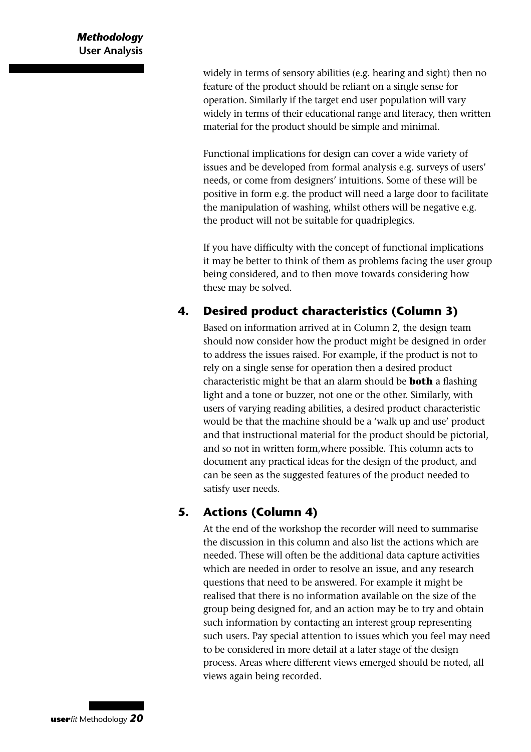widely in terms of sensory abilities (e.g. hearing and sight) then no feature of the product should be reliant on a single sense for operation. Similarly if the target end user population will vary widely in terms of their educational range and literacy, then written material for the product should be simple and minimal.

Functional implications for design can cover a wide variety of issues and be developed from formal analysis e.g. surveys of users' needs, or come from designers' intuitions. Some of these will be positive in form e.g. the product will need a large door to facilitate the manipulation of washing, whilst others will be negative e.g. the product will not be suitable for quadriplegics.

If you have difficulty with the concept of functional implications it may be better to think of them as problems facing the user group being considered, and to then move towards considering how these may be solved.

## 4. Desired product characteristics (Column 3)

Based on information arrived at in Column 2, the design team should now consider how the product might be designed in order to address the issues raised. For example, if the product is not to rely on a single sense for operation then a desired product characteristic might be that an alarm should be **both** a flashing light and a tone or buzzer, not one or the other. Similarly, with users of varying reading abilities, a desired product characteristic would be that the machine should be a 'walk up and use' product and that instructional material for the product should be pictorial, and so not in written form,where possible. This column acts to document any practical ideas for the design of the product, and can be seen as the suggested features of the product needed to satisfy user needs.

## 5. Actions (Column 4)

At the end of the workshop the recorder will need to summarise the discussion in this column and also list the actions which are needed. These will often be the additional data capture activities which are needed in order to resolve an issue, and any research questions that need to be answered. For example it might be realised that there is no information available on the size of the group being designed for, and an action may be to try and obtain such information by contacting an interest group representing such users. Pay special attention to issues which you feel may need to be considered in more detail at a later stage of the design process. Areas where different views emerged should be noted, all views again being recorded.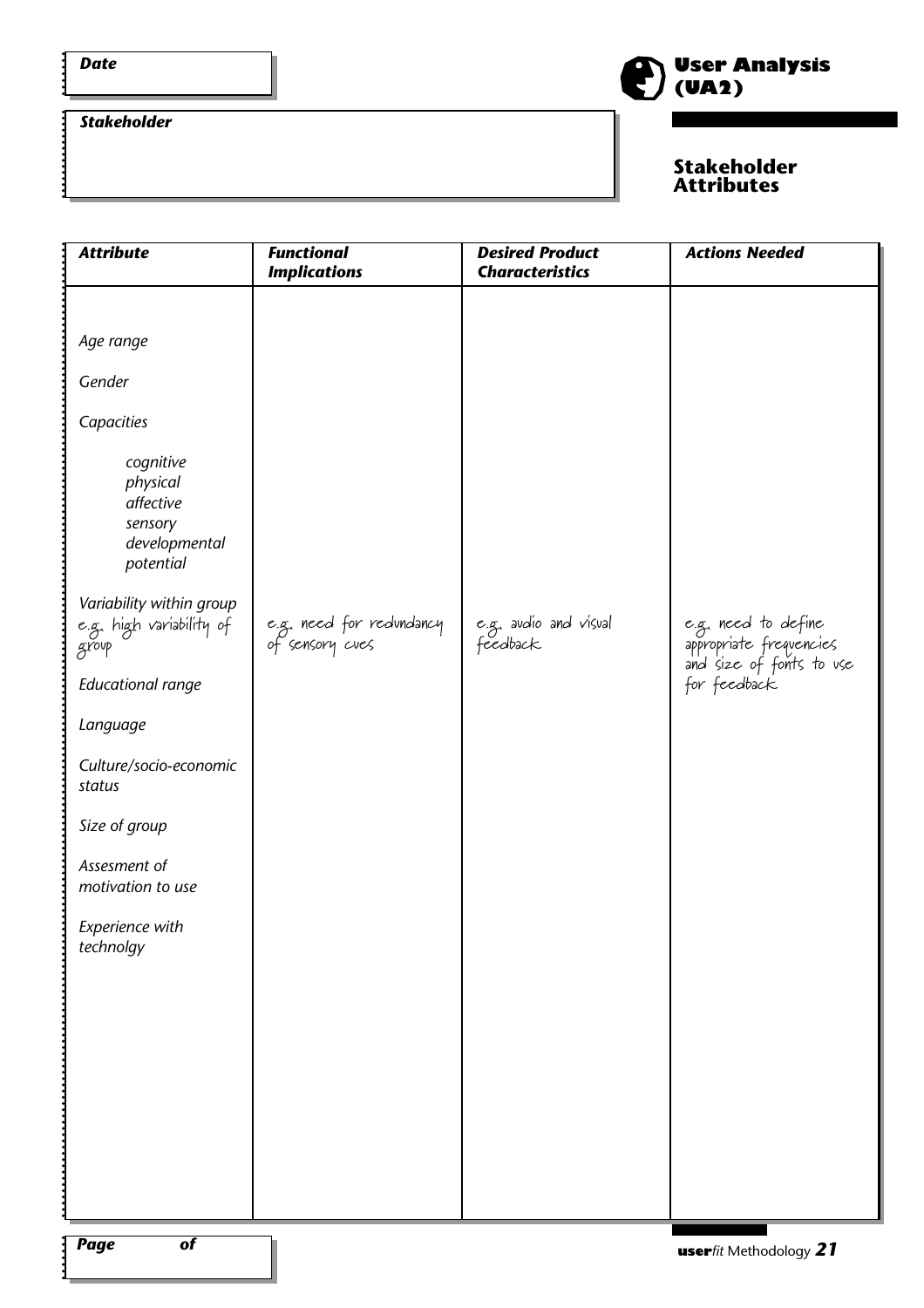**Date**

**Stakeholder**

# User Analysis (UA2)

## Stakeholder Attributes

| *Attribute* | *Functional Implications* | *Desired Product Characteristics* | *Actions Needed* |
|---|---|---|---|
| *Age range* | | | |
| *Gender* | | | |
| *Capacities* | | | |
| *cognitive* | | | |
| *physical* | | | |
| *affective* | | | |
| *sensory* | | | |
| *developmental* | | | |
| *potential* | | | |
| *Variability within group* e.g. high variability of group | e.g. need for redundancy of sensory cues | e.g. audio and visual feedback | e.g. need to define appropriate frequencies and size of fonts to use for feedback |
| *Educational range* | | | |
| *Language* | | | |
| *Culture/socio-economic status* | | | |
| *Size of group* | | | |
| *Assesment of motivation to use* | | | |
| *Experience with technolgy* | | | |

***Page of***

**user***fit* Methodology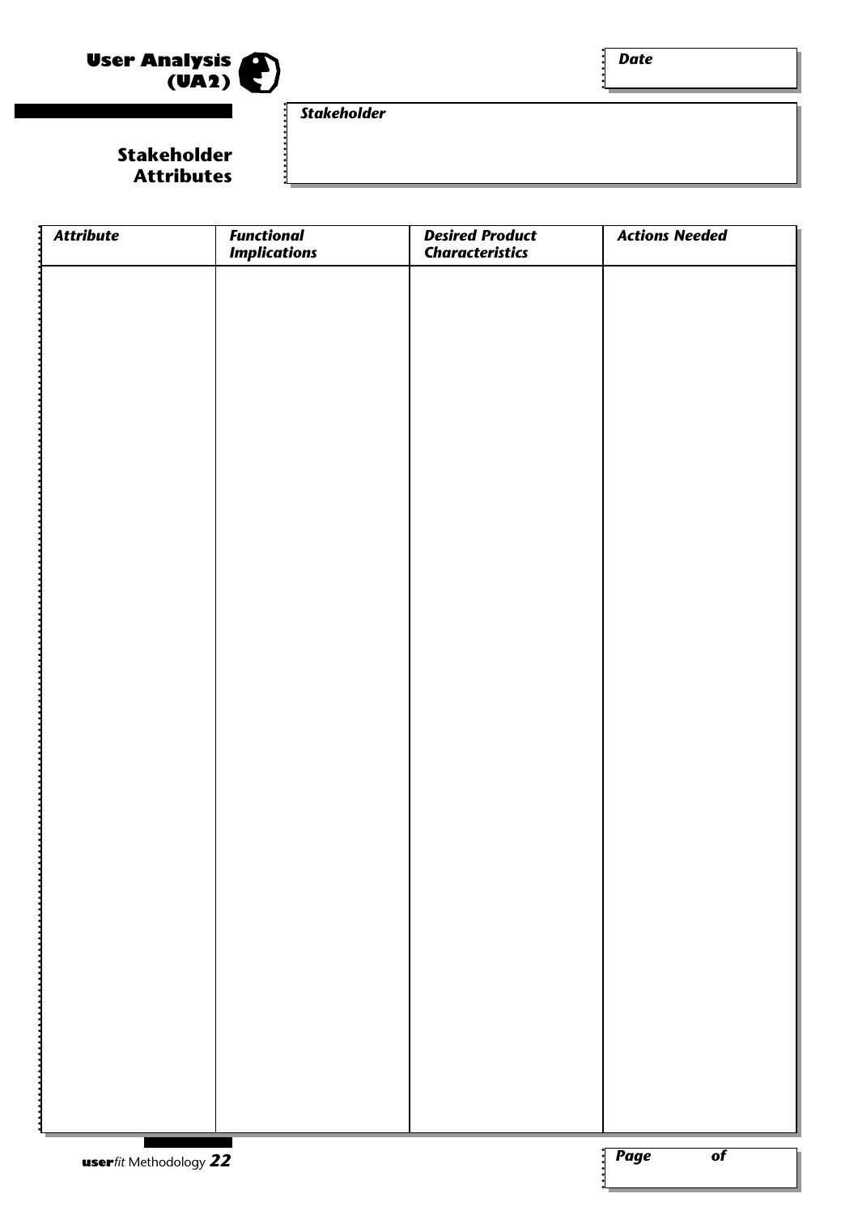# User Analysis (UA2)

## Stakeholder Attributes

**Date**

**Stakeholder**

| *Attribute* | *Functional Implications* | *Desired Product Characteristics* | *Actions Needed* |
|---|---|---|---|
| | | | |

**Page** **of**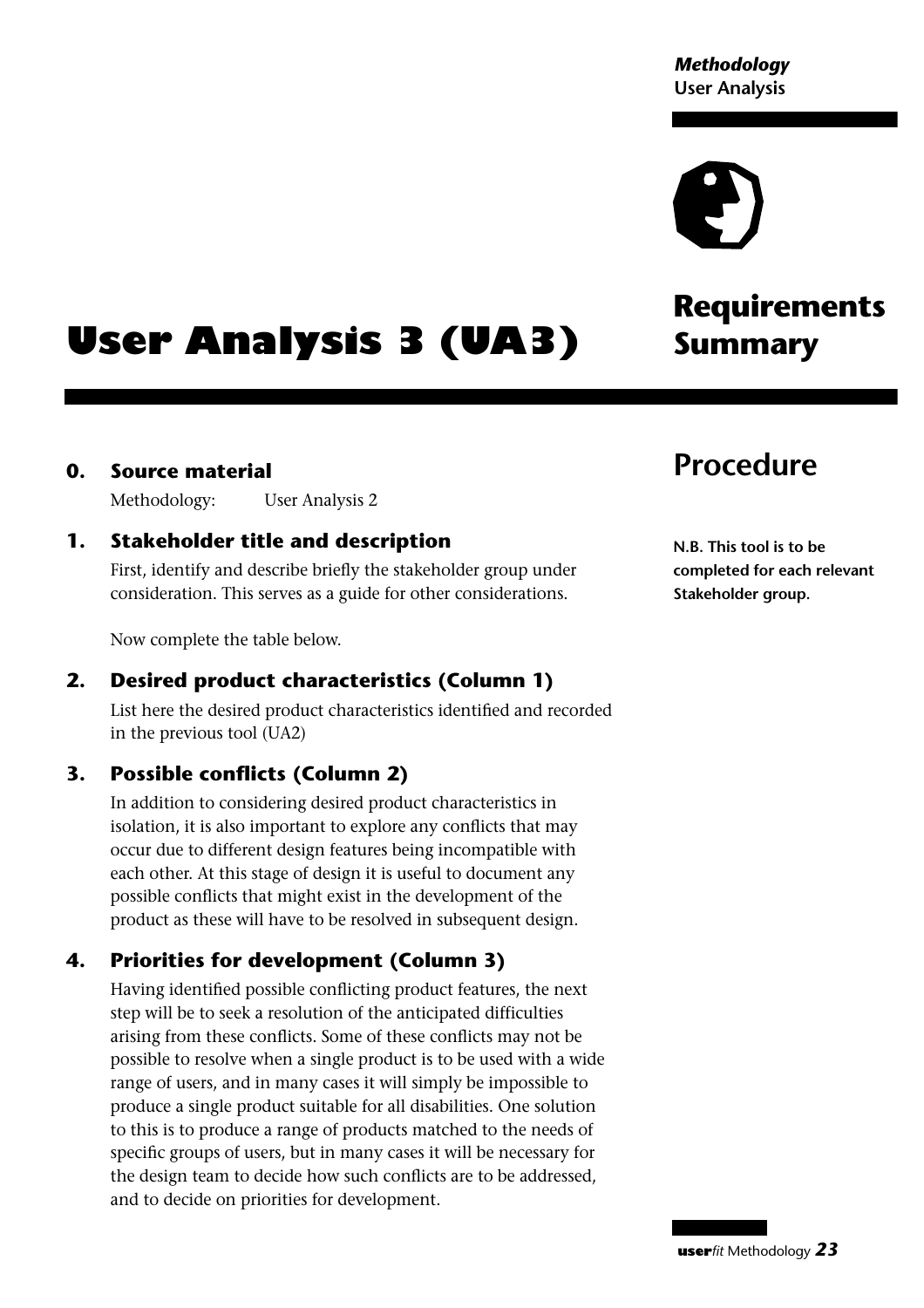# User Analysis 3 (UA3)

## Requirements Summary

## Procedure

**N.B. This tool is to be completed for each relevant Stakeholder group.**

### 0. Source material

Methodology: User Analysis 2

### 1. Stakeholder title and description

First, identify and describe briefly the stakeholder group under consideration. This serves as a guide for other considerations.

Now complete the table below.

### 2. Desired product characteristics (Column 1)

List here the desired product characteristics identified and recorded in the previous tool (UA2)

### 3. Possible conflicts (Column 2)

In addition to considering desired product characteristics in isolation, it is also important to explore any conflicts that may occur due to different design features being incompatible with each other. At this stage of design it is useful to document any possible conflicts that might exist in the development of the product as these will have to be resolved in subsequent design.

### 4. Priorities for development (Column 3)

Having identified possible conflicting product features, the next step will be to seek a resolution of the anticipated difficulties arising from these conflicts. Some of these conflicts may not be possible to resolve when a single product is to be used with a wide range of users, and in many cases it will simply be impossible to produce a single product suitable for all disabilities. One solution to this is to produce a range of products matched to the needs of specific groups of users, but in many cases it will be necessary for the design team to decide how such conflicts are to be addressed, and to decide on priorities for development.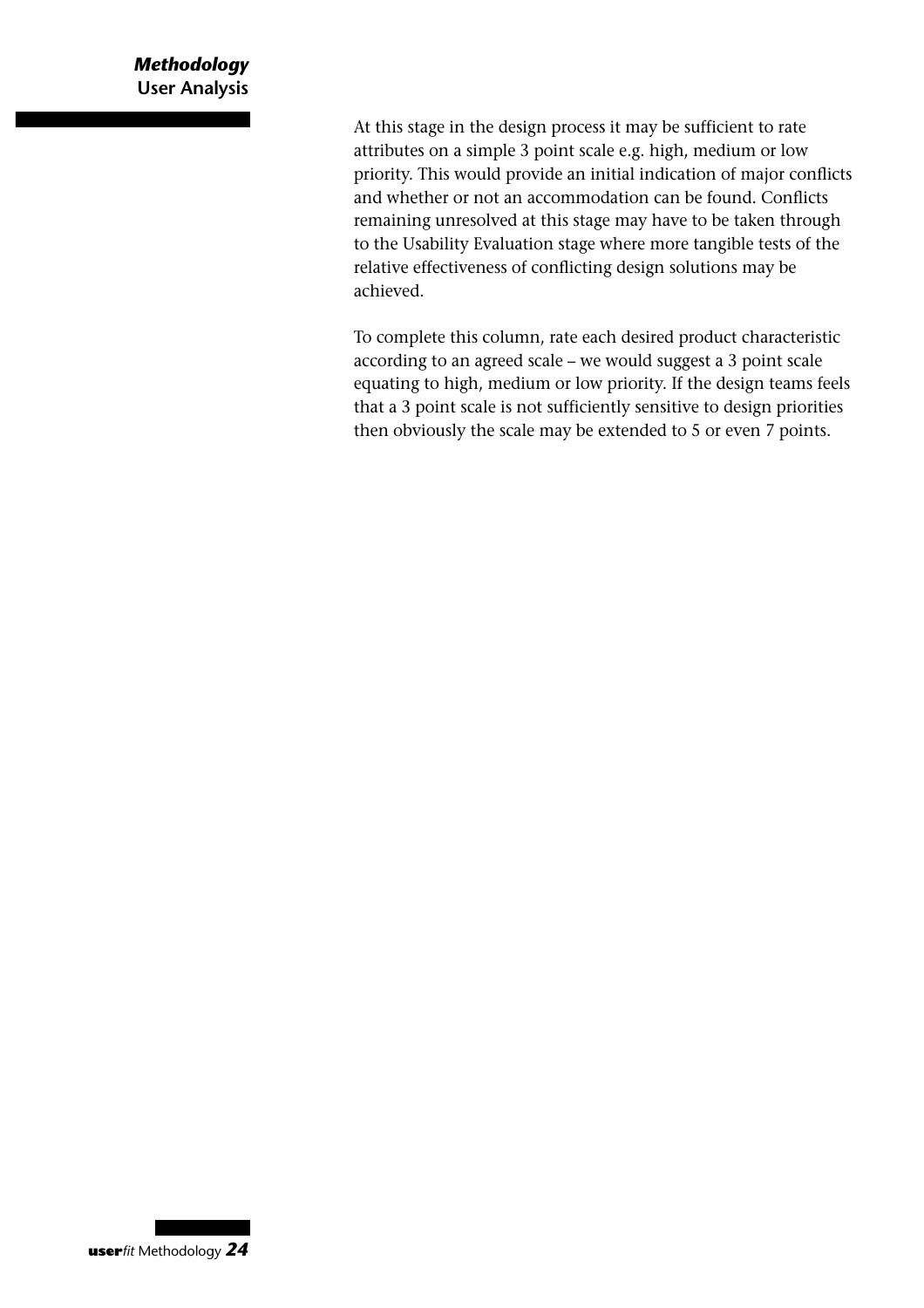At this stage in the design process it may be sufficient to rate attributes on a simple 3 point scale e.g. high, medium or low priority. This would provide an initial indication of major conflicts and whether or not an accommodation can be found. Conflicts remaining unresolved at this stage may have to be taken through to the Usability Evaluation stage where more tangible tests of the relative effectiveness of conflicting design solutions may be achieved.

To complete this column, rate each desired product characteristic according to an agreed scale – we would suggest a 3 point scale equating to high, medium or low priority. If the design teams feels that a 3 point scale is not sufficiently sensitive to design priorities then obviously the scale may be extended to 5 or even 7 points.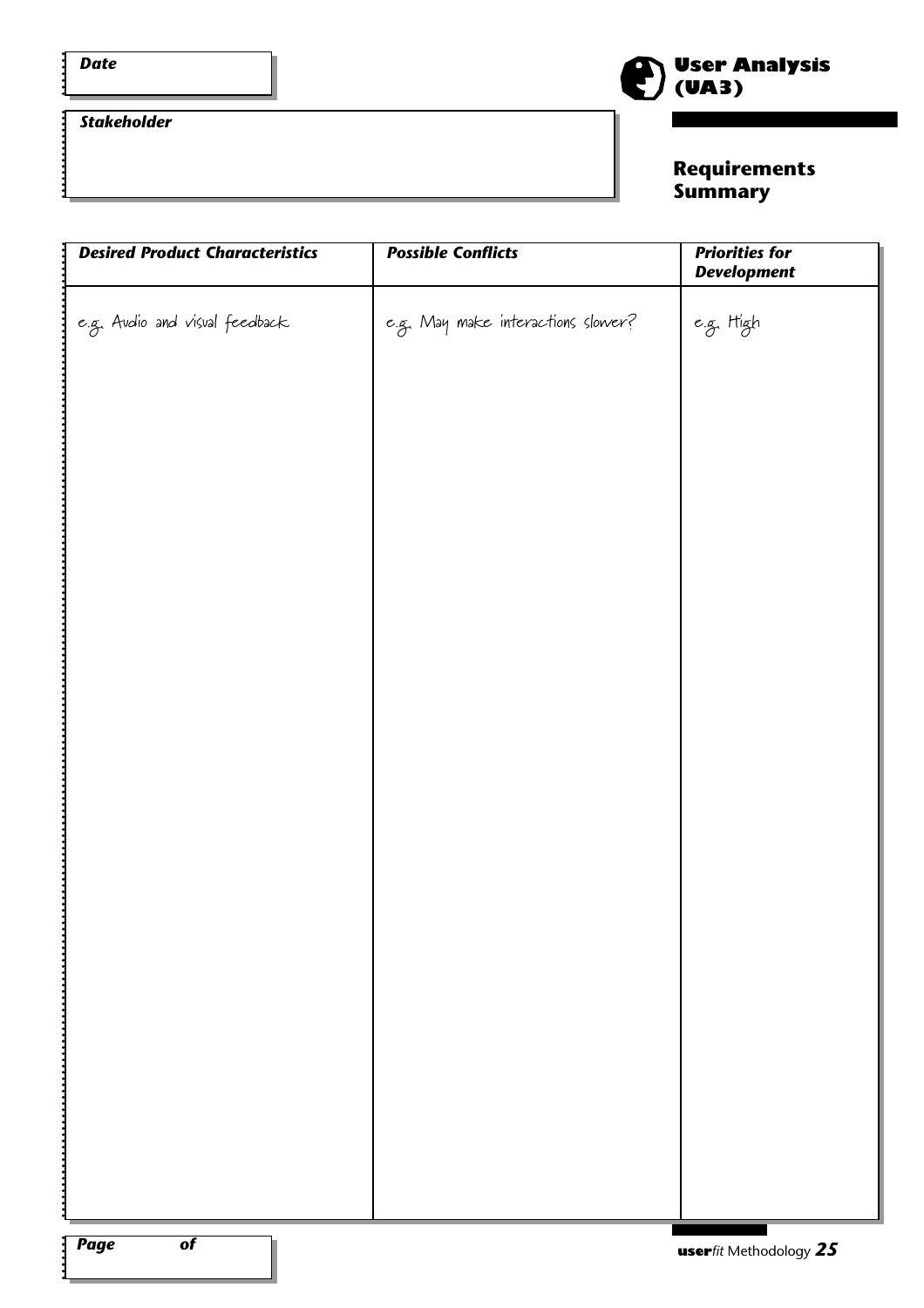**Date**

**Stakeholder**

# User Analysis (UA3)

## Requirements Summary

| *Desired Product Characteristics* | *Possible Conflicts* | *Priorities for Development* |
| --- | --- | --- |
| e.g. Audio and visual feedback | e.g. May make interactions slower? | e.g. High |

**Page** **of**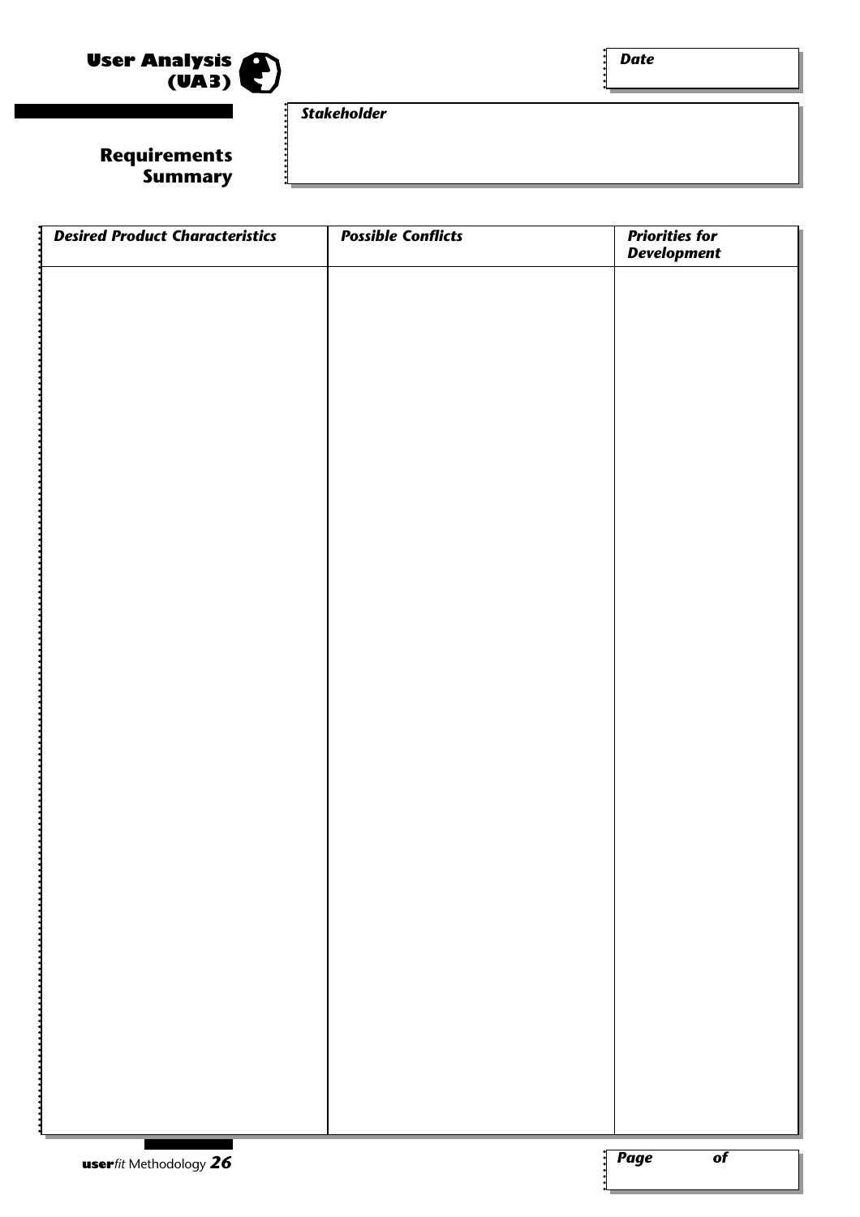# User Analysis (UA3)

## Requirements Summary

**Date**

**Stakeholder**

| *Desired Product Characteristics* | *Possible Conflicts* | *Priorities for Development* |
|---|---|---|
| | | |

*Page of*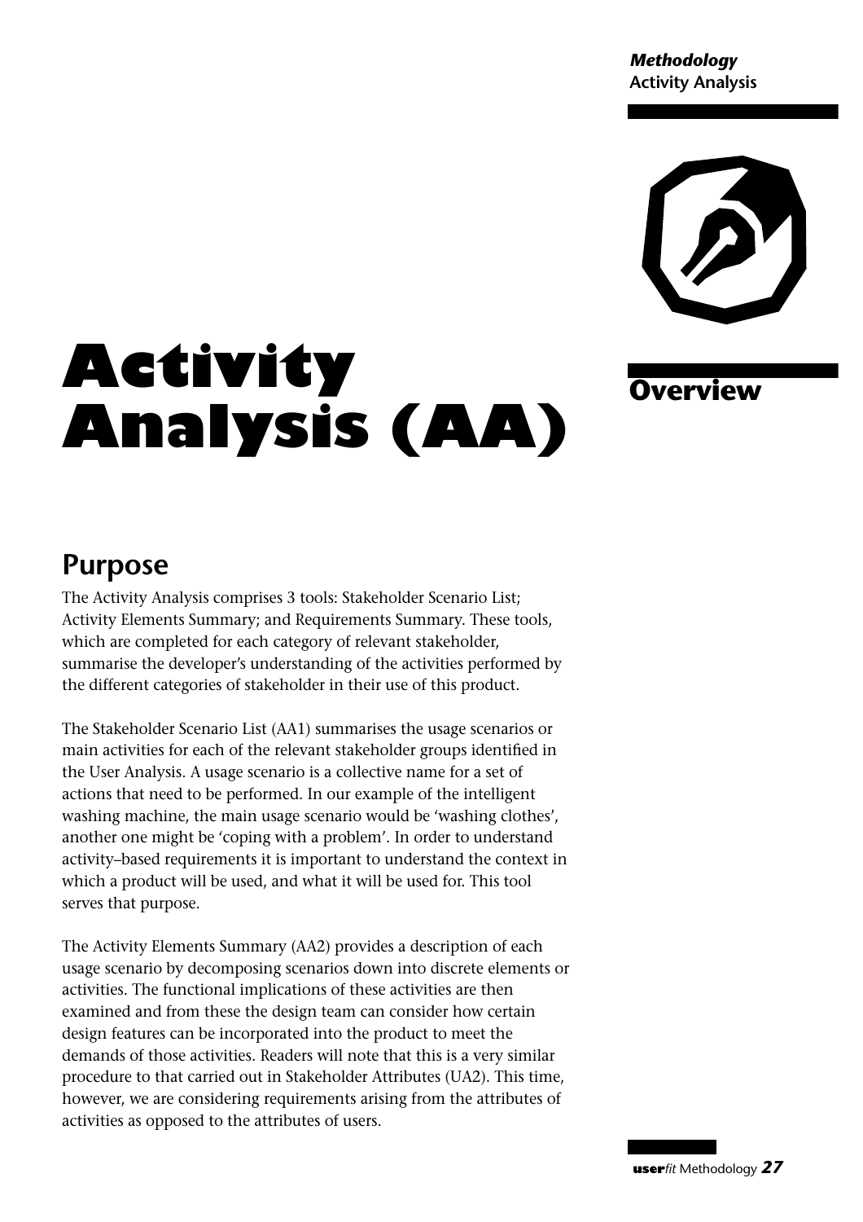# Activity Analysis (AA)

## Overview

## Purpose

The Activity Analysis comprises 3 tools: Stakeholder Scenario List; Activity Elements Summary; and Requirements Summary. These tools, which are completed for each category of relevant stakeholder, summarise the developer's understanding of the activities performed by the different categories of stakeholder in their use of this product.

The Stakeholder Scenario List (AA1) summarises the usage scenarios or main activities for each of the relevant stakeholder groups identified in the User Analysis. A usage scenario is a collective name for a set of actions that need to be performed. In our example of the intelligent washing machine, the main usage scenario would be 'washing clothes', another one might be 'coping with a problem'. In order to understand activity–based requirements it is important to understand the context in which a product will be used, and what it will be used for. This tool serves that purpose.

The Activity Elements Summary (AA2) provides a description of each usage scenario by decomposing scenarios down into discrete elements or activities. The functional implications of these activities are then examined and from these the design team can consider how certain design features can be incorporated into the product to meet the demands of those activities. Readers will note that this is a very similar procedure to that carried out in Stakeholder Attributes (UA2). This time, however, we are considering requirements arising from the attributes of activities as opposed to the attributes of users.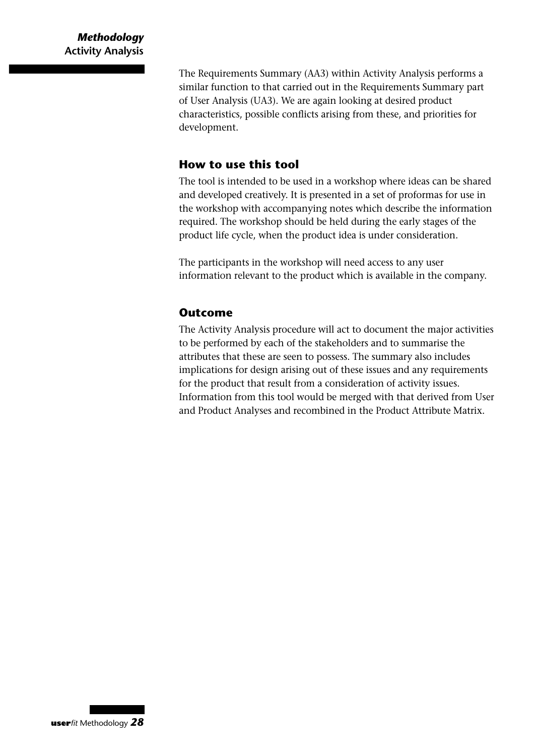The Requirements Summary (AA3) within Activity Analysis performs a similar function to that carried out in the Requirements Summary part of User Analysis (UA3). We are again looking at desired product characteristics, possible conflicts arising from these, and priorities for development.

## How to use this tool

The tool is intended to be used in a workshop where ideas can be shared and developed creatively. It is presented in a set of proformas for use in the workshop with accompanying notes which describe the information required. The workshop should be held during the early stages of the product life cycle, when the product idea is under consideration.

The participants in the workshop will need access to any user information relevant to the product which is available in the company.

## Outcome

The Activity Analysis procedure will act to document the major activities to be performed by each of the stakeholders and to summarise the attributes that these are seen to possess. The summary also includes implications for design arising out of these issues and any requirements for the product that result from a consideration of activity issues. Information from this tool would be merged with that derived from User and Product Analyses and recombined in the Product Attribute Matrix.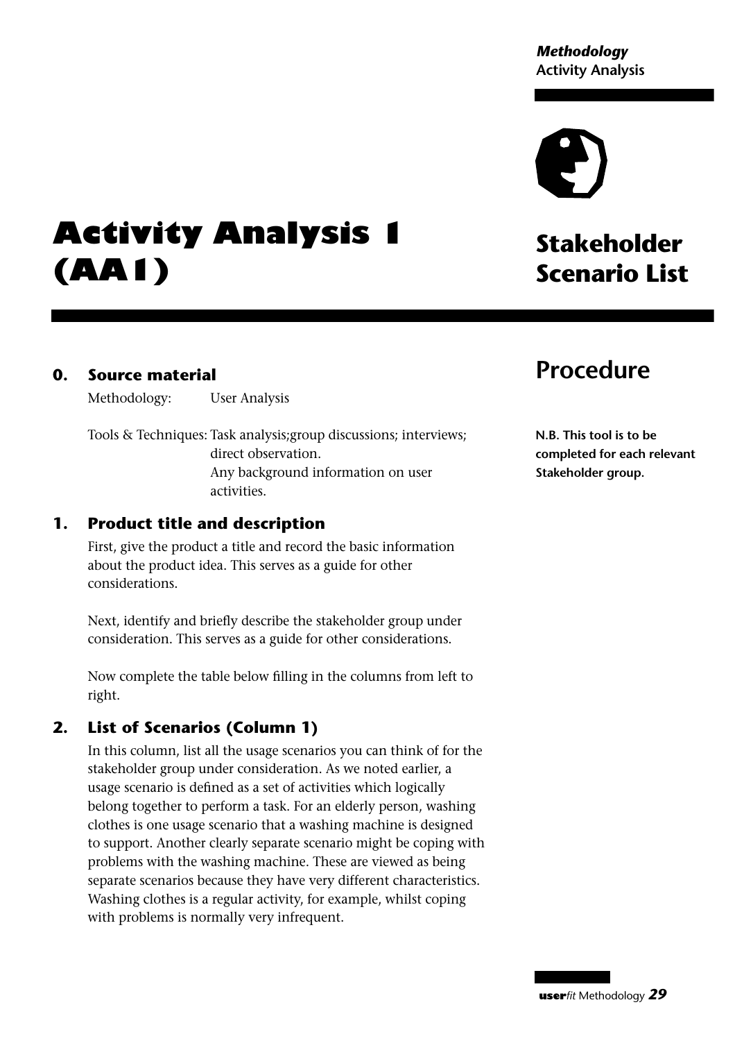# Activity Analysis 1 (AA1)

## Stakeholder Scenario List

## Procedure

**N.B. This tool is to be completed for each relevant Stakeholder group.**

### 0. Source material

Methodology: User Analysis

Tools & Techniques: Task analysis;group discussions; interviews; direct observation. Any background information on user activities.

### 1. Product title and description

First, give the product a title and record the basic information about the product idea. This serves as a guide for other considerations.

Next, identify and briefly describe the stakeholder group under consideration. This serves as a guide for other considerations.

Now complete the table below filling in the columns from left to right.

### 2. List of Scenarios (Column 1)

In this column, list all the usage scenarios you can think of for the stakeholder group under consideration. As we noted earlier, a usage scenario is defined as a set of activities which logically belong together to perform a task. For an elderly person, washing clothes is one usage scenario that a washing machine is designed to support. Another clearly separate scenario might be coping with problems with the washing machine. These are viewed as being separate scenarios because they have very different characteristics. Washing clothes is a regular activity, for example, whilst coping with problems is normally very infrequent.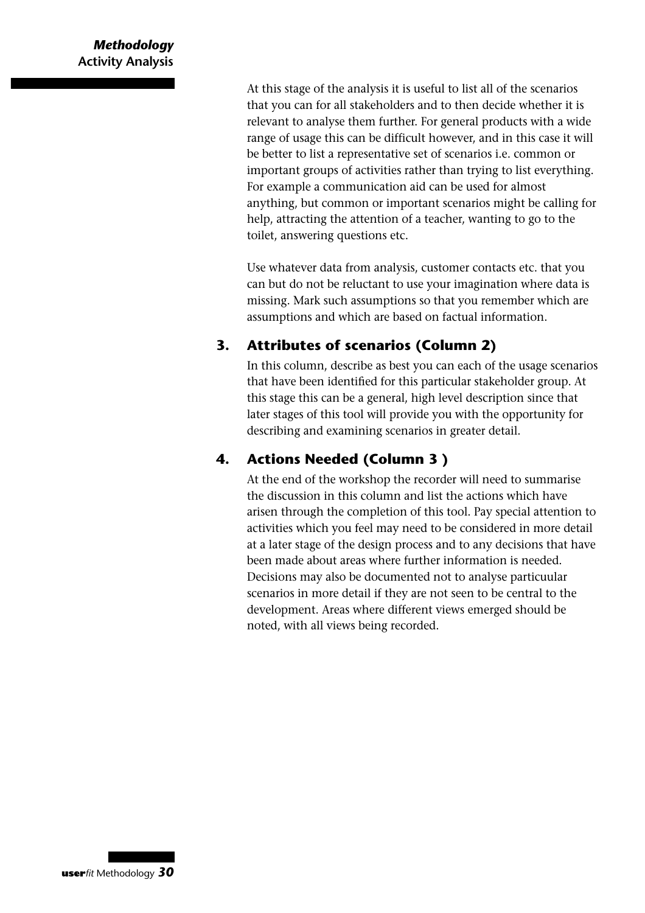At this stage of the analysis it is useful to list all of the scenarios that you can for all stakeholders and to then decide whether it is relevant to analyse them further. For general products with a wide range of usage this can be difficult however, and in this case it will be better to list a representative set of scenarios i.e. common or important groups of activities rather than trying to list everything. For example a communication aid can be used for almost anything, but common or important scenarios might be calling for help, attracting the attention of a teacher, wanting to go to the toilet, answering questions etc.

Use whatever data from analysis, customer contacts etc. that you can but do not be reluctant to use your imagination where data is missing. Mark such assumptions so that you remember which are assumptions and which are based on factual information.

### 3. Attributes of scenarios (Column 2)

In this column, describe as best you can each of the usage scenarios that have been identified for this particular stakeholder group. At this stage this can be a general, high level description since that later stages of this tool will provide you with the opportunity for describing and examining scenarios in greater detail.

### 4. Actions Needed (Column 3 )

At the end of the workshop the recorder will need to summarise the discussion in this column and list the actions which have arisen through the completion of this tool. Pay special attention to activities which you feel may need to be considered in more detail at a later stage of the design process and to any decisions that have been made about areas where further information is needed. Decisions may also be documented not to analyse particuular scenarios in more detail if they are not seen to be central to the development. Areas where different views emerged should be noted, with all views being recorded.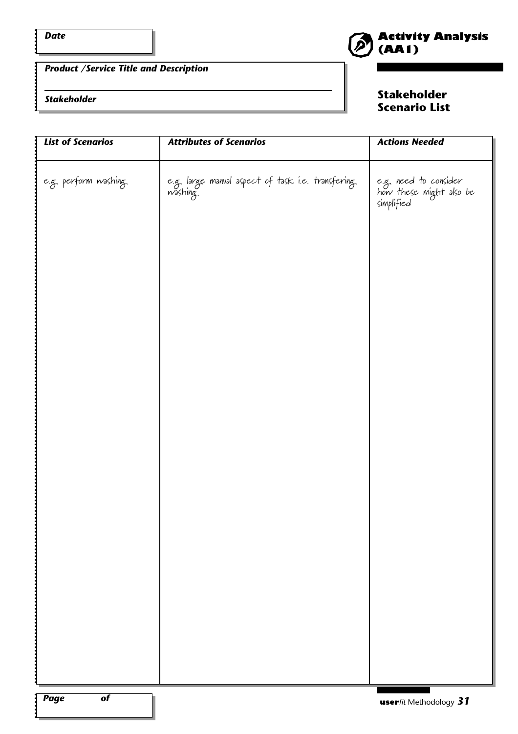**Date**

**Product /Service Title and Description**

**Stakeholder**

# Activity Analysis (AA1)

## Stakeholder Scenario List

| *List of Scenarios* | *Attributes of Scenarios* | *Actions Needed* |
|---|---|---|
| e.g. perform washing | e.g. large manual aspect of task i.e. transfering washing | e.g. need to consider how these might also be simplified |

**Page of**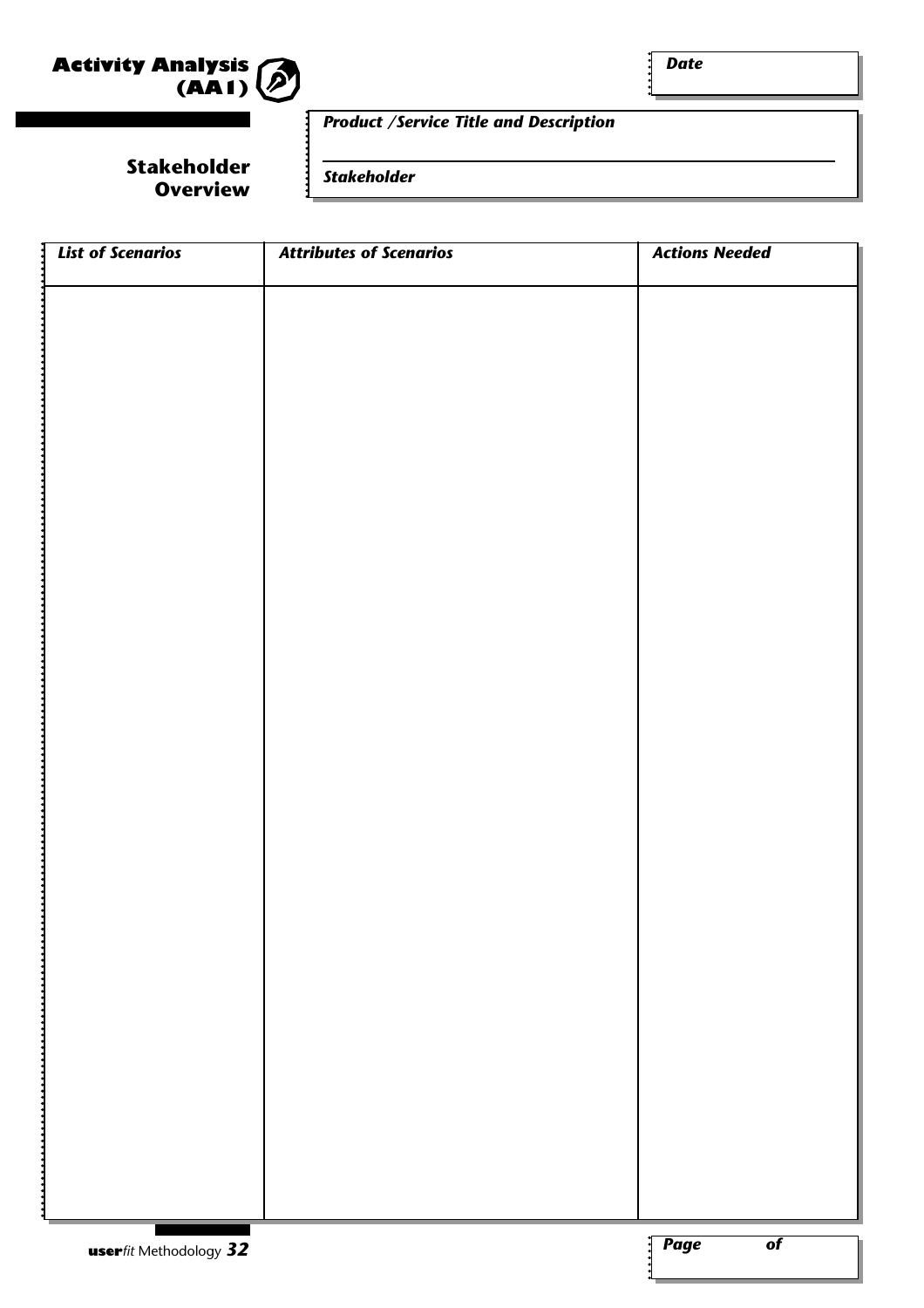# Activity Analysis (AA1)

## Stakeholder Overview

***Date***

***Product /Service Title and Description***

***Stakeholder***

| *List of Scenarios* | *Attributes of Scenarios* | *Actions Needed* |
| --- | --- | --- |
| | | |

***Page of***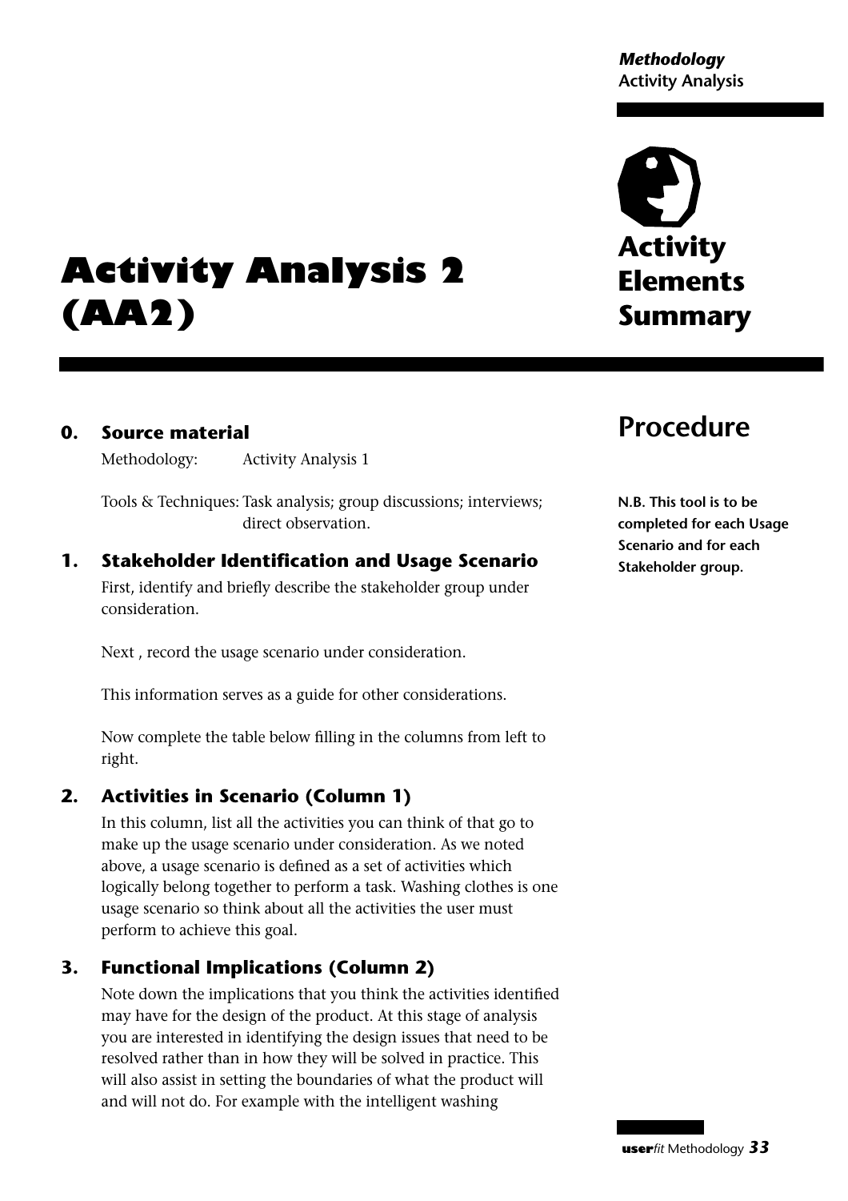# Activity Analysis 2 (AA2)

## Activity Elements Summary

## Procedure

**N.B. This tool is to be completed for each Usage Scenario and for each Stakeholder group.**

### 0. Source material

Methodology: Activity Analysis 1

Tools & Techniques: Task analysis; group discussions; interviews; direct observation.

### 1. Stakeholder Identification and Usage Scenario

First, identify and briefly describe the stakeholder group under consideration.

Next , record the usage scenario under consideration.

This information serves as a guide for other considerations.

Now complete the table below filling in the columns from left to right.

### 2. Activities in Scenario (Column 1)

In this column, list all the activities you can think of that go to make up the usage scenario under consideration. As we noted above, a usage scenario is defined as a set of activities which logically belong together to perform a task. Washing clothes is one usage scenario so think about all the activities the user must perform to achieve this goal.

### 3. Functional Implications (Column 2)

Note down the implications that you think the activities identified may have for the design of the product. At this stage of analysis you are interested in identifying the design issues that need to be resolved rather than in how they will be solved in practice. This will also assist in setting the boundaries of what the product will and will not do. For example with the intelligent washing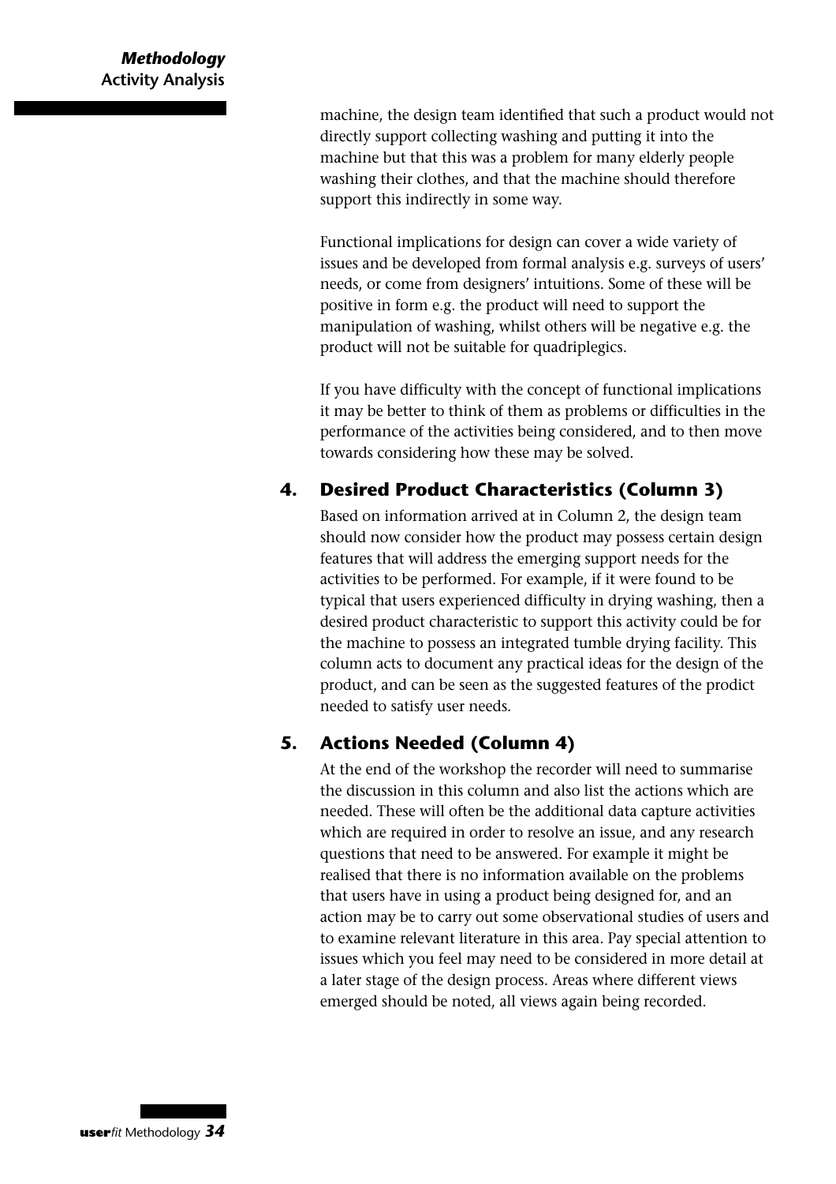machine, the design team identified that such a product would not directly support collecting washing and putting it into the machine but that this was a problem for many elderly people washing their clothes, and that the machine should therefore support this indirectly in some way.

Functional implications for design can cover a wide variety of issues and be developed from formal analysis e.g. surveys of users' needs, or come from designers' intuitions. Some of these will be positive in form e.g. the product will need to support the manipulation of washing, whilst others will be negative e.g. the product will not be suitable for quadriplegics.

If you have difficulty with the concept of functional implications it may be better to think of them as problems or difficulties in the performance of the activities being considered, and to then move towards considering how these may be solved.

## 4. Desired Product Characteristics (Column 3)

Based on information arrived at in Column 2, the design team should now consider how the product may possess certain design features that will address the emerging support needs for the activities to be performed. For example, if it were found to be typical that users experienced difficulty in drying washing, then a desired product characteristic to support this activity could be for the machine to possess an integrated tumble drying facility. This column acts to document any practical ideas for the design of the product, and can be seen as the suggested features of the prodict needed to satisfy user needs.

## 5. Actions Needed (Column 4)

At the end of the workshop the recorder will need to summarise the discussion in this column and also list the actions which are needed. These will often be the additional data capture activities which are required in order to resolve an issue, and any research questions that need to be answered. For example it might be realised that there is no information available on the problems that users have in using a product being designed for, and an action may be to carry out some observational studies of users and to examine relevant literature in this area. Pay special attention to issues which you feel may need to be considered in more detail at a later stage of the design process. Areas where different views emerged should be noted, all views again being recorded.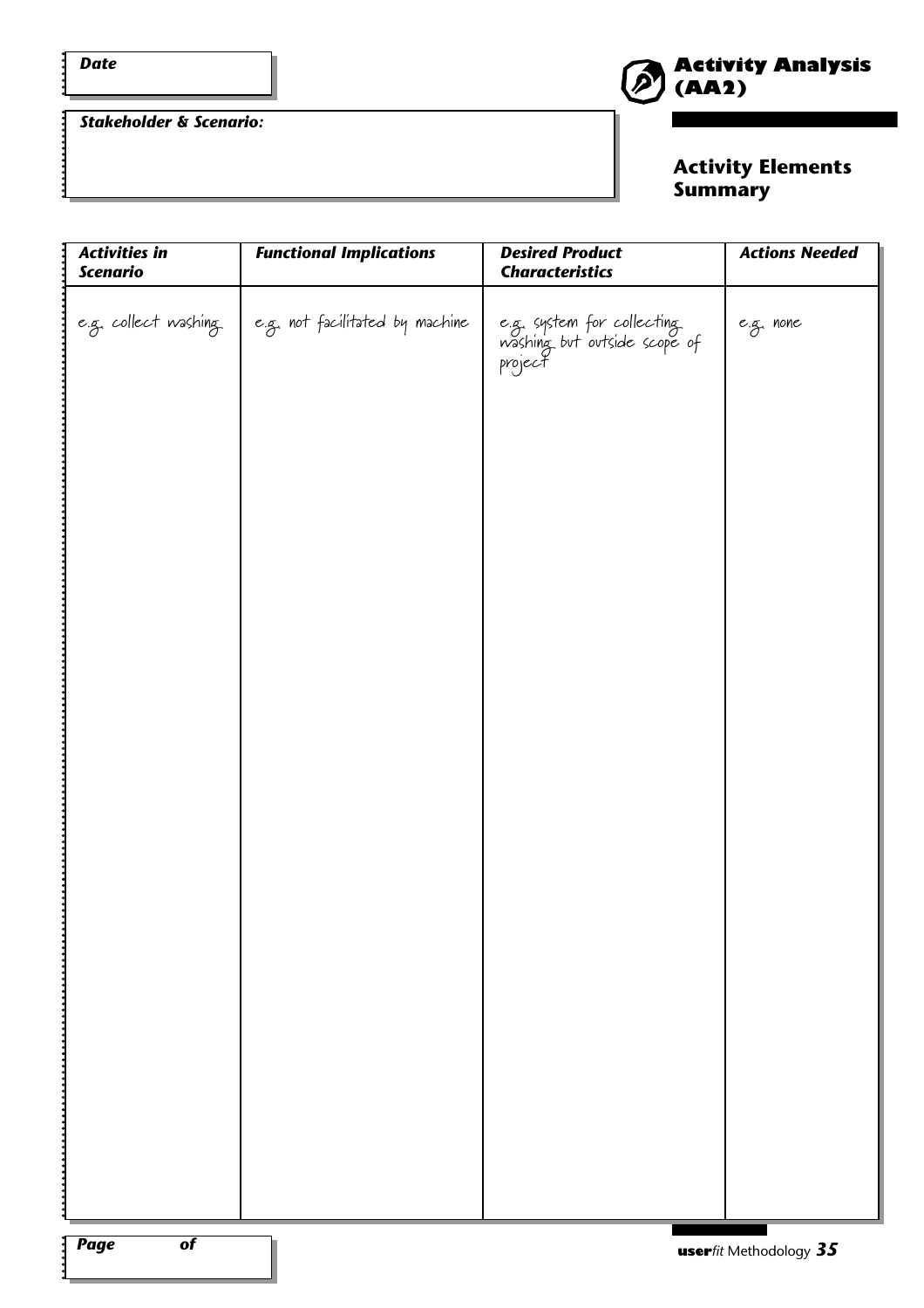**Date**

**Stakeholder & Scenario:**

# Activity Analysis (AA2)

## Activity Elements Summary

| *Activities in Scenario* | *Functional Implications* | *Desired Product Characteristics* | *Actions Needed* |
|---|---|---|---|
| e.g. collect washing | e.g. not facilitated by machine | e.g. system for collecting washing but outside scope of project | e.g. none |

**Page of**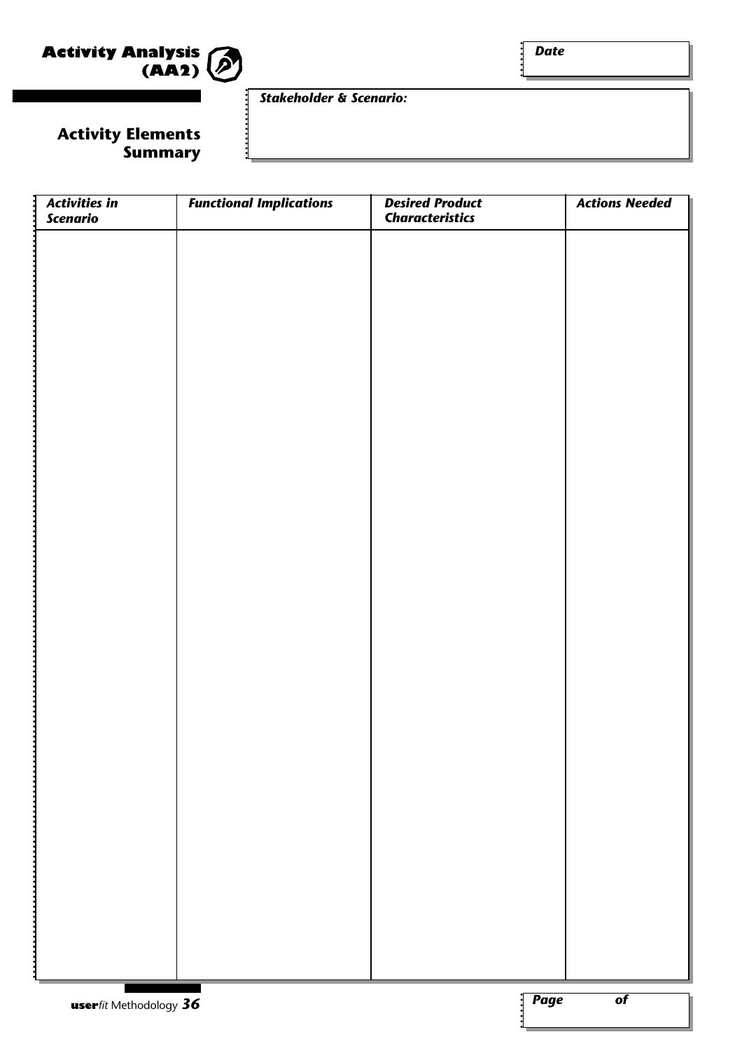# Activity Analysis (AA2)

## Activity Elements Summary

*Date*

*Stakeholder & Scenario:*

| *Activities in Scenario* | *Functional Implications* | *Desired Product Characteristics* | *Actions Needed* |
|---|---|---|---|
| | | | |

*Page of*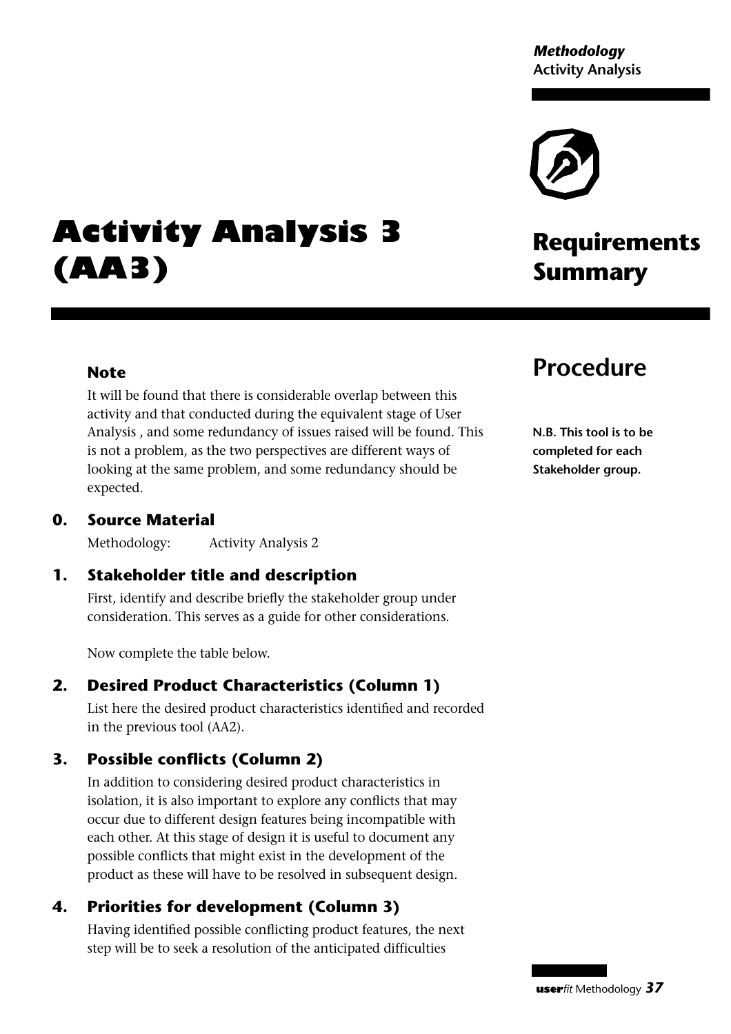# Activity Analysis 3 (AA3)

## Requirements Summary

## Procedure

**N.B. This tool is to be completed for each Stakeholder group.**

### Note

It will be found that there is considerable overlap between this activity and that conducted during the equivalent stage of User Analysis , and some redundancy of issues raised will be found. This is not a problem, as the two perspectives are different ways of looking at the same problem, and some redundancy should be expected.

### 0. Source Material

Methodology: Activity Analysis 2

### 1. Stakeholder title and description

First, identify and describe briefly the stakeholder group under consideration. This serves as a guide for other considerations.

Now complete the table below.

### 2. Desired Product Characteristics (Column 1)

List here the desired product characteristics identified and recorded in the previous tool (AA2).

### 3. Possible conflicts (Column 2)

In addition to considering desired product characteristics in isolation, it is also important to explore any conflicts that may occur due to different design features being incompatible with each other. At this stage of design it is useful to document any possible conflicts that might exist in the development of the product as these will have to be resolved in subsequent design.

### 4. Priorities for development (Column 3)

Having identified possible conflicting product features, the next step will be to seek a resolution of the anticipated difficulties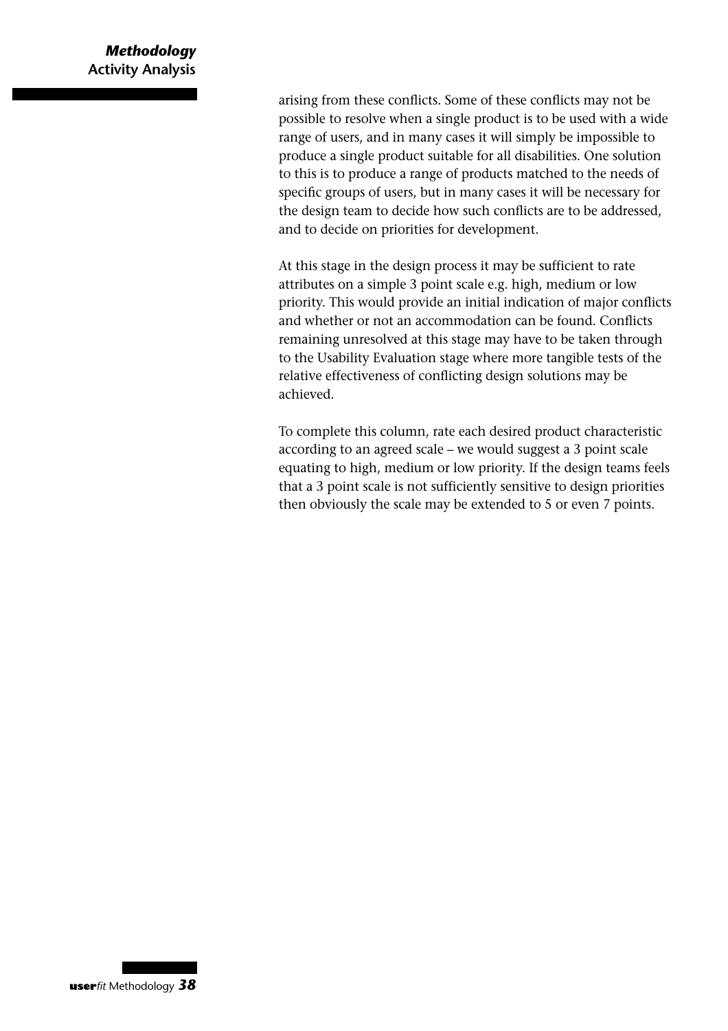arising from these conflicts. Some of these conflicts may not be possible to resolve when a single product is to be used with a wide range of users, and in many cases it will simply be impossible to produce a single product suitable for all disabilities. One solution to this is to produce a range of products matched to the needs of specific groups of users, but in many cases it will be necessary for the design team to decide how such conflicts are to be addressed, and to decide on priorities for development.

At this stage in the design process it may be sufficient to rate attributes on a simple 3 point scale e.g. high, medium or low priority. This would provide an initial indication of major conflicts and whether or not an accommodation can be found. Conflicts remaining unresolved at this stage may have to be taken through to the Usability Evaluation stage where more tangible tests of the relative effectiveness of conflicting design solutions may be achieved.

To complete this column, rate each desired product characteristic according to an agreed scale – we would suggest a 3 point scale equating to high, medium or low priority. If the design teams feels that a 3 point scale is not sufficiently sensitive to design priorities then obviously the scale may be extended to 5 or even 7 points.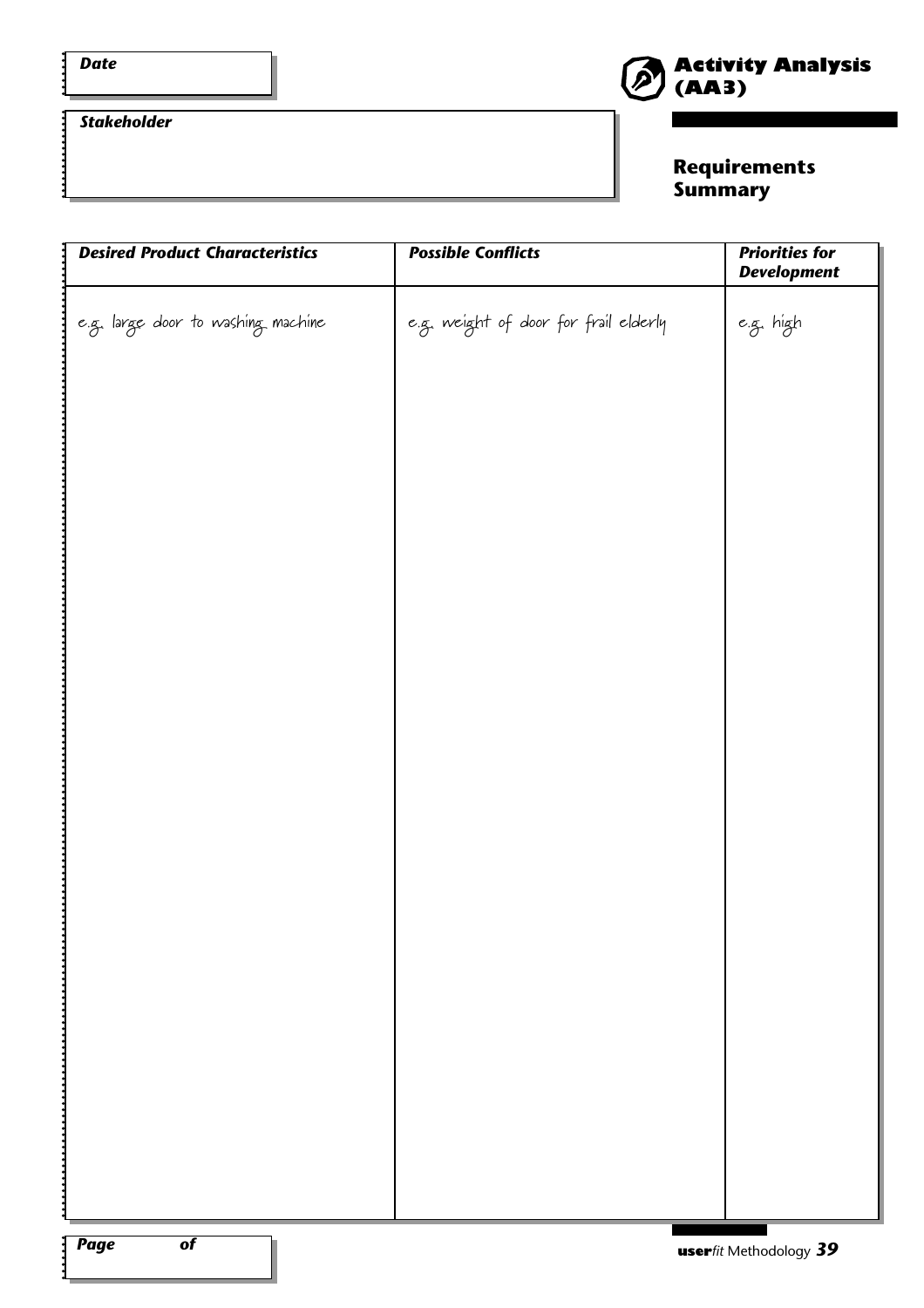**Date**

**Stakeholder**

# Activity Analysis (AA3)

## Requirements Summary

| *Desired Product Characteristics* | *Possible Conflicts* | *Priorities for Development* |
|---|---|---|
| e.g. large door to washing machine | e.g. weight of door for frail elderly | e.g. high |

***Page of***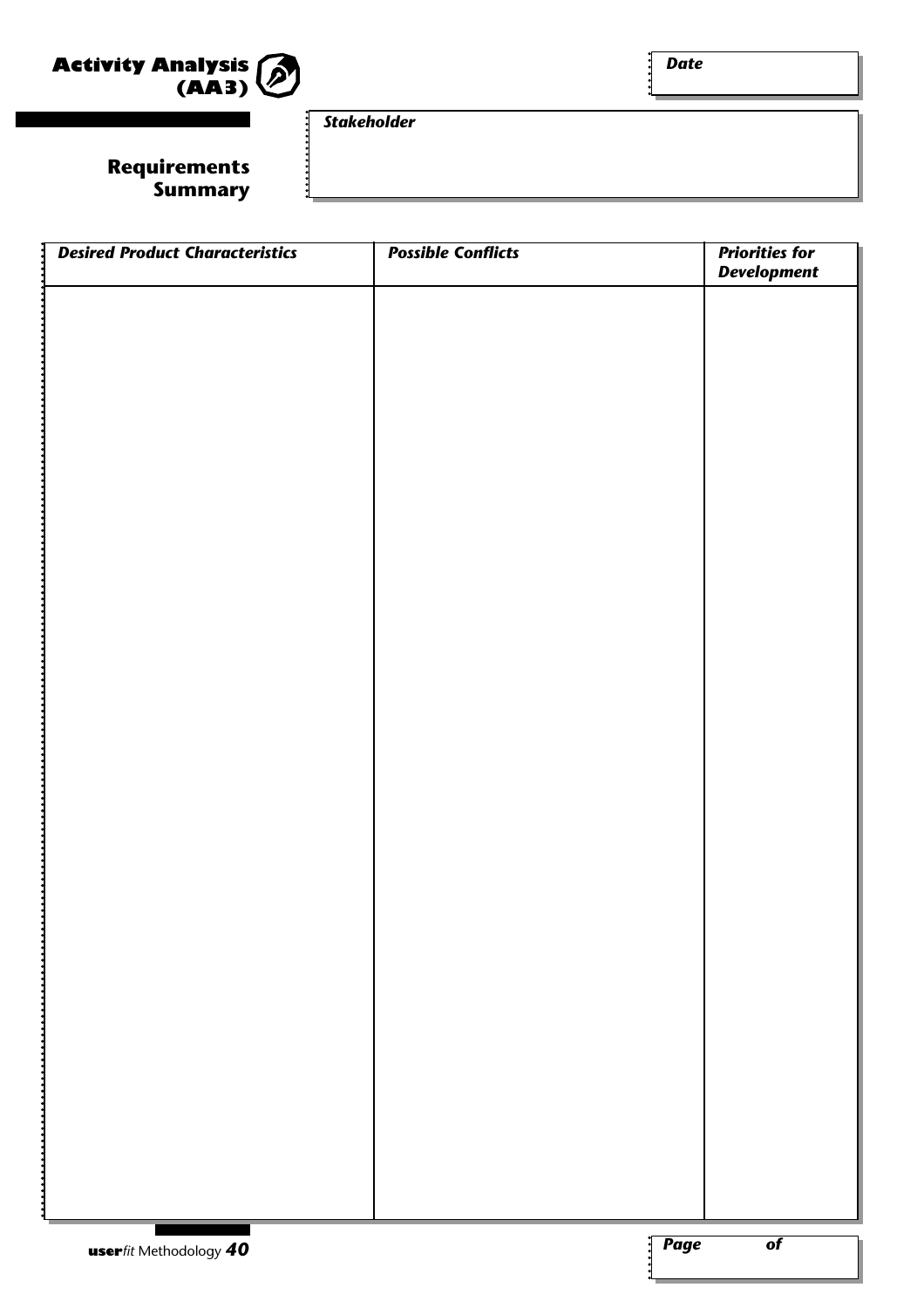# Activity Analysis (AA3)

## Requirements Summary

**Date**

**Stakeholder**

| *Desired Product Characteristics* | *Possible Conflicts* | *Priorities for Development* |
|---|---|---|
| | | |

**Page of**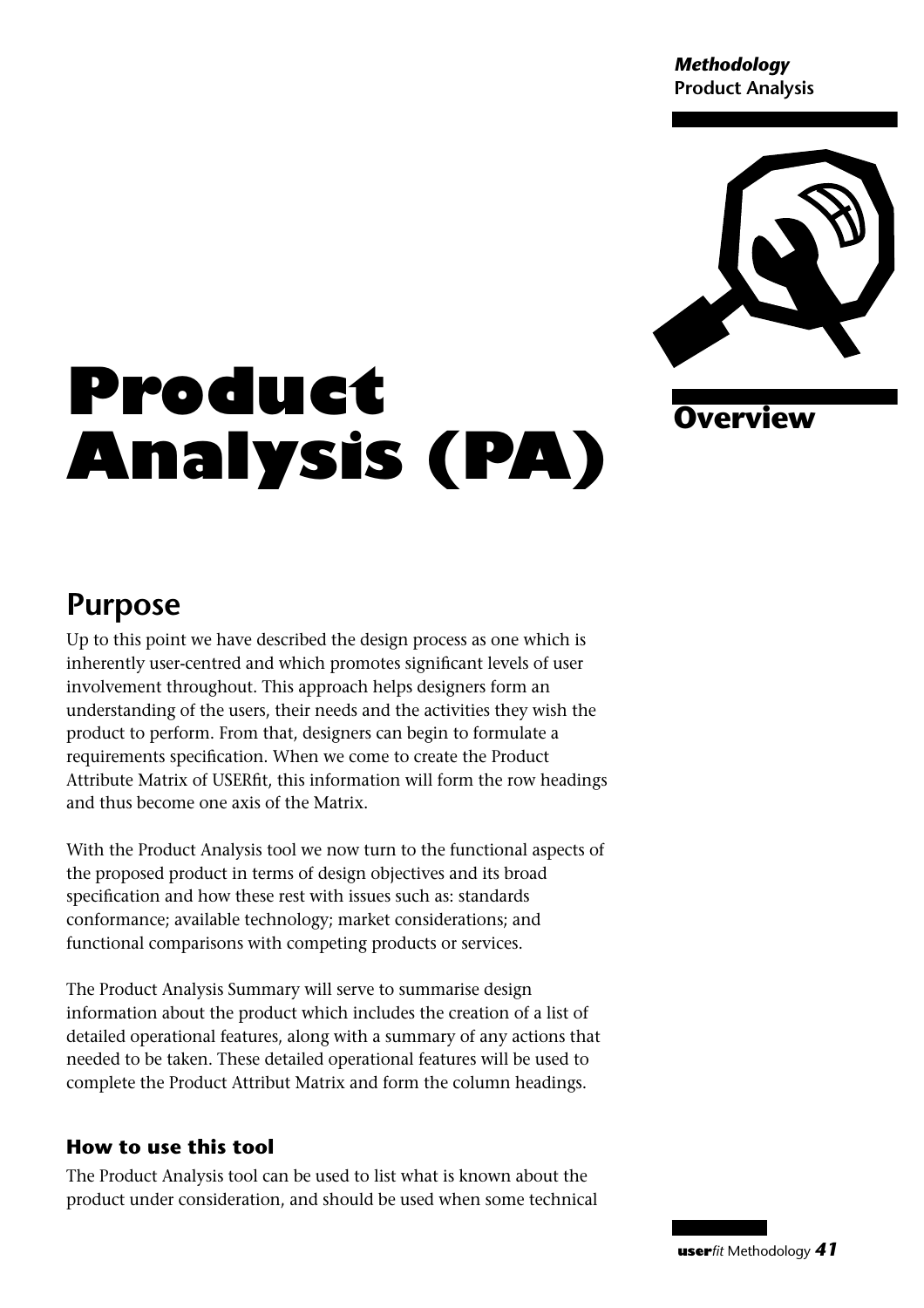# Product Analysis (PA)

## Overview

## Purpose

Up to this point we have described the design process as one which is inherently user-centred and which promotes significant levels of user involvement throughout. This approach helps designers form an understanding of the users, their needs and the activities they wish the product to perform. From that, designers can begin to formulate a requirements specification. When we come to create the Product Attribute Matrix of USERfit, this information will form the row headings and thus become one axis of the Matrix.

With the Product Analysis tool we now turn to the functional aspects of the proposed product in terms of design objectives and its broad specification and how these rest with issues such as: standards conformance; available technology; market considerations; and functional comparisons with competing products or services.

The Product Analysis Summary will serve to summarise design information about the product which includes the creation of a list of detailed operational features, along with a summary of any actions that needed to be taken. These detailed operational features will be used to complete the Product Attribut Matrix and form the column headings.

### How to use this tool

The Product Analysis tool can be used to list what is known about the product under consideration, and should be used when some technical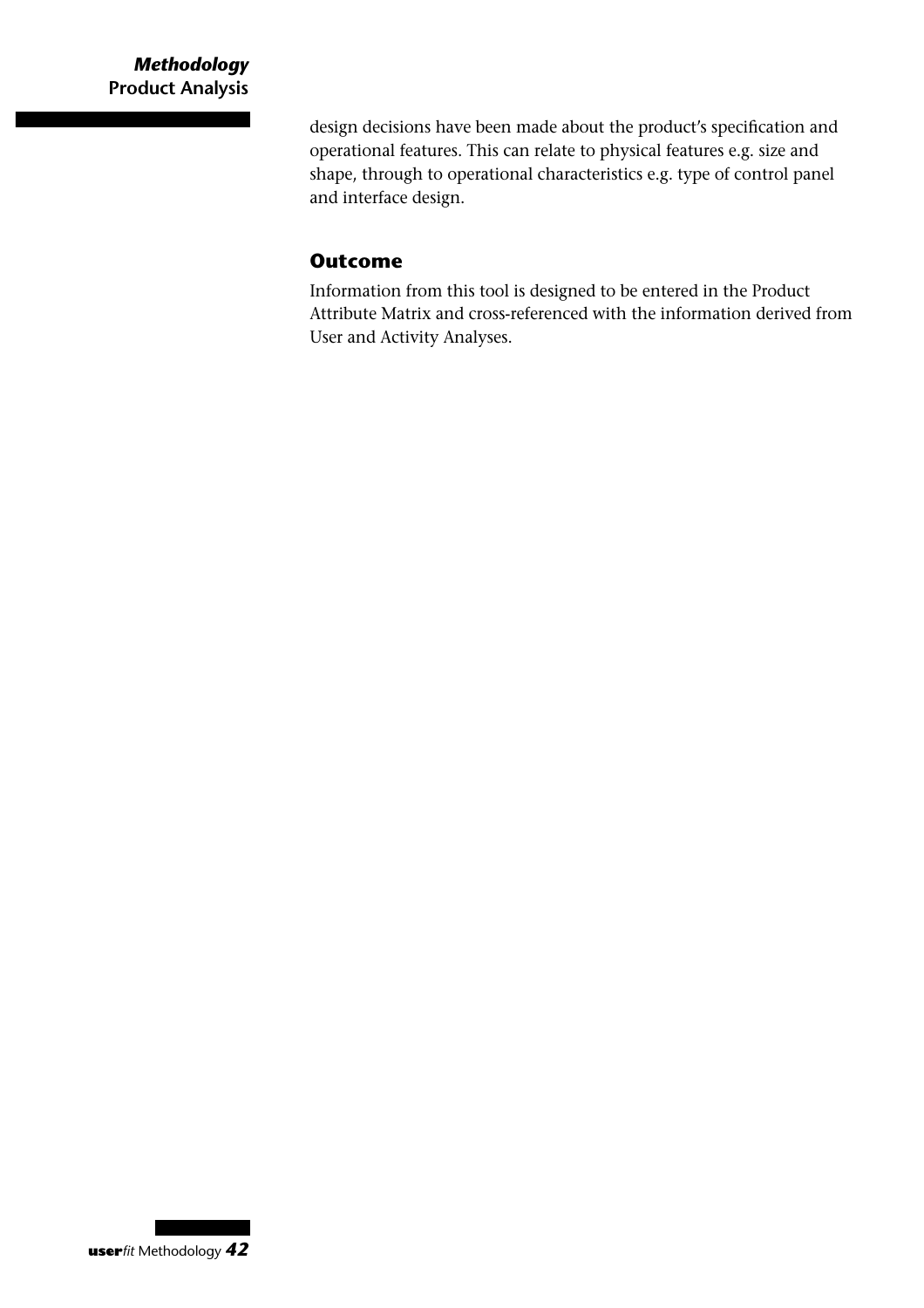design decisions have been made about the product's specification and operational features. This can relate to physical features e.g. size and shape, through to operational characteristics e.g. type of control panel and interface design.

## Outcome

Information from this tool is designed to be entered in the Product Attribute Matrix and cross-referenced with the information derived from User and Activity Analyses.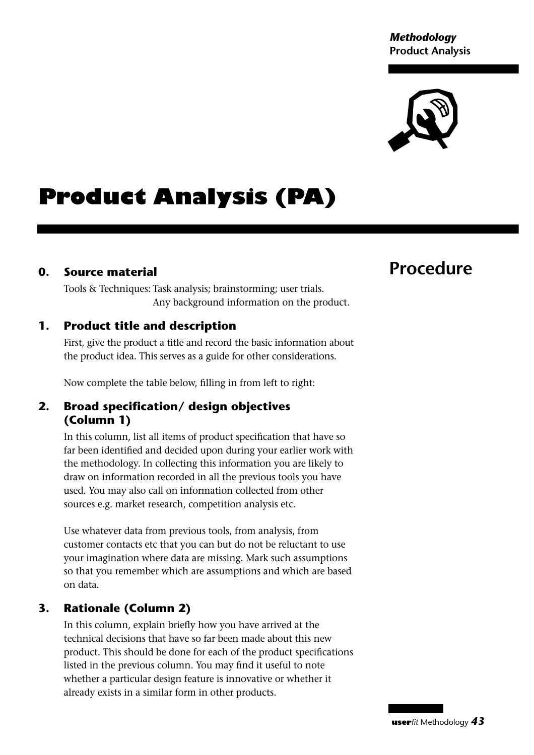# Product Analysis (PA)

## Procedure

### 0. Source material

Tools & Techniques: Task analysis; brainstorming; user trials.
Any background information on the product.

### 1. Product title and description

First, give the product a title and record the basic information about the product idea. This serves as a guide for other considerations.

Now complete the table below, filling in from left to right:

### 2. Broad specification/ design objectives (Column 1)

In this column, list all items of product specification that have so far been identified and decided upon during your earlier work with the methodology. In collecting this information you are likely to draw on information recorded in all the previous tools you have used. You may also call on information collected from other sources e.g. market research, competition analysis etc.

Use whatever data from previous tools, from analysis, from customer contacts etc that you can but do not be reluctant to use your imagination where data are missing. Mark such assumptions so that you remember which are assumptions and which are based on data.

### 3. Rationale (Column 2)

In this column, explain briefly how you have arrived at the technical decisions that have so far been made about this new product. This should be done for each of the product specifications listed in the previous column. You may find it useful to note whether a particular design feature is innovative or whether it already exists in a similar form in other products.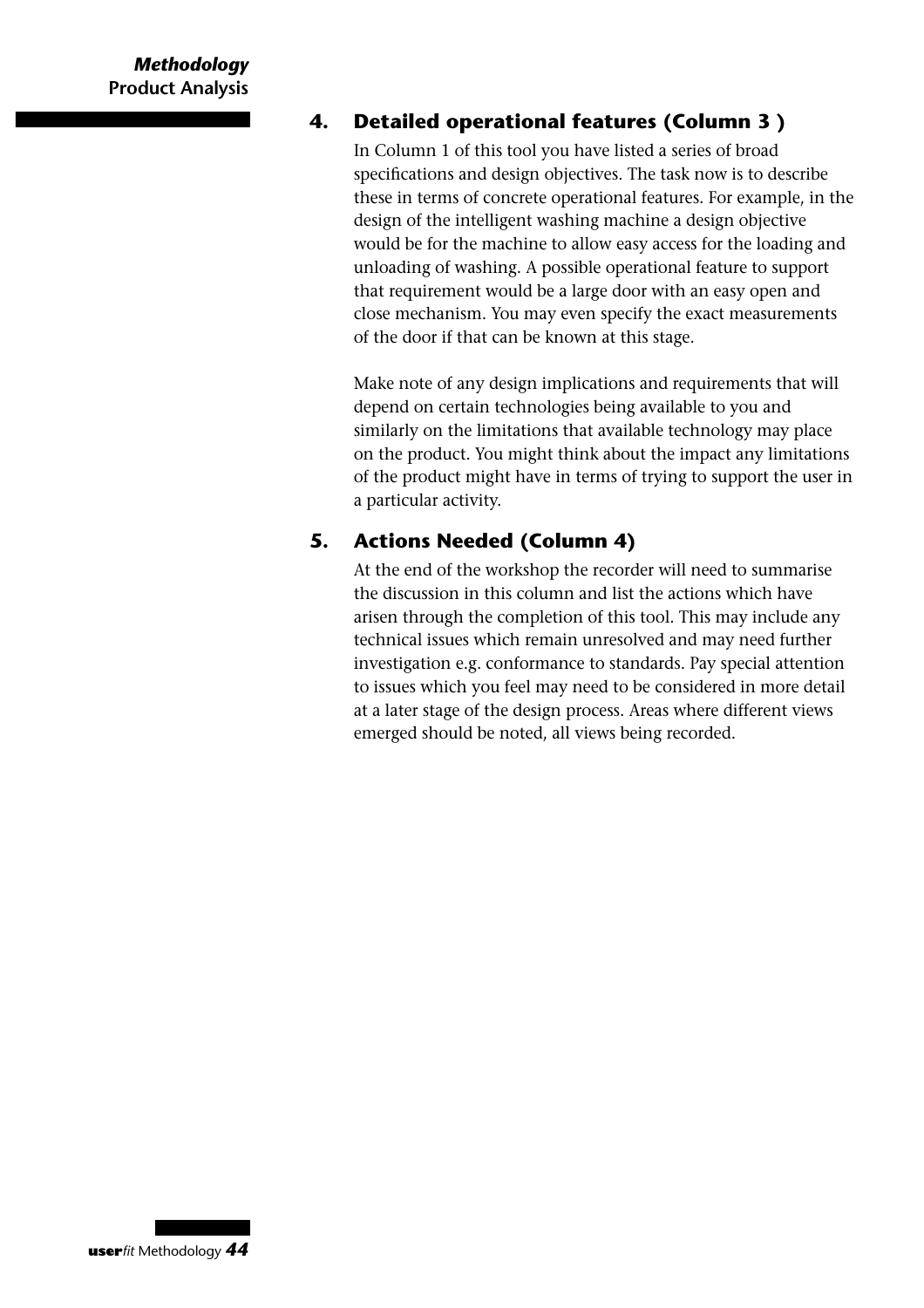## 4. Detailed operational features (Column 3 )

In Column 1 of this tool you have listed a series of broad specifications and design objectives. The task now is to describe these in terms of concrete operational features. For example, in the design of the intelligent washing machine a design objective would be for the machine to allow easy access for the loading and unloading of washing. A possible operational feature to support that requirement would be a large door with an easy open and close mechanism. You may even specify the exact measurements of the door if that can be known at this stage.

Make note of any design implications and requirements that will depend on certain technologies being available to you and similarly on the limitations that available technology may place on the product. You might think about the impact any limitations of the product might have in terms of trying to support the user in a particular activity.

## 5. Actions Needed (Column 4)

At the end of the workshop the recorder will need to summarise the discussion in this column and list the actions which have arisen through the completion of this tool. This may include any technical issues which remain unresolved and may need further investigation e.g. conformance to standards. Pay special attention to issues which you feel may need to be considered in more detail at a later stage of the design process. Areas where different views emerged should be noted, all views being recorded.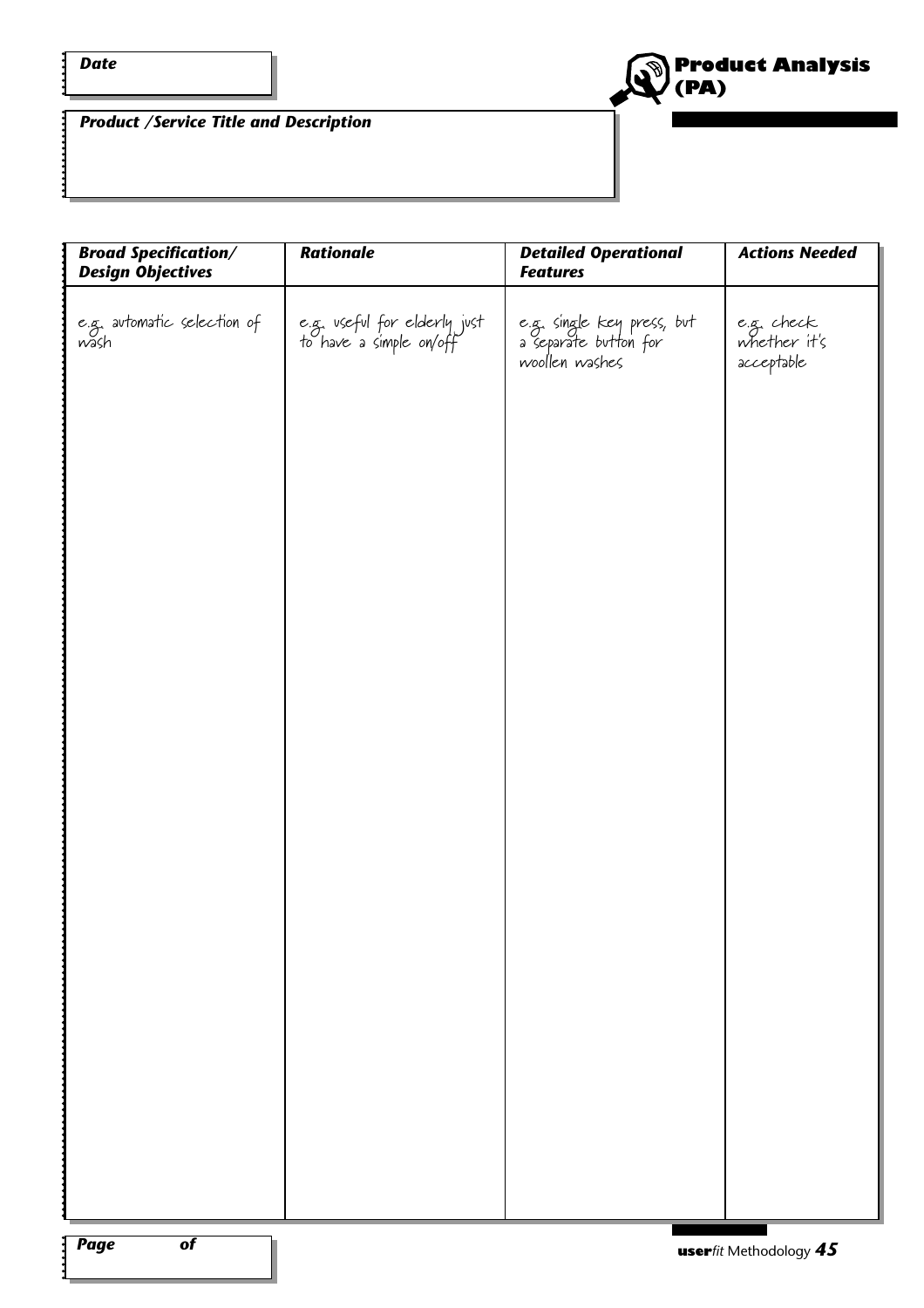**Date**

# Product Analysis (PA)

**Product /Service Title and Description**

| Broad Specification/ Design Objectives | Rationale | Detailed Operational Features | Actions Needed |
|---|---|---|---|
| e.g. automatic selection of wash | e.g. useful for elderly just to have a simple on/off | e.g. single key press, but a separate button for woollen washes | e.g. check whether it's acceptable |

**Page of**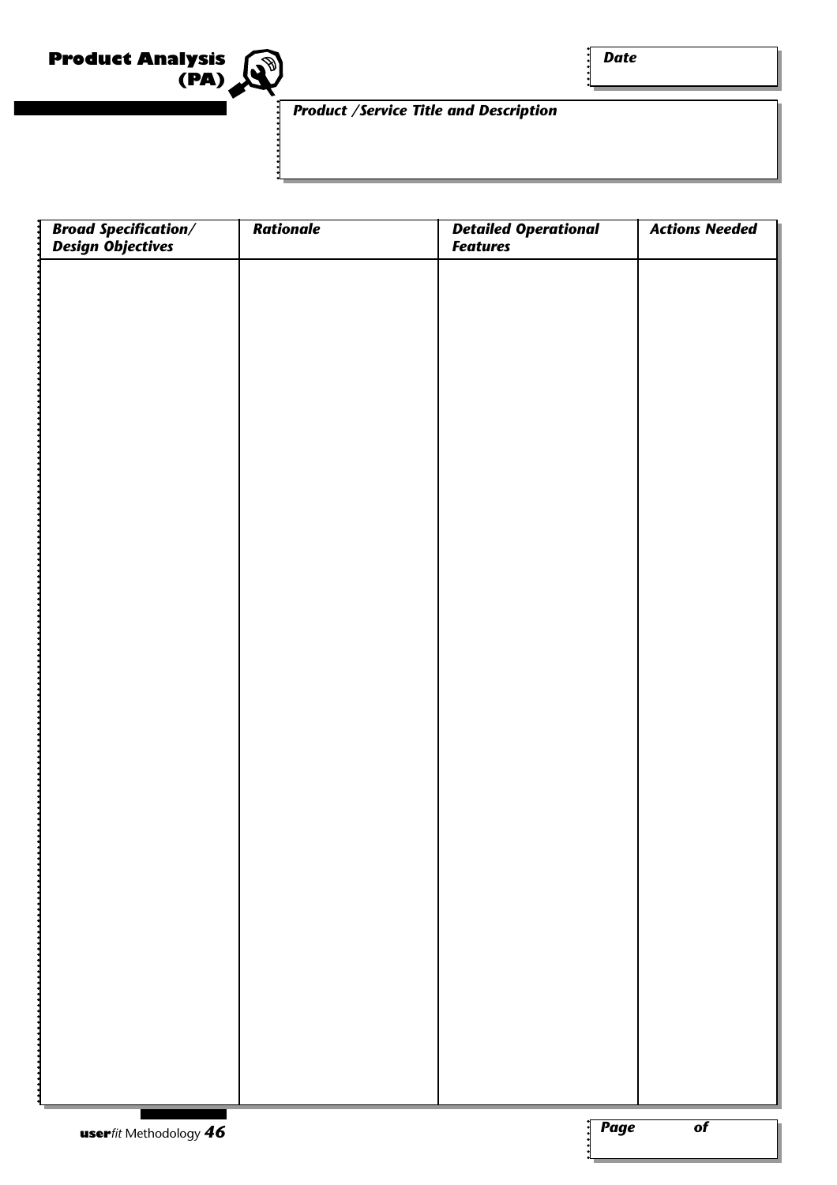# Product Analysis (PA)

**Date**

**Product /Service Title and Description**

| *Broad Specification/ Design Objectives* | *Rationale* | *Detailed Operational Features* | *Actions Needed* |
|---|---|---|---|
| | | | |

**Page of**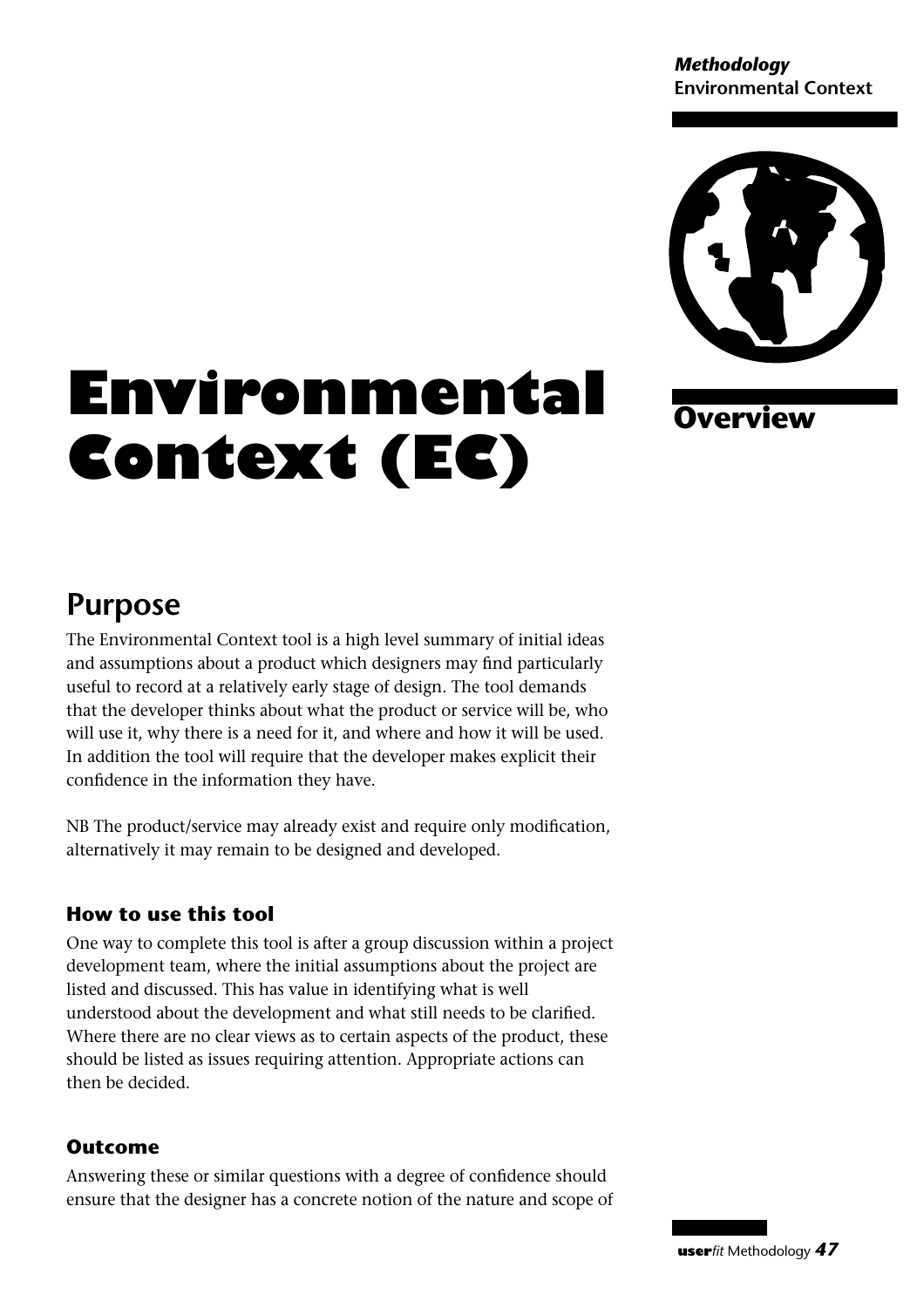# Environmental Context (EC)

## Overview

## Purpose

The Environmental Context tool is a high level summary of initial ideas and assumptions about a product which designers may find particularly useful to record at a relatively early stage of design. The tool demands that the developer thinks about what the product or service will be, who will use it, why there is a need for it, and where and how it will be used. In addition the tool will require that the developer makes explicit their confidence in the information they have.

NB The product/service may already exist and require only modification, alternatively it may remain to be designed and developed.

### How to use this tool

One way to complete this tool is after a group discussion within a project development team, where the initial assumptions about the project are listed and discussed. This has value in identifying what is well understood about the development and what still needs to be clarified. Where there are no clear views as to certain aspects of the product, these should be listed as issues requiring attention. Appropriate actions can then be decided.

### Outcome

Answering these or similar questions with a degree of confidence should ensure that the designer has a concrete notion of the nature and scope of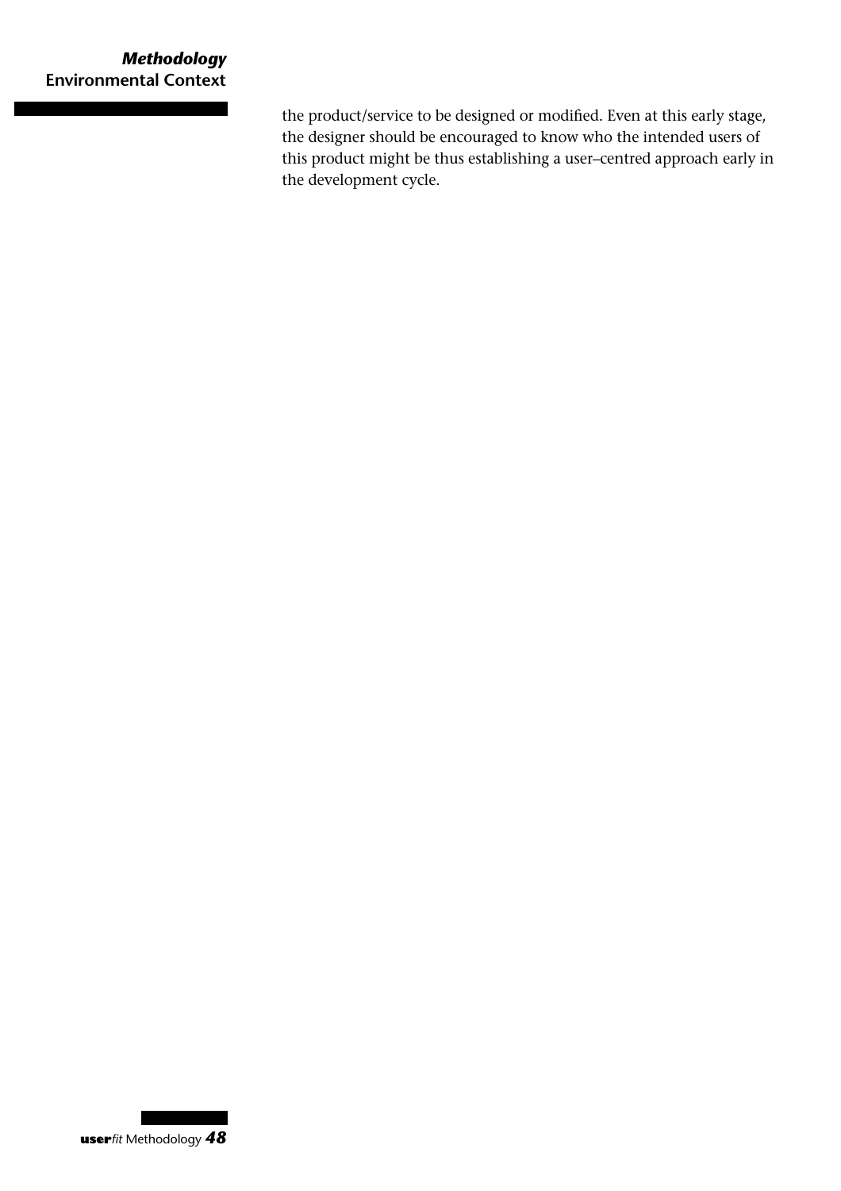the product/service to be designed or modified. Even at this early stage, the designer should be encouraged to know who the intended users of this product might be thus establishing a user–centred approach early in the development cycle.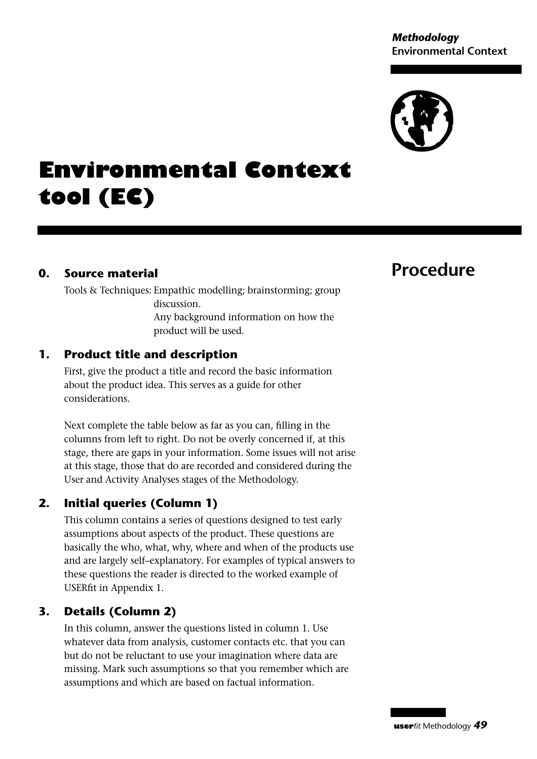# Environmental Context tool (EC)

## Procedure

### 0. Source material

Tools & Techniques: Empathic modelling; brainstorming; group discussion.
Any background information on how the product will be used.

### 1. Product title and description

First, give the product a title and record the basic information about the product idea. This serves as a guide for other considerations.

Next complete the table below as far as you can, filling in the columns from left to right. Do not be overly concerned if, at this stage, there are gaps in your information. Some issues will not arise at this stage, those that do are recorded and considered during the User and Activity Analyses stages of the Methodology.

### 2. Initial queries (Column 1)

This column contains a series of questions designed to test early assumptions about aspects of the product. These questions are basically the who, what, why, where and when of the products use and are largely self–explanatory. For examples of typical answers to these questions the reader is directed to the worked example of USERfit in Appendix 1.

### 3. Details (Column 2)

In this column, answer the questions listed in column 1. Use whatever data from analysis, customer contacts etc. that you can but do not be reluctant to use your imagination where data are missing. Mark such assumptions so that you remember which are assumptions and which are based on factual information.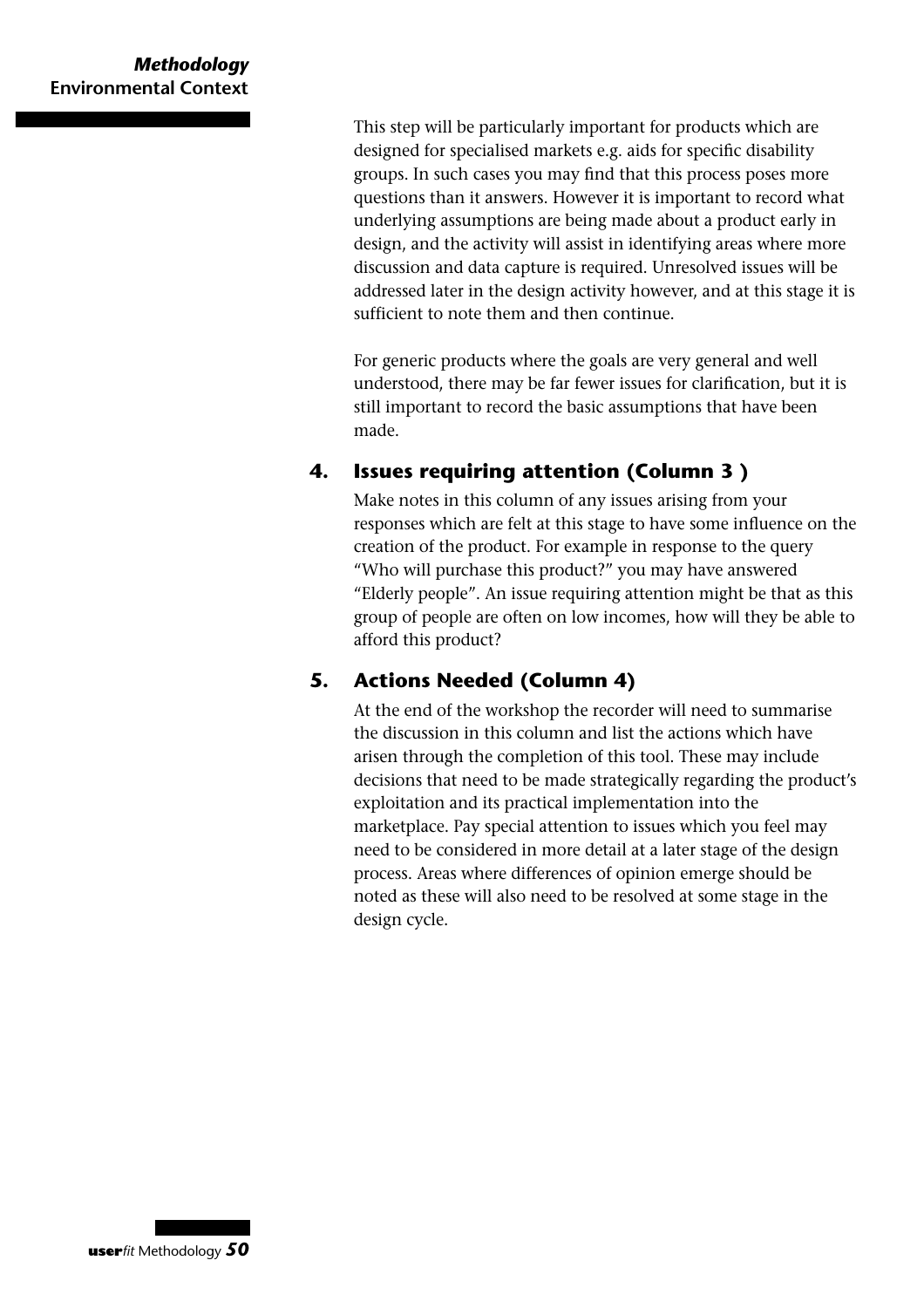This step will be particularly important for products which are designed for specialised markets e.g. aids for specific disability groups. In such cases you may find that this process poses more questions than it answers. However it is important to record what underlying assumptions are being made about a product early in design, and the activity will assist in identifying areas where more discussion and data capture is required. Unresolved issues will be addressed later in the design activity however, and at this stage it is sufficient to note them and then continue.

For generic products where the goals are very general and well understood, there may be far fewer issues for clarification, but it is still important to record the basic assumptions that have been made.

### 4. Issues requiring attention (Column 3 )

Make notes in this column of any issues arising from your responses which are felt at this stage to have some influence on the creation of the product. For example in response to the query "Who will purchase this product?" you may have answered "Elderly people". An issue requiring attention might be that as this group of people are often on low incomes, how will they be able to afford this product?

### 5. Actions Needed (Column 4)

At the end of the workshop the recorder will need to summarise the discussion in this column and list the actions which have arisen through the completion of this tool. These may include decisions that need to be made strategically regarding the product's exploitation and its practical implementation into the marketplace. Pay special attention to issues which you feel may need to be considered in more detail at a later stage of the design process. Areas where differences of opinion emerge should be noted as these will also need to be resolved at some stage in the design cycle.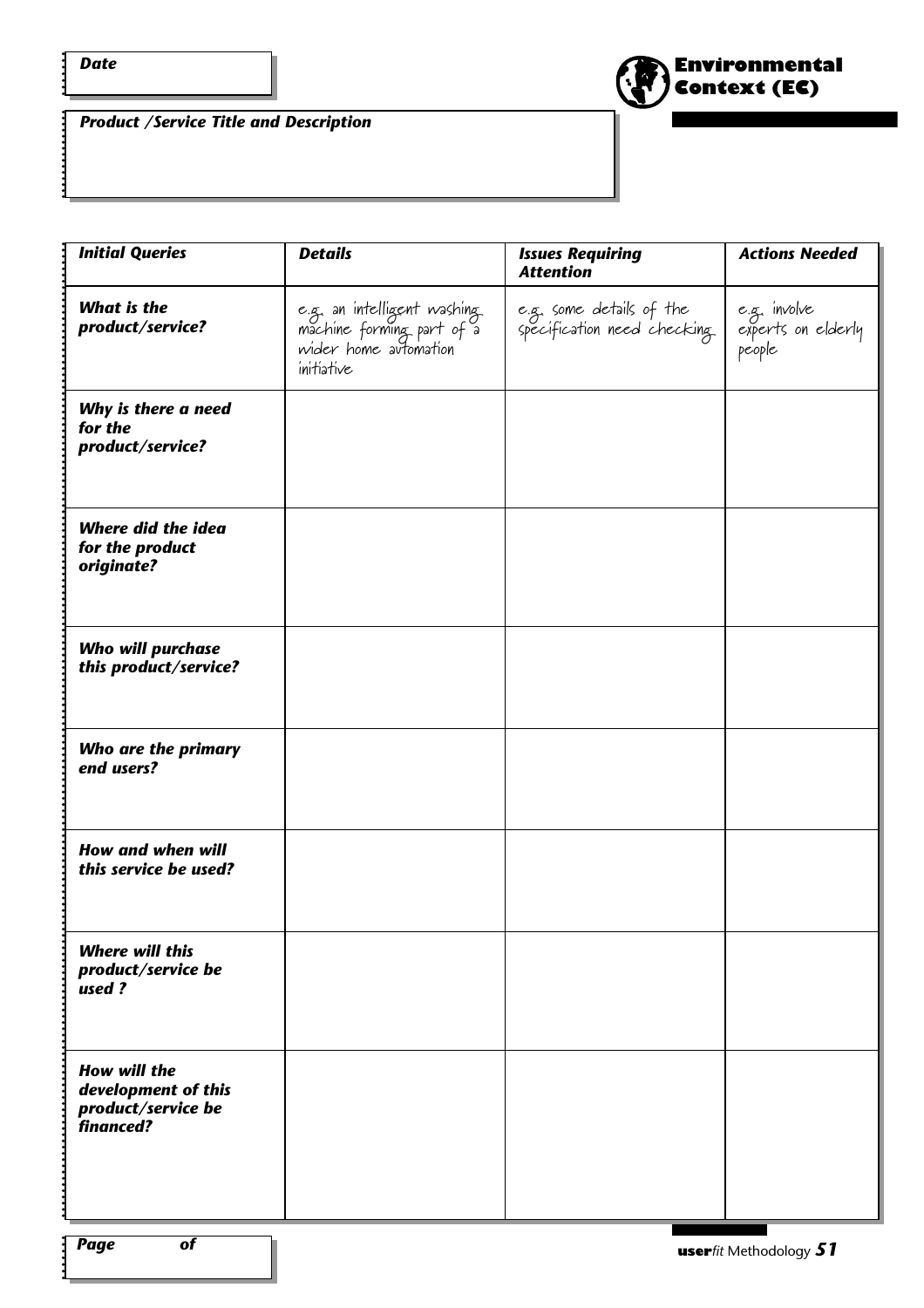**Date**

## Environmental Context (EC)

**Product /Service Title and Description**

| *Initial Queries* | *Details* | *Issues Requiring Attention* | *Actions Needed* |
|---|---|---|---|
| ***What is the product/service?*** | e.g. an intelligent washing machine forming part of a wider home automation initiative | e.g. some details of the specification need checking | e.g. involve experts on elderly people |
| ***Why is there a need for the product/service?*** | | | |
| ***Where did the idea for the product originate?*** | | | |
| ***Who will purchase this product/service?*** | | | |
| ***Who are the primary end users?*** | | | |
| ***How and when will this service be used?*** | | | |
| ***Where will this product/service be used ?*** | | | |
| ***How will the development of this product/service be financed?*** | | | |

***Page of***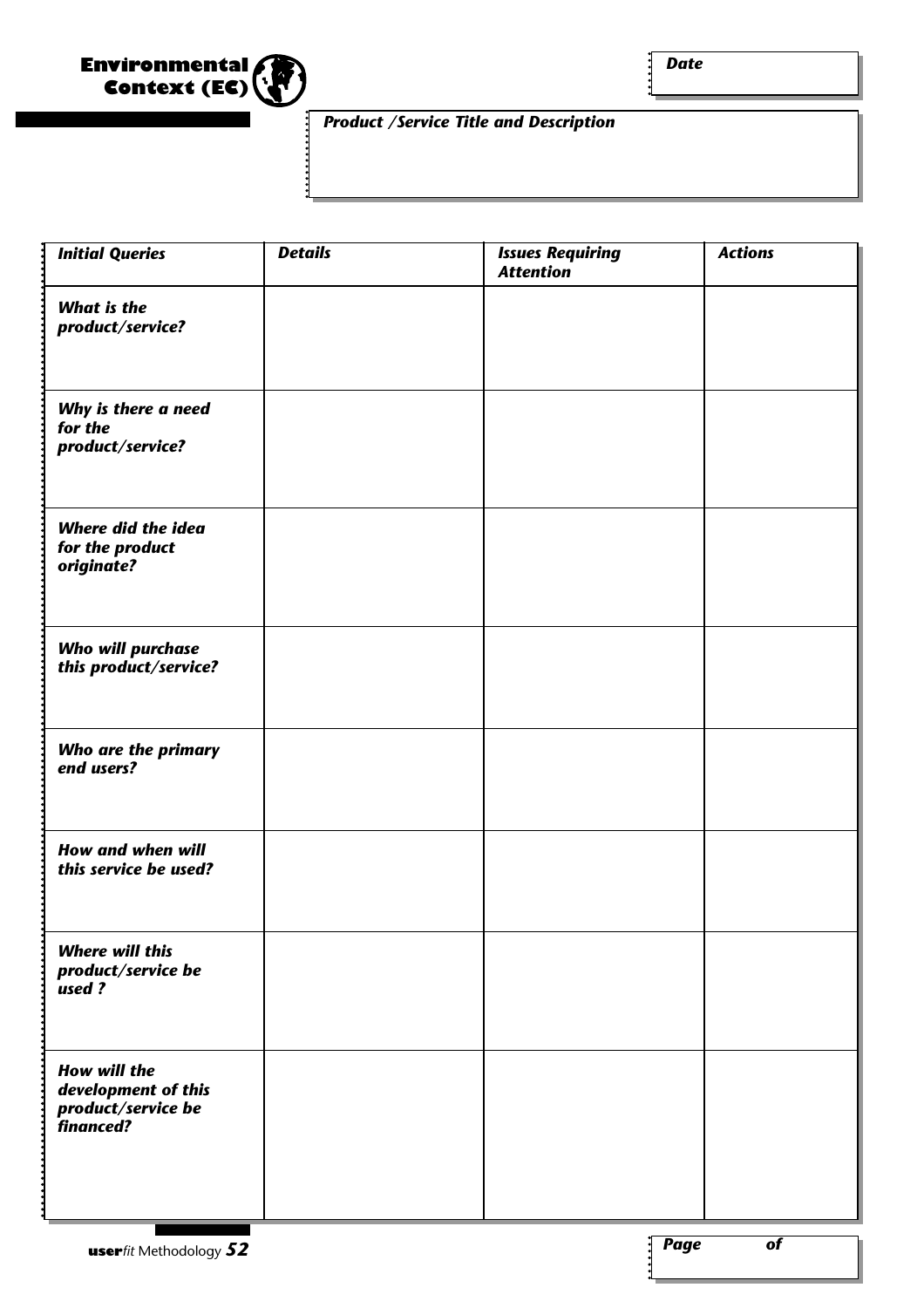# Environmental Context (EC)

**Date**

***Product /Service Title and Description***

| *Initial Queries* | *Details* | *Issues Requiring Attention* | *Actions* |
|---|---|---|---|
| ***What is the product/service?*** | | | |
| ***Why is there a need for the product/service?*** | | | |
| ***Where did the idea for the product originate?*** | | | |
| ***Who will purchase this product/service?*** | | | |
| ***Who are the primary end users?*** | | | |
| ***How and when will this service be used?*** | | | |
| ***Where will this product/service be used ?*** | | | |
| ***How will the development of this product/service be financed?*** | | | |

***Page of***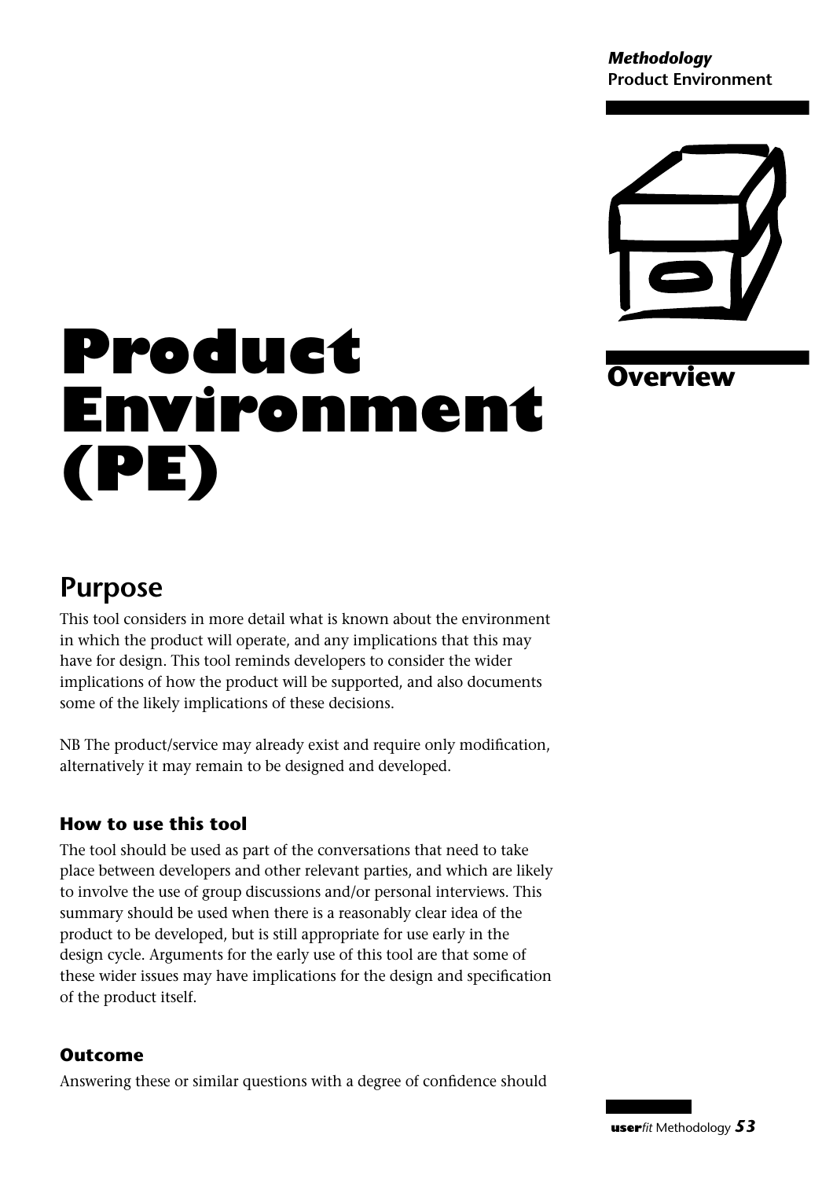# Product Environment (PE)

Overview

## Purpose

This tool considers in more detail what is known about the environment in which the product will operate, and any implications that this may have for design. This tool reminds developers to consider the wider implications of how the product will be supported, and also documents some of the likely implications of these decisions.

NB The product/service may already exist and require only modification, alternatively it may remain to be designed and developed.

### How to use this tool

The tool should be used as part of the conversations that need to take place between developers and other relevant parties, and which are likely to involve the use of group discussions and/or personal interviews. This summary should be used when there is a reasonably clear idea of the product to be developed, but is still appropriate for use early in the design cycle. Arguments for the early use of this tool are that some of these wider issues may have implications for the design and specification of the product itself.

### Outcome

Answering these or similar questions with a degree of confidence should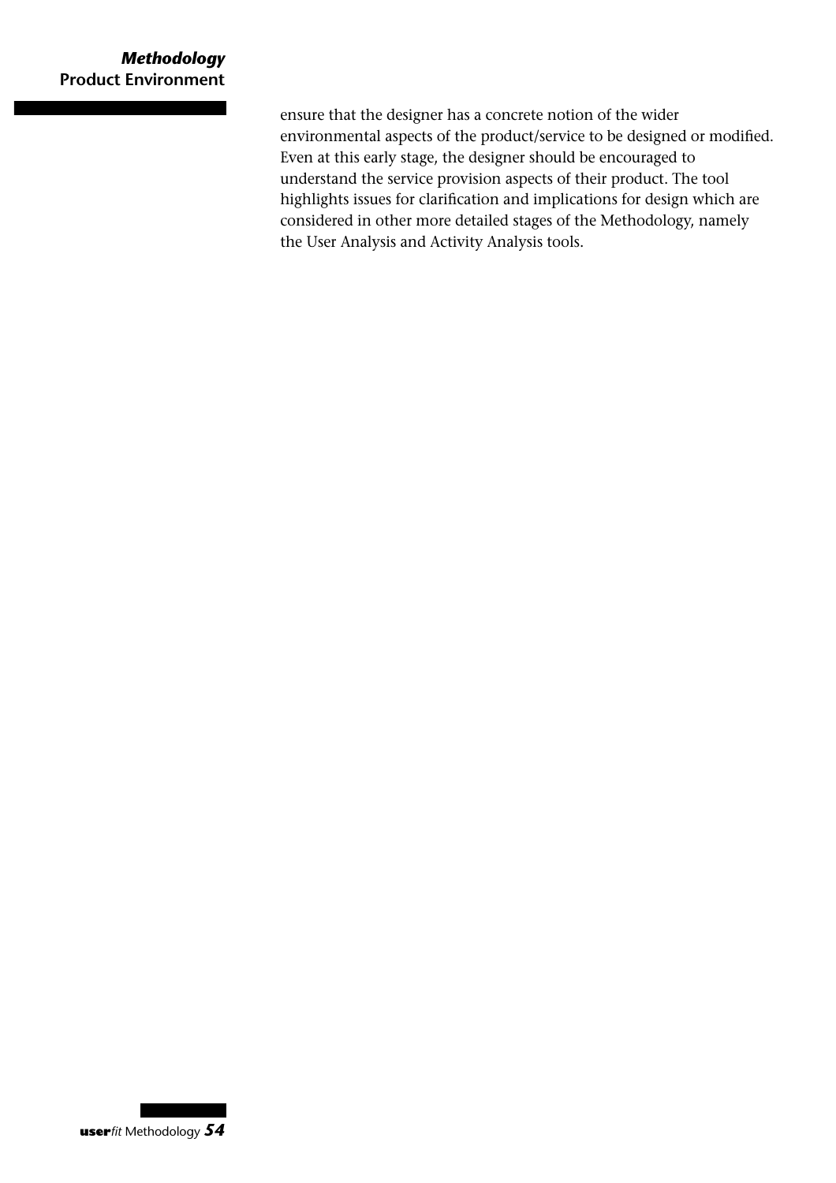ensure that the designer has a concrete notion of the wider environmental aspects of the product/service to be designed or modified. Even at this early stage, the designer should be encouraged to understand the service provision aspects of their product. The tool highlights issues for clarification and implications for design which are considered in other more detailed stages of the Methodology, namely the User Analysis and Activity Analysis tools.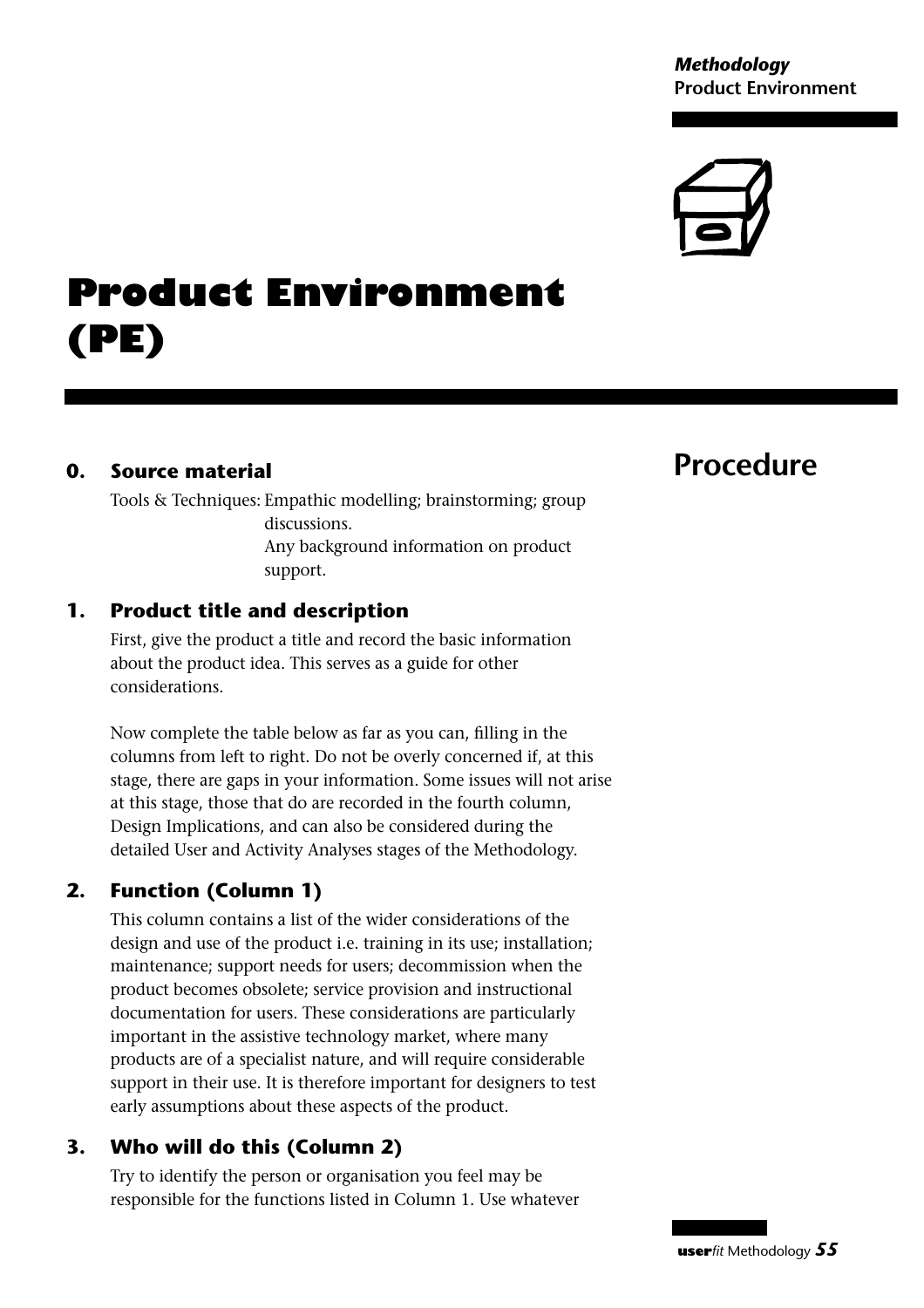# Product Environment (PE)

## Procedure

**0. Source material**

Tools & Techniques: Empathic modelling; brainstorming; group discussions.
Any background information on product support.

**1. Product title and description**

First, give the product a title and record the basic information about the product idea. This serves as a guide for other considerations.

Now complete the table below as far as you can, filling in the columns from left to right. Do not be overly concerned if, at this stage, there are gaps in your information. Some issues will not arise at this stage, those that do are recorded in the fourth column, Design Implications, and can also be considered during the detailed User and Activity Analyses stages of the Methodology.

**2. Function (Column 1)**

This column contains a list of the wider considerations of the design and use of the product i.e. training in its use; installation; maintenance; support needs for users; decommission when the product becomes obsolete; service provision and instructional documentation for users. These considerations are particularly important in the assistive technology market, where many products are of a specialist nature, and will require considerable support in their use. It is therefore important for designers to test early assumptions about these aspects of the product.

**3. Who will do this (Column 2)**

Try to identify the person or organisation you feel may be responsible for the functions listed in Column 1. Use whatever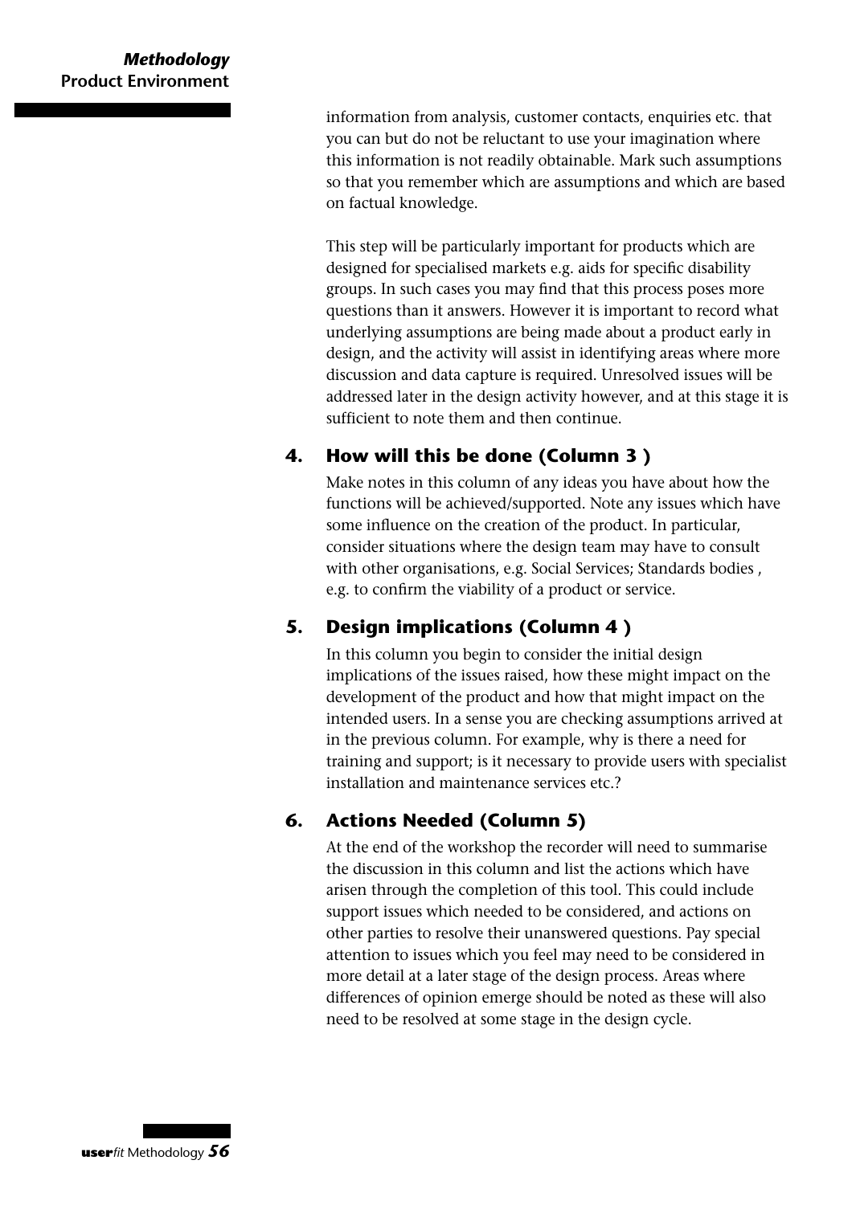information from analysis, customer contacts, enquiries etc. that you can but do not be reluctant to use your imagination where this information is not readily obtainable. Mark such assumptions so that you remember which are assumptions and which are based on factual knowledge.

This step will be particularly important for products which are designed for specialised markets e.g. aids for specific disability groups. In such cases you may find that this process poses more questions than it answers. However it is important to record what underlying assumptions are being made about a product early in design, and the activity will assist in identifying areas where more discussion and data capture is required. Unresolved issues will be addressed later in the design activity however, and at this stage it is sufficient to note them and then continue.

### 4. How will this be done (Column 3 )

Make notes in this column of any ideas you have about how the functions will be achieved/supported. Note any issues which have some influence on the creation of the product. In particular, consider situations where the design team may have to consult with other organisations, e.g. Social Services; Standards bodies , e.g. to confirm the viability of a product or service.

### 5. Design implications (Column 4 )

In this column you begin to consider the initial design implications of the issues raised, how these might impact on the development of the product and how that might impact on the intended users. In a sense you are checking assumptions arrived at in the previous column. For example, why is there a need for training and support; is it necessary to provide users with specialist installation and maintenance services etc.?

### 6. Actions Needed (Column 5)

At the end of the workshop the recorder will need to summarise the discussion in this column and list the actions which have arisen through the completion of this tool. This could include support issues which needed to be considered, and actions on other parties to resolve their unanswered questions. Pay special attention to issues which you feel may need to be considered in more detail at a later stage of the design process. Areas where differences of opinion emerge should be noted as these will also need to be resolved at some stage in the design cycle.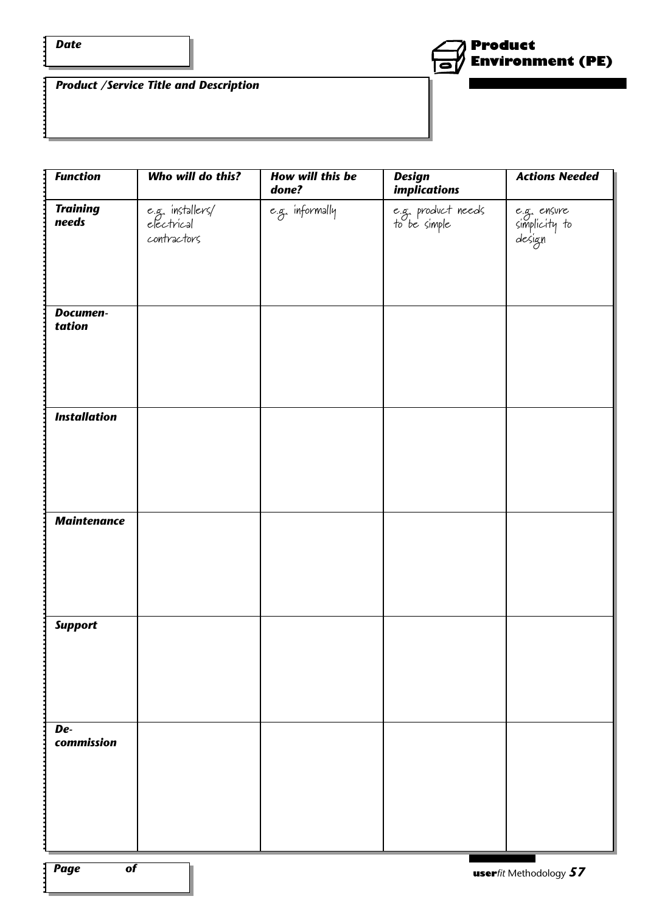# Product Environment (PE)

**Date**

**Product /Service Title and Description**

| *Function* | *Who will do this?* | *How will this be done?* | *Design implications* | *Actions Needed* |
|---|---|---|---|---|
| ***Training needs*** | e.g. installers/ electrical contractors | e.g. informally | e.g. product needs to be simple | e.g. ensure simplicity to design |
| ***Documen-tation*** | | | | |
| ***Installation*** | | | | |
| ***Maintenance*** | | | | |
| ***Support*** | | | | |
| ***De-commission*** | | | | |

***Page of***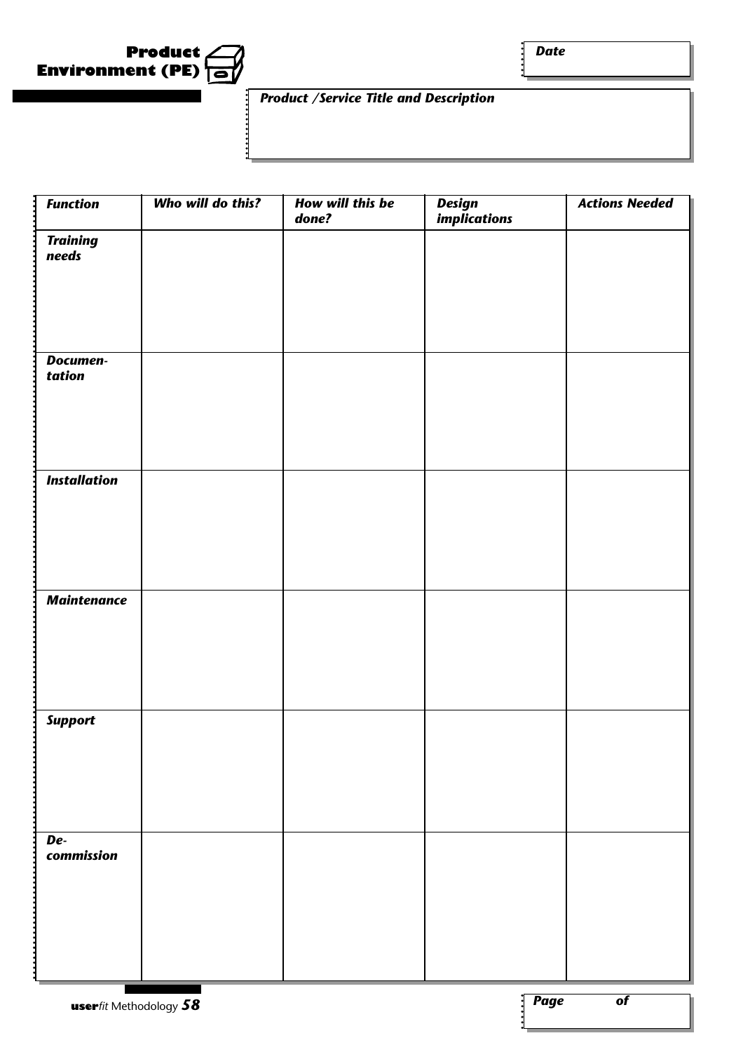# Product Environment (PE)

**Date**

***Product /Service Title and Description***

| *Function* | *Who will do this?* | *How will this be done?* | *Design implications* | *Actions Needed* |
|---|---|---|---|---|
| ***Training needs*** | | | | |
| ***Documentation*** | | | | |
| ***Installation*** | | | | |
| ***Maintenance*** | | | | |
| ***Support*** | | | | |
| ***De-commission*** | | | | |

***Page of***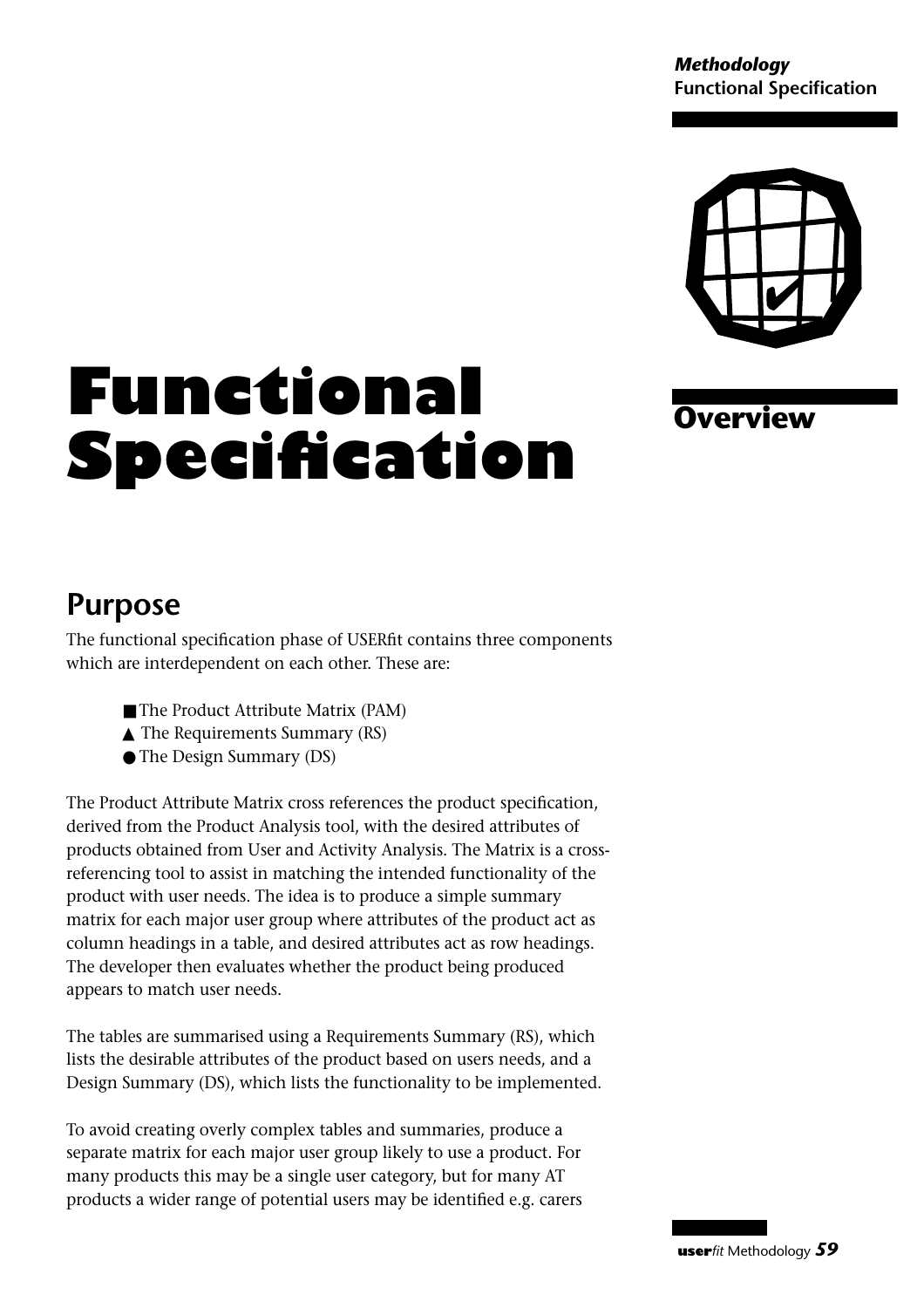# Functional Specification

## Overview

## Purpose

The functional specification phase of USERfit contains three components which are interdependent on each other. These are:

- ■ The Product Attribute Matrix (PAM)
- ▲ The Requirements Summary (RS)
- ● The Design Summary (DS)

The Product Attribute Matrix cross references the product specification, derived from the Product Analysis tool, with the desired attributes of products obtained from User and Activity Analysis. The Matrix is a cross-referencing tool to assist in matching the intended functionality of the product with user needs. The idea is to produce a simple summary matrix for each major user group where attributes of the product act as column headings in a table, and desired attributes act as row headings. The developer then evaluates whether the product being produced appears to match user needs.

The tables are summarised using a Requirements Summary (RS), which lists the desirable attributes of the product based on users needs, and a Design Summary (DS), which lists the functionality to be implemented.

To avoid creating overly complex tables and summaries, produce a separate matrix for each major user group likely to use a product. For many products this may be a single user category, but for many AT products a wider range of potential users may be identified e.g. carers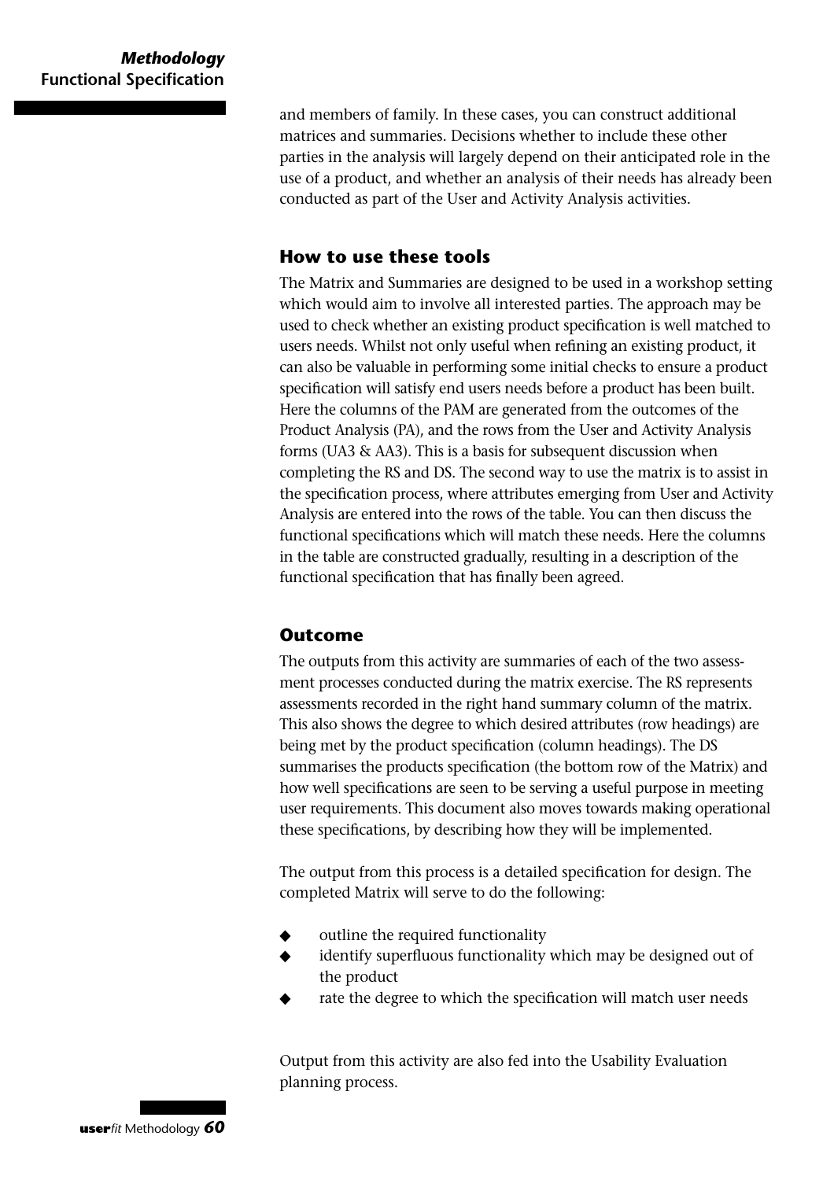and members of family. In these cases, you can construct additional matrices and summaries. Decisions whether to include these other parties in the analysis will largely depend on their anticipated role in the use of a product, and whether an analysis of their needs has already been conducted as part of the User and Activity Analysis activities.

### How to use these tools

The Matrix and Summaries are designed to be used in a workshop setting which would aim to involve all interested parties. The approach may be used to check whether an existing product specification is well matched to users needs. Whilst not only useful when refining an existing product, it can also be valuable in performing some initial checks to ensure a product specification will satisfy end users needs before a product has been built. Here the columns of the PAM are generated from the outcomes of the Product Analysis (PA), and the rows from the User and Activity Analysis forms (UA3 & AA3). This is a basis for subsequent discussion when completing the RS and DS. The second way to use the matrix is to assist in the specification process, where attributes emerging from User and Activity Analysis are entered into the rows of the table. You can then discuss the functional specifications which will match these needs. Here the columns in the table are constructed gradually, resulting in a description of the functional specification that has finally been agreed.

### Outcome

The outputs from this activity are summaries of each of the two assessment processes conducted during the matrix exercise. The RS represents assessments recorded in the right hand summary column of the matrix. This also shows the degree to which desired attributes (row headings) are being met by the product specification (column headings). The DS summarises the products specification (the bottom row of the Matrix) and how well specifications are seen to be serving a useful purpose in meeting user requirements. This document also moves towards making operational these specifications, by describing how they will be implemented.

The output from this process is a detailed specification for design. The completed Matrix will serve to do the following:

- outline the required functionality
- identify superfluous functionality which may be designed out of the product
- rate the degree to which the specification will match user needs

Output from this activity are also fed into the Usability Evaluation planning process.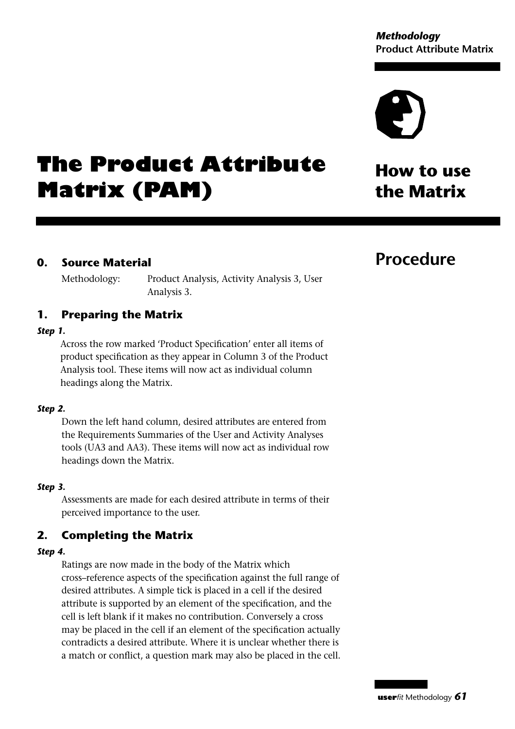# The Product Attribute Matrix (PAM)

## How to use the Matrix

## Procedure

### 0. Source Material

Methodology: Product Analysis, Activity Analysis 3, User Analysis 3.

### 1. Preparing the Matrix

***Step 1.***

Across the row marked 'Product Specification' enter all items of product specification as they appear in Column 3 of the Product Analysis tool. These items will now act as individual column headings along the Matrix.

***Step 2.***

Down the left hand column, desired attributes are entered from the Requirements Summaries of the User and Activity Analyses tools (UA3 and AA3). These items will now act as individual row headings down the Matrix.

***Step 3.***

Assessments are made for each desired attribute in terms of their perceived importance to the user.

### 2. Completing the Matrix

***Step 4.***

Ratings are now made in the body of the Matrix which cross–reference aspects of the specification against the full range of desired attributes. A simple tick is placed in a cell if the desired attribute is supported by an element of the specification, and the cell is left blank if it makes no contribution. Conversely a cross may be placed in the cell if an element of the specification actually contradicts a desired attribute. Where it is unclear whether there is a match or conflict, a question mark may also be placed in the cell.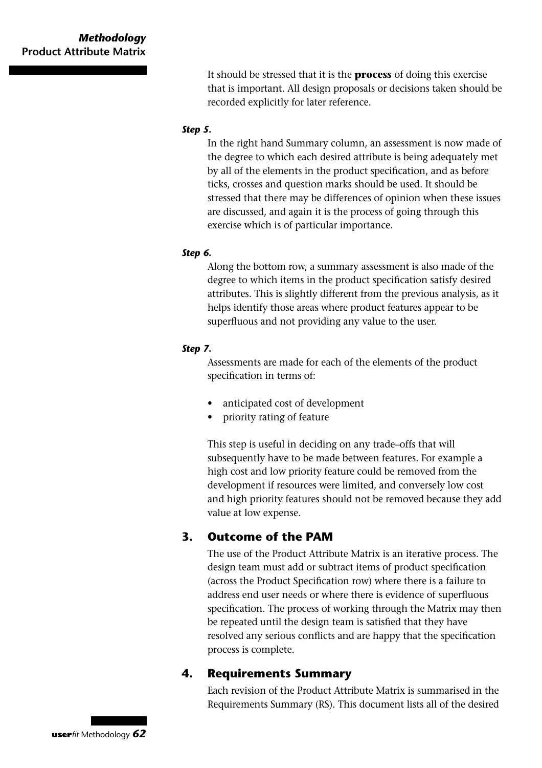It should be stressed that it is the **process** of doing this exercise that is important. All design proposals or decisions taken should be recorded explicitly for later reference.

***Step 5.***

In the right hand Summary column, an assessment is now made of the degree to which each desired attribute is being adequately met by all of the elements in the product specification, and as before ticks, crosses and question marks should be used. It should be stressed that there may be differences of opinion when these issues are discussed, and again it is the process of going through this exercise which is of particular importance.

***Step 6.***

Along the bottom row, a summary assessment is also made of the degree to which items in the product specification satisfy desired attributes. This is slightly different from the previous analysis, as it helps identify those areas where product features appear to be superfluous and not providing any value to the user.

***Step 7.***

Assessments are made for each of the elements of the product specification in terms of:

- anticipated cost of development
- priority rating of feature

This step is useful in deciding on any trade–offs that will subsequently have to be made between features. For example a high cost and low priority feature could be removed from the development if resources were limited, and conversely low cost and high priority features should not be removed because they add value at low expense.

## 3. Outcome of the PAM

The use of the Product Attribute Matrix is an iterative process. The design team must add or subtract items of product specification (across the Product Specification row) where there is a failure to address end user needs or where there is evidence of superfluous specification. The process of working through the Matrix may then be repeated until the design team is satisfied that they have resolved any serious conflicts and are happy that the specification process is complete.

## 4. Requirements Summary

Each revision of the Product Attribute Matrix is summarised in the Requirements Summary (RS). This document lists all of the desired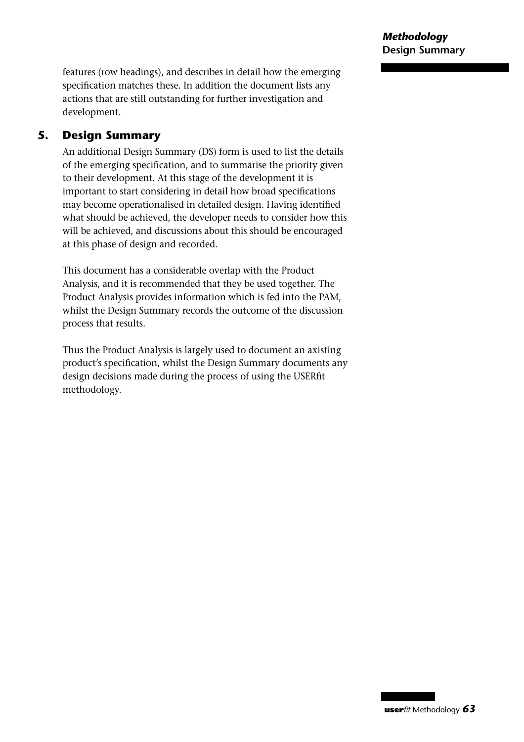features (row headings), and describes in detail how the emerging specification matches these. In addition the document lists any actions that are still outstanding for further investigation and development.

## 5. Design Summary

An additional Design Summary (DS) form is used to list the details of the emerging specification, and to summarise the priority given to their development. At this stage of the development it is important to start considering in detail how broad specifications may become operationalised in detailed design. Having identified what should be achieved, the developer needs to consider how this will be achieved, and discussions about this should be encouraged at this phase of design and recorded.

This document has a considerable overlap with the Product Analysis, and it is recommended that they be used together. The Product Analysis provides information which is fed into the PAM, whilst the Design Summary records the outcome of the discussion process that results.

Thus the Product Analysis is largely used to document an axisting product's specification, whilst the Design Summary documents any design decisions made during the process of using the USERfit methodology.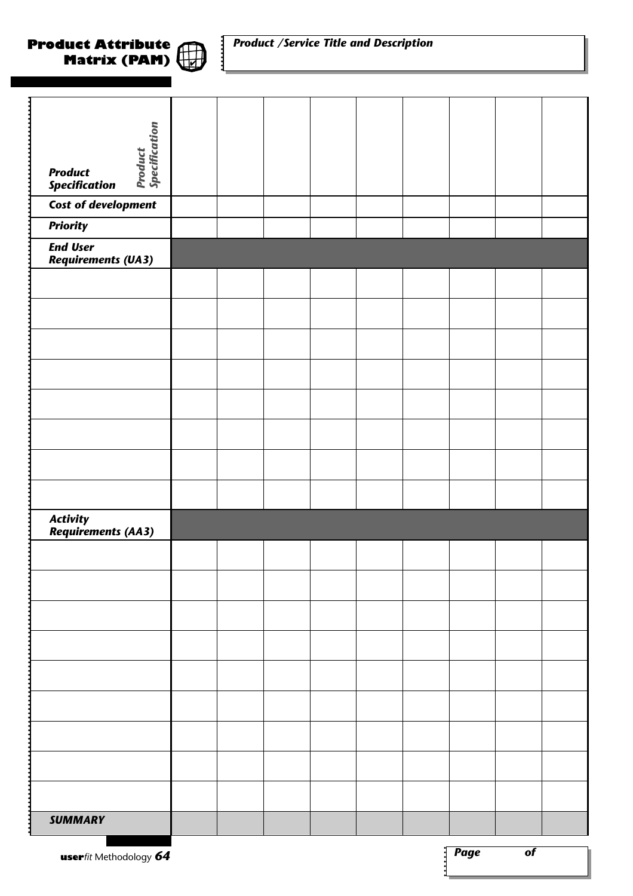## Product Attribute Matrix (PAM)

***Product /Service Title and Description***

| *Product Specification* | | | | | | | | | |
|---|---|---|---|---|---|---|---|---|---|
| ***Cost of development*** | | | | | | | | | |
| ***Priority*** | | | | | | | | | |
| ***End User Requirements (UA3)*** | | | | | | | | | |
| | | | | | | | | | |
| | | | | | | | | | |
| | | | | | | | | | |
| | | | | | | | | | |
| | | | | | | | | | |
| | | | | | | | | | |
| | | | | | | | | | |
| | | | | | | | | | |
| ***Activity Requirements (AA3)*** | | | | | | | | | |
| | | | | | | | | | |
| | | | | | | | | | |
| | | | | | | | | | |
| | | | | | | | | | |
| | | | | | | | | | |
| | | | | | | | | | |
| | | | | | | | | | |
| | | | | | | | | | |
| | | | | | | | | | |
| ***SUMMARY*** | | | | | | | | | |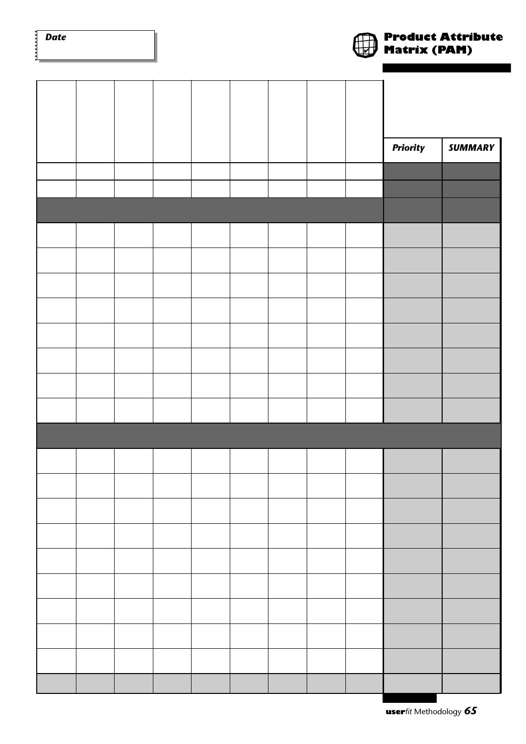**Date**

# Product Attribute Matrix (PAM)

| | | | | | | | | | Priority | SUMMARY |
|---|---|---|---|---|---|---|---|---|---|---|
| | | | | | | | | | | |
| | | | | | | | | | | |
| | | | | | | | | | | |
| | | | | | | | | | | |
| | | | | | | | | | | |
| | | | | | | | | | | |
| | | | | | | | | | | |
| | | | | | | | | | | |
| | | | | | | | | | | |
| | | | | | | | | | | |
| | | | | | | | | | | |
| | | | | | | | | | | |
| | | | | | | | | | | |
| | | | | | | | | | | |
| | | | | | | | | | | |
| | | | | | | | | | | |
| | | | | | | | | | | |
| | | | | | | | | | | |
| | | | | | | | | | | |
| | | | | | | | | | | |
| | | | | | | | | | | |
| | | | | | | | | | | |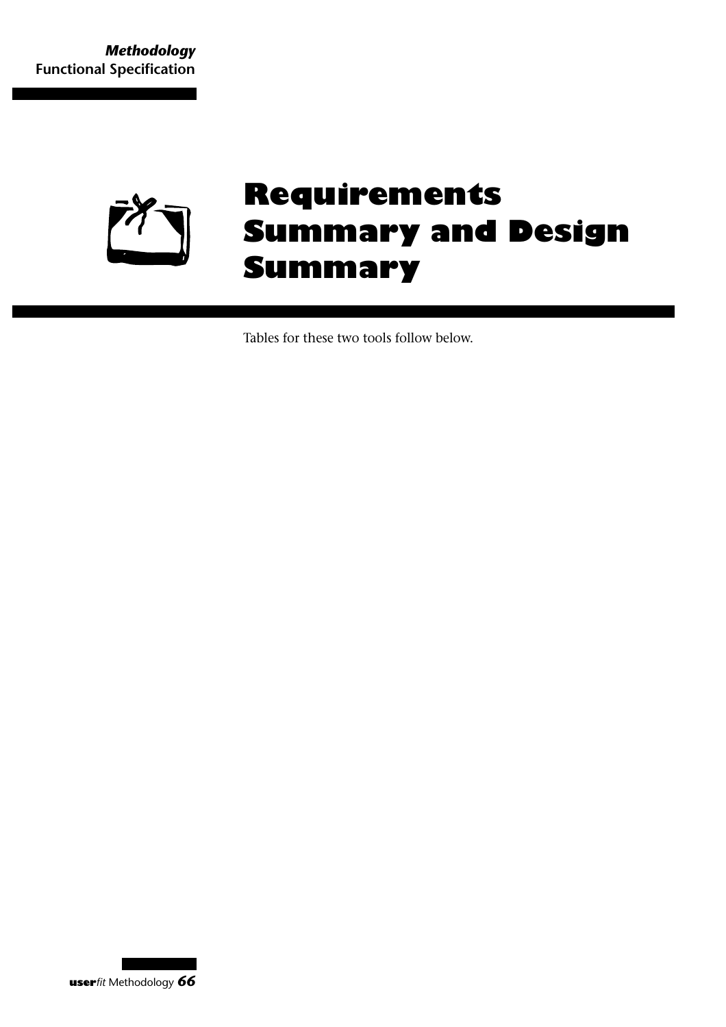# Requirements Summary and Design Summary

Tables for these two tools follow below.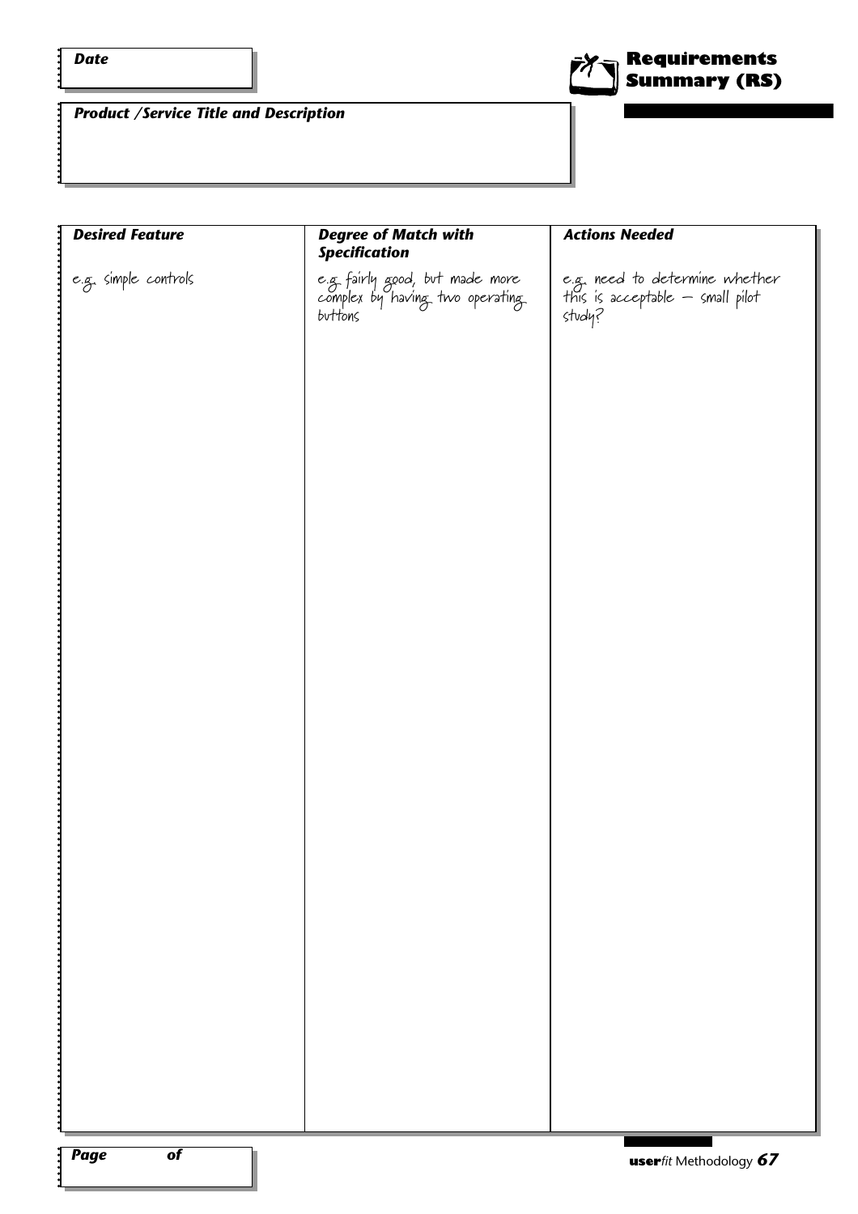# Requirements Summary (RS)

**Date**

**Product /Service Title and Description**

| *Desired Feature* | *Degree of Match with Specification* | *Actions Needed* |
| --- | --- | --- |
| e.g. simple controls | e.g. fairly good, but made more complex by having two operating buttons | e.g. need to determine whether this is acceptable – small pilot study? |

**Page of**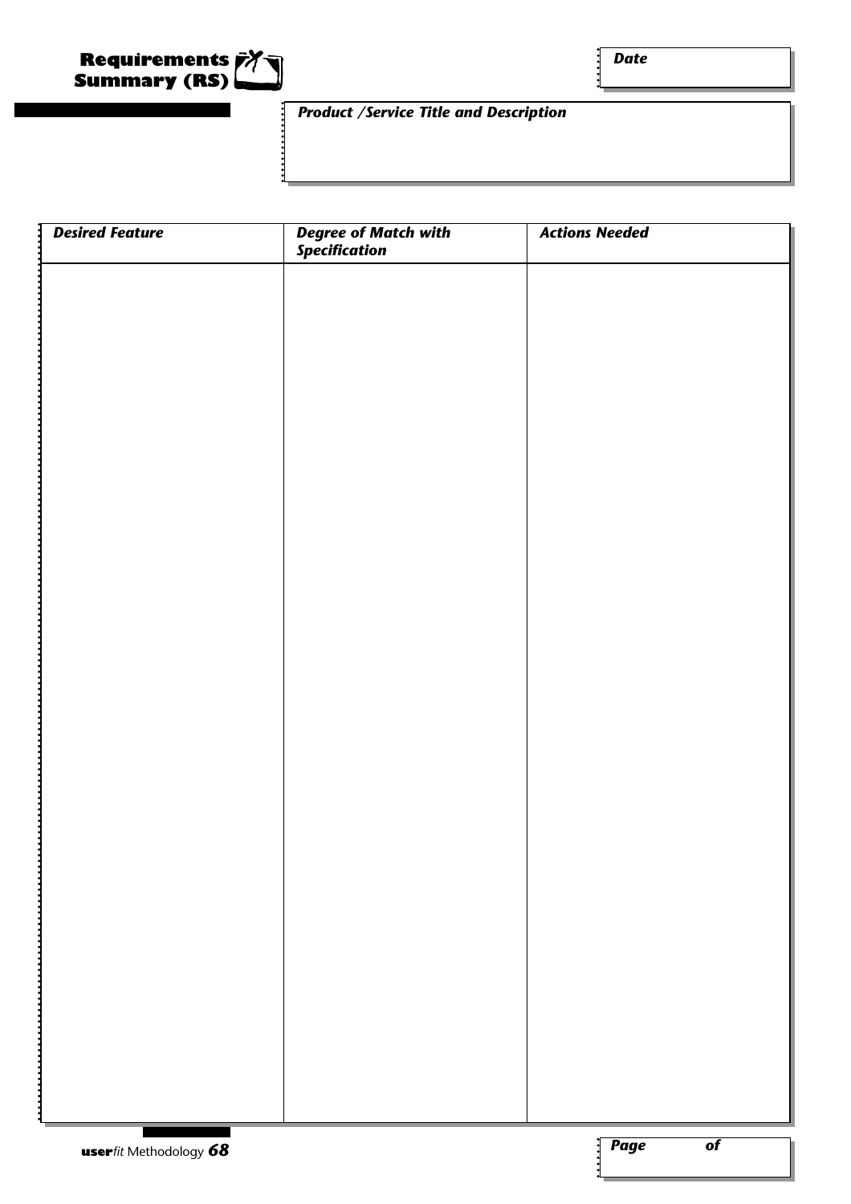# Requirements Summary (RS)

*Date*

*Product /Service Title and Description*

| *Desired Feature* | *Degree of Match with Specification* | *Actions Needed* |
|---|---|---|
| | | |

*Page of*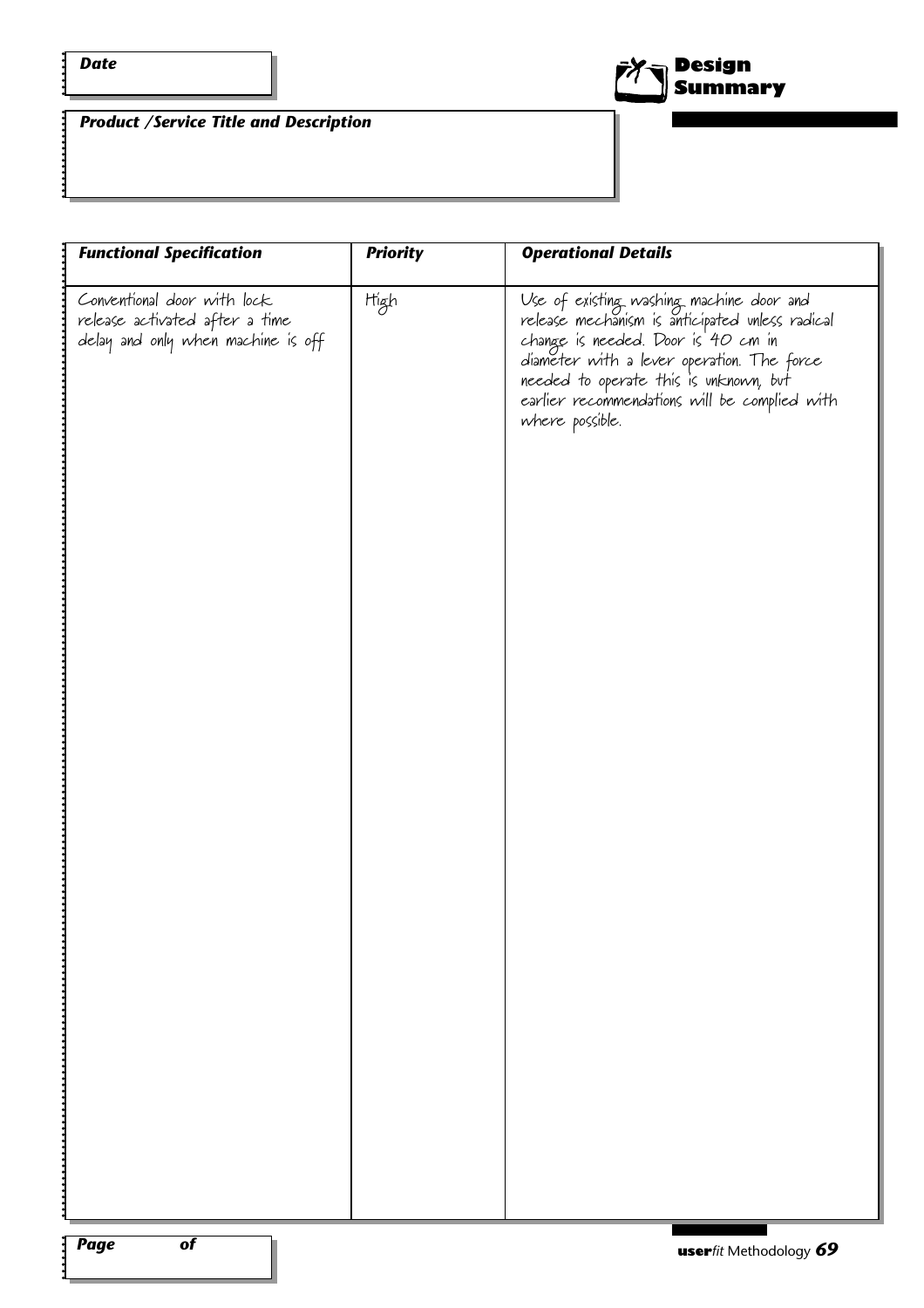**Date**

## Design Summary

**Product /Service Title and Description**

| Functional Specification | Priority | Operational Details |
|---|---|---|
| Conventional door with lock release activated after a time delay and only when machine is off | High | Use of existing washing machine door and release mechanism is anticipated unless radical change is needed. Door is 40 cm in diameter with a lever operation. The force needed to operate this is unknown, but earlier recommendations will be complied with where possible. |

**Page of**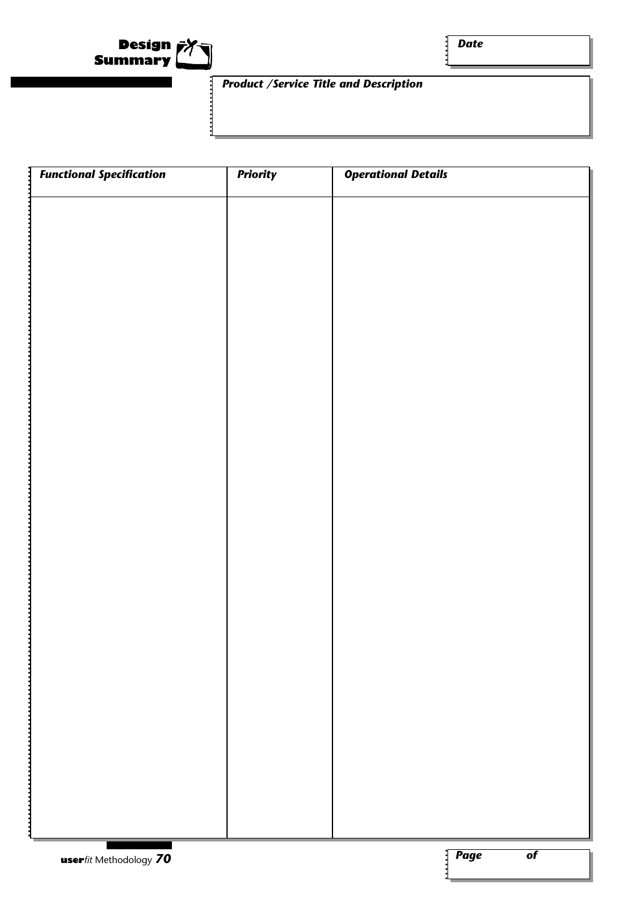# Design Summary

**_Date_**

**_Product /Service Title and Description_**

| ***Functional Specification*** | ***Priority*** | ***Operational Details*** |
| --- | --- | --- |
| | | |

**_Page_** **_of_**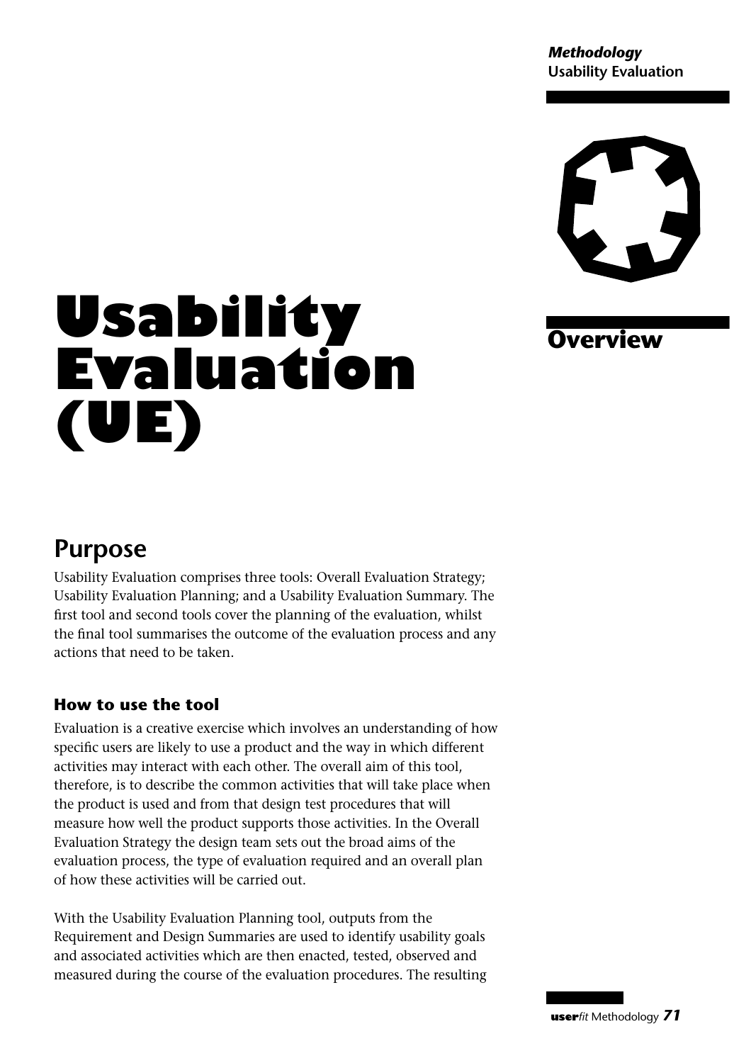# Usability Evaluation (UE)

## Overview

## Purpose

Usability Evaluation comprises three tools: Overall Evaluation Strategy; Usability Evaluation Planning; and a Usability Evaluation Summary. The first tool and second tools cover the planning of the evaluation, whilst the final tool summarises the outcome of the evaluation process and any actions that need to be taken.

### How to use the tool

Evaluation is a creative exercise which involves an understanding of how specific users are likely to use a product and the way in which different activities may interact with each other. The overall aim of this tool, therefore, is to describe the common activities that will take place when the product is used and from that design test procedures that will measure how well the product supports those activities. In the Overall Evaluation Strategy the design team sets out the broad aims of the evaluation process, the type of evaluation required and an overall plan of how these activities will be carried out.

With the Usability Evaluation Planning tool, outputs from the Requirement and Design Summaries are used to identify usability goals and associated activities which are then enacted, tested, observed and measured during the course of the evaluation procedures. The resulting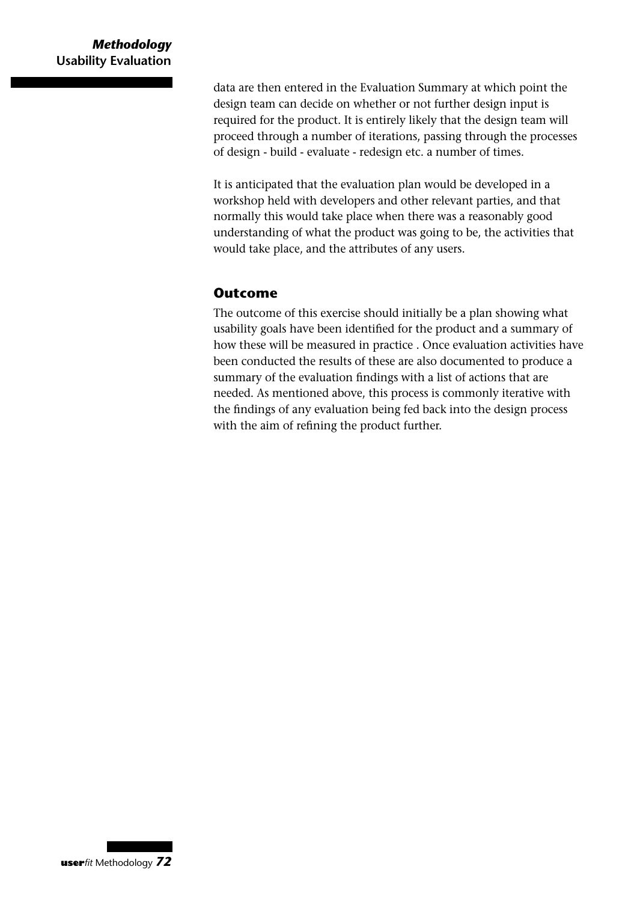data are then entered in the Evaluation Summary at which point the design team can decide on whether or not further design input is required for the product. It is entirely likely that the design team will proceed through a number of iterations, passing through the processes of design - build - evaluate - redesign etc. a number of times.

It is anticipated that the evaluation plan would be developed in a workshop held with developers and other relevant parties, and that normally this would take place when there was a reasonably good understanding of what the product was going to be, the activities that would take place, and the attributes of any users.

## Outcome

The outcome of this exercise should initially be a plan showing what usability goals have been identified for the product and a summary of how these will be measured in practice . Once evaluation activities have been conducted the results of these are also documented to produce a summary of the evaluation findings with a list of actions that are needed. As mentioned above, this process is commonly iterative with the findings of any evaluation being fed back into the design process with the aim of refining the product further.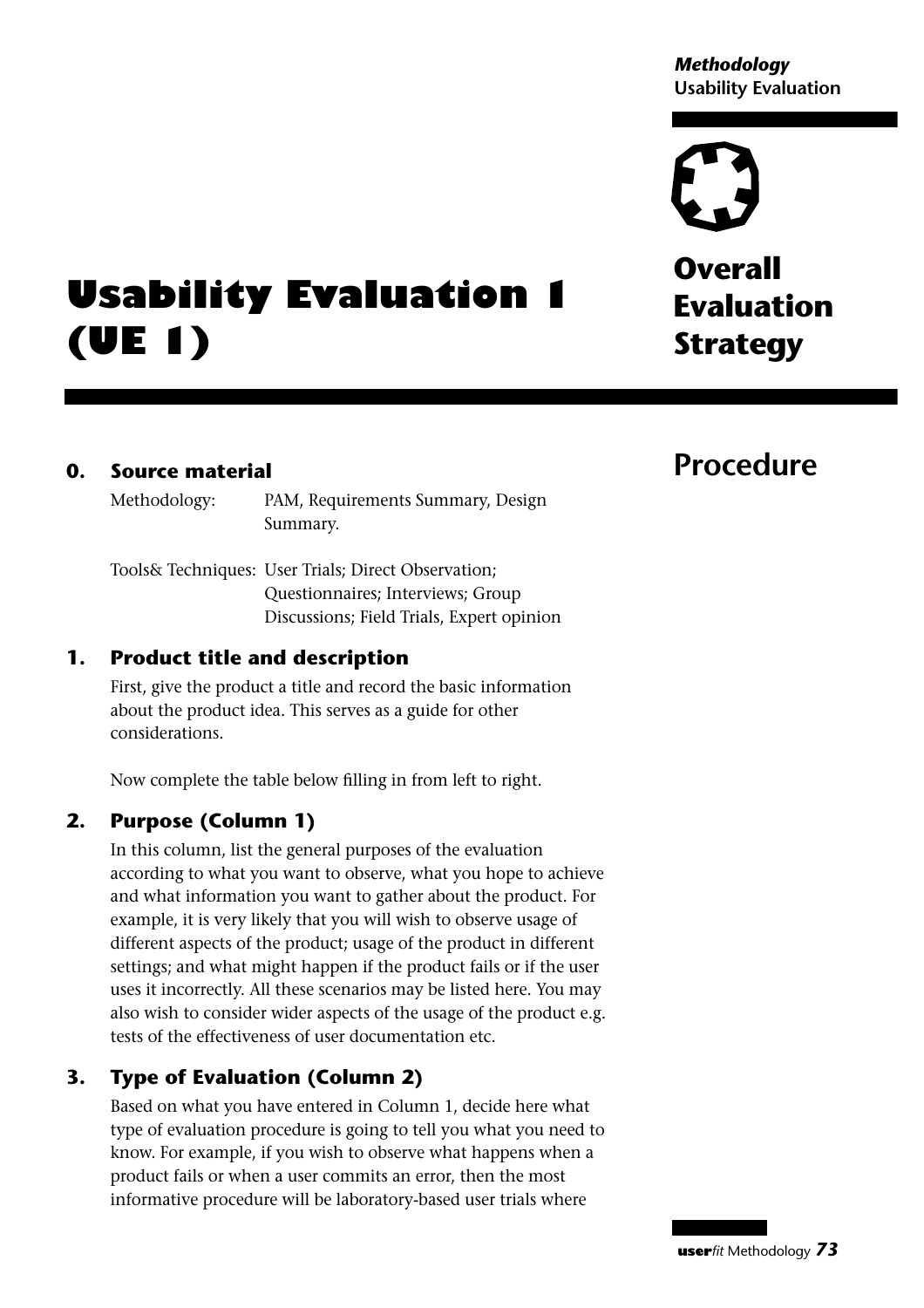# Usability Evaluation 1 (UE 1)

## Overall Evaluation Strategy

## Procedure

### 0. Source material

Methodology: PAM, Requirements Summary, Design Summary.

Tools& Techniques: User Trials; Direct Observation; Questionnaires; Interviews; Group Discussions; Field Trials, Expert opinion

### 1. Product title and description

First, give the product a title and record the basic information about the product idea. This serves as a guide for other considerations.

Now complete the table below filling in from left to right.

### 2. Purpose (Column 1)

In this column, list the general purposes of the evaluation according to what you want to observe, what you hope to achieve and what information you want to gather about the product. For example, it is very likely that you will wish to observe usage of different aspects of the product; usage of the product in different settings; and what might happen if the product fails or if the user uses it incorrectly. All these scenarios may be listed here. You may also wish to consider wider aspects of the usage of the product e.g. tests of the effectiveness of user documentation etc.

### 3. Type of Evaluation (Column 2)

Based on what you have entered in Column 1, decide here what type of evaluation procedure is going to tell you what you need to know. For example, if you wish to observe what happens when a product fails or when a user commits an error, then the most informative procedure will be laboratory-based user trials where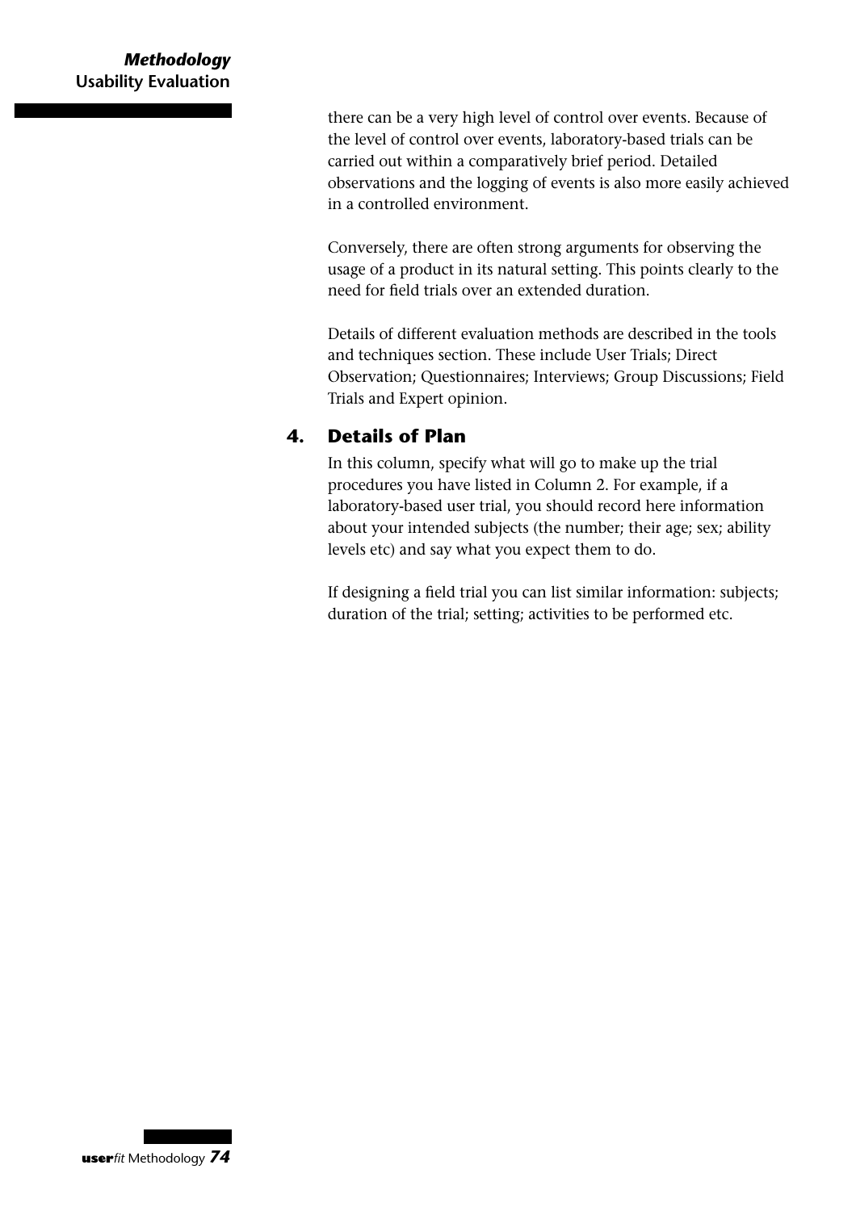there can be a very high level of control over events. Because of the level of control over events, laboratory-based trials can be carried out within a comparatively brief period. Detailed observations and the logging of events is also more easily achieved in a controlled environment.

Conversely, there are often strong arguments for observing the usage of a product in its natural setting. This points clearly to the need for field trials over an extended duration.

Details of different evaluation methods are described in the tools and techniques section. These include User Trials; Direct Observation; Questionnaires; Interviews; Group Discussions; Field Trials and Expert opinion.

## 4. Details of Plan

In this column, specify what will go to make up the trial procedures you have listed in Column 2. For example, if a laboratory-based user trial, you should record here information about your intended subjects (the number; their age; sex; ability levels etc) and say what you expect them to do.

If designing a field trial you can list similar information: subjects; duration of the trial; setting; activities to be performed etc.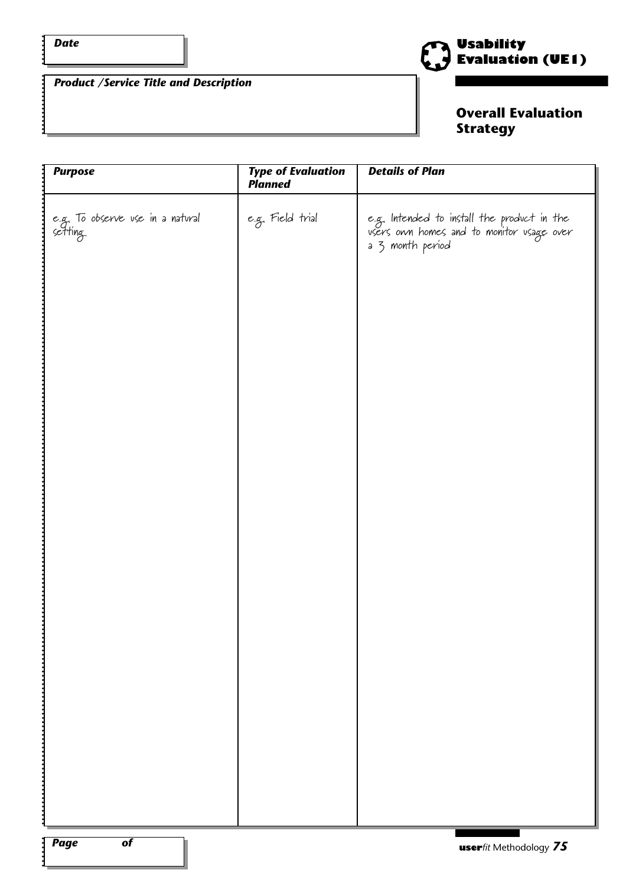**Date**

**Product /Service Title and Description**

# Usability Evaluation (UE1)

## Overall Evaluation Strategy

| *Purpose* | *Type of Evaluation Planned* | *Details of Plan* |
| --- | --- | --- |
| e.g. To observe use in a natural setting | e.g. Field trial | e.g. Intended to install the product in the users own homes and to monitor usage over a 3 month period |

**Page** **of**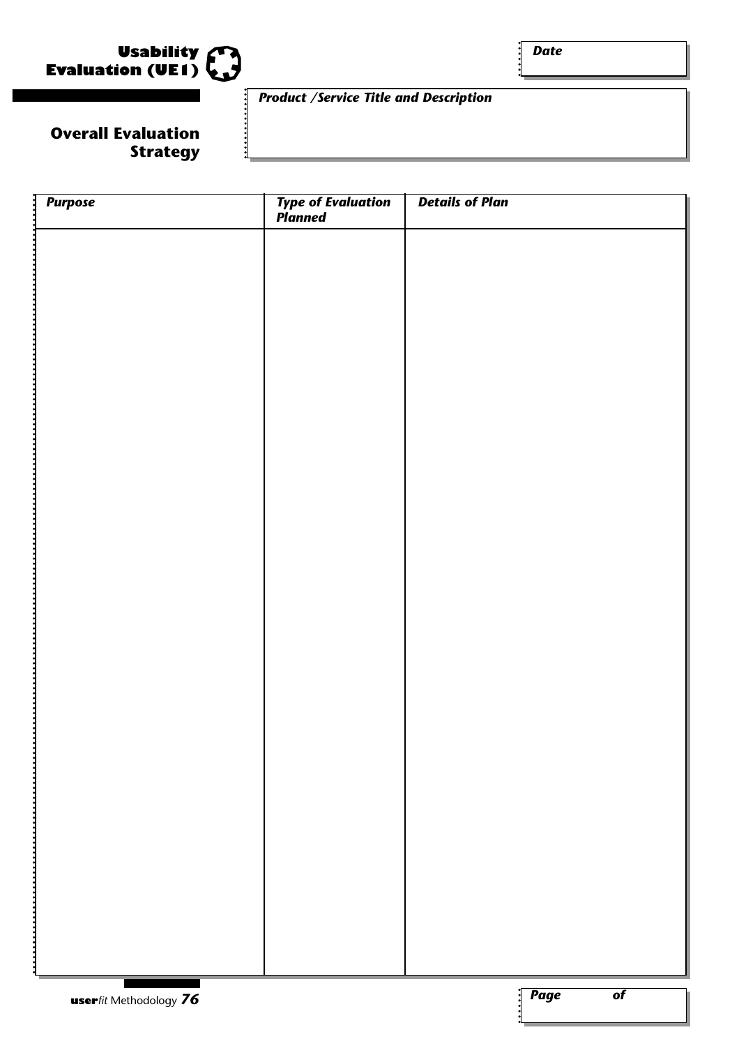# Usability Evaluation (UE1)

## Overall Evaluation Strategy

**Date**

***Product /Service Title and Description***

| *Purpose* | *Type of Evaluation Planned* | *Details of Plan* |
|---|---|---|
| | | |

***Page of***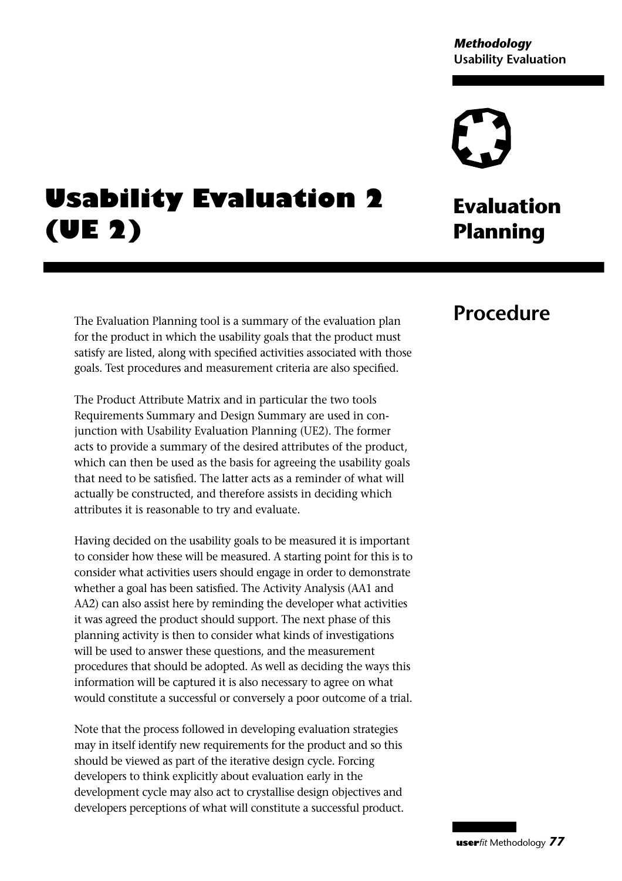# Usability Evaluation 2 (UE 2)

## Evaluation Planning

## Procedure

The Evaluation Planning tool is a summary of the evaluation plan for the product in which the usability goals that the product must satisfy are listed, along with specified activities associated with those goals. Test procedures and measurement criteria are also specified.

The Product Attribute Matrix and in particular the two tools Requirements Summary and Design Summary are used in conjunction with Usability Evaluation Planning (UE2). The former acts to provide a summary of the desired attributes of the product, which can then be used as the basis for agreeing the usability goals that need to be satisfied. The latter acts as a reminder of what will actually be constructed, and therefore assists in deciding which attributes it is reasonable to try and evaluate.

Having decided on the usability goals to be measured it is important to consider how these will be measured. A starting point for this is to consider what activities users should engage in order to demonstrate whether a goal has been satisfied. The Activity Analysis (AA1 and AA2) can also assist here by reminding the developer what activities it was agreed the product should support. The next phase of this planning activity is then to consider what kinds of investigations will be used to answer these questions, and the measurement procedures that should be adopted. As well as deciding the ways this information will be captured it is also necessary to agree on what would constitute a successful or conversely a poor outcome of a trial.

Note that the process followed in developing evaluation strategies may in itself identify new requirements for the product and so this should be viewed as part of the iterative design cycle. Forcing developers to think explicitly about evaluation early in the development cycle may also act to crystallise design objectives and developers perceptions of what will constitute a successful product.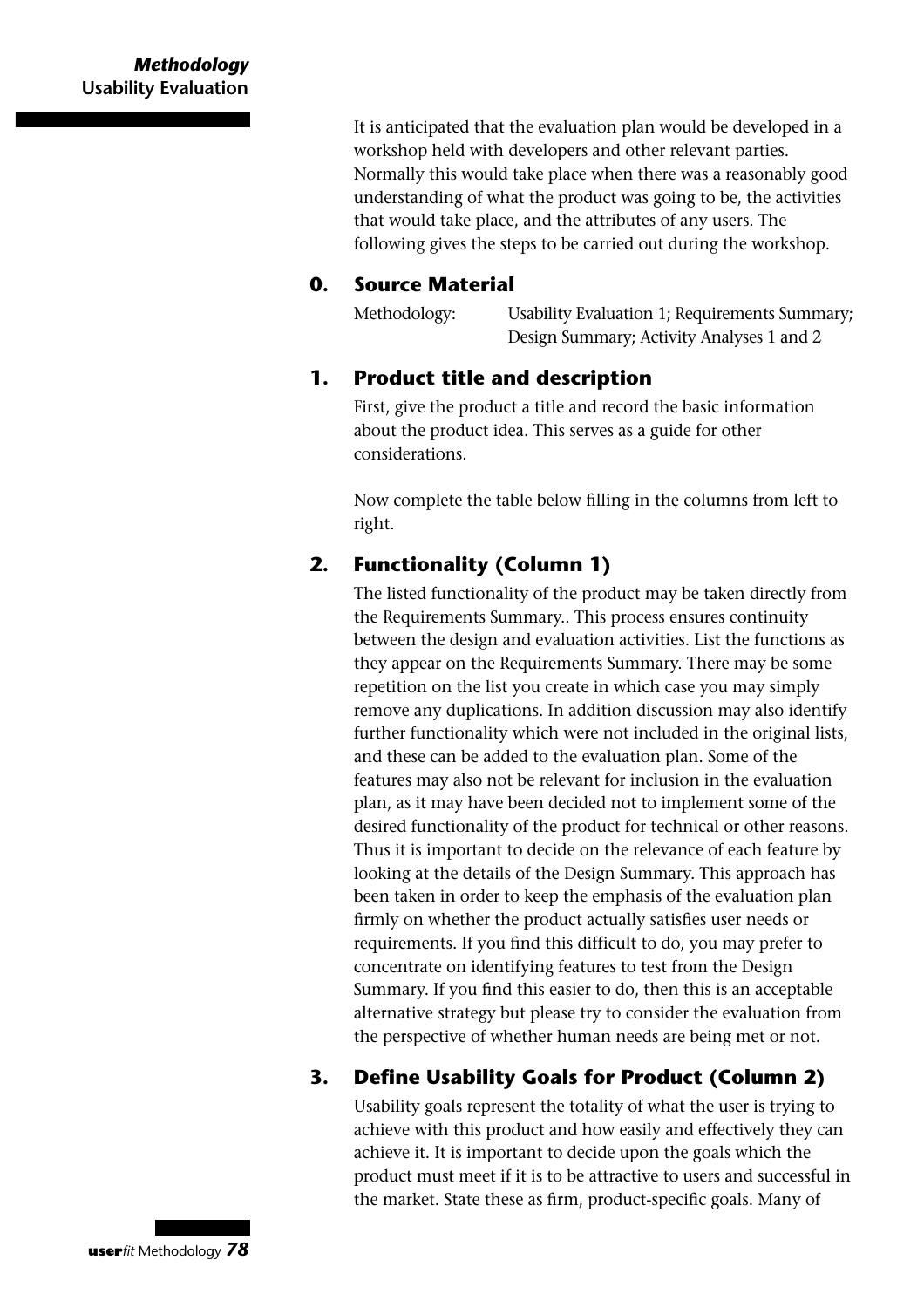It is anticipated that the evaluation plan would be developed in a workshop held with developers and other relevant parties. Normally this would take place when there was a reasonably good understanding of what the product was going to be, the activities that would take place, and the attributes of any users. The following gives the steps to be carried out during the workshop.

## 0. Source Material

Methodology: Usability Evaluation 1; Requirements Summary; Design Summary; Activity Analyses 1 and 2

## 1. Product title and description

First, give the product a title and record the basic information about the product idea. This serves as a guide for other considerations.

Now complete the table below filling in the columns from left to right.

## 2. Functionality (Column 1)

The listed functionality of the product may be taken directly from the Requirements Summary.. This process ensures continuity between the design and evaluation activities. List the functions as they appear on the Requirements Summary. There may be some repetition on the list you create in which case you may simply remove any duplications. In addition discussion may also identify further functionality which were not included in the original lists, and these can be added to the evaluation plan. Some of the features may also not be relevant for inclusion in the evaluation plan, as it may have been decided not to implement some of the desired functionality of the product for technical or other reasons. Thus it is important to decide on the relevance of each feature by looking at the details of the Design Summary. This approach has been taken in order to keep the emphasis of the evaluation plan firmly on whether the product actually satisfies user needs or requirements. If you find this difficult to do, you may prefer to concentrate on identifying features to test from the Design Summary. If you find this easier to do, then this is an acceptable alternative strategy but please try to consider the evaluation from the perspective of whether human needs are being met or not.

## 3. Define Usability Goals for Product (Column 2)

Usability goals represent the totality of what the user is trying to achieve with this product and how easily and effectively they can achieve it. It is important to decide upon the goals which the product must meet if it is to be attractive to users and successful in the market. State these as firm, product-specific goals. Many of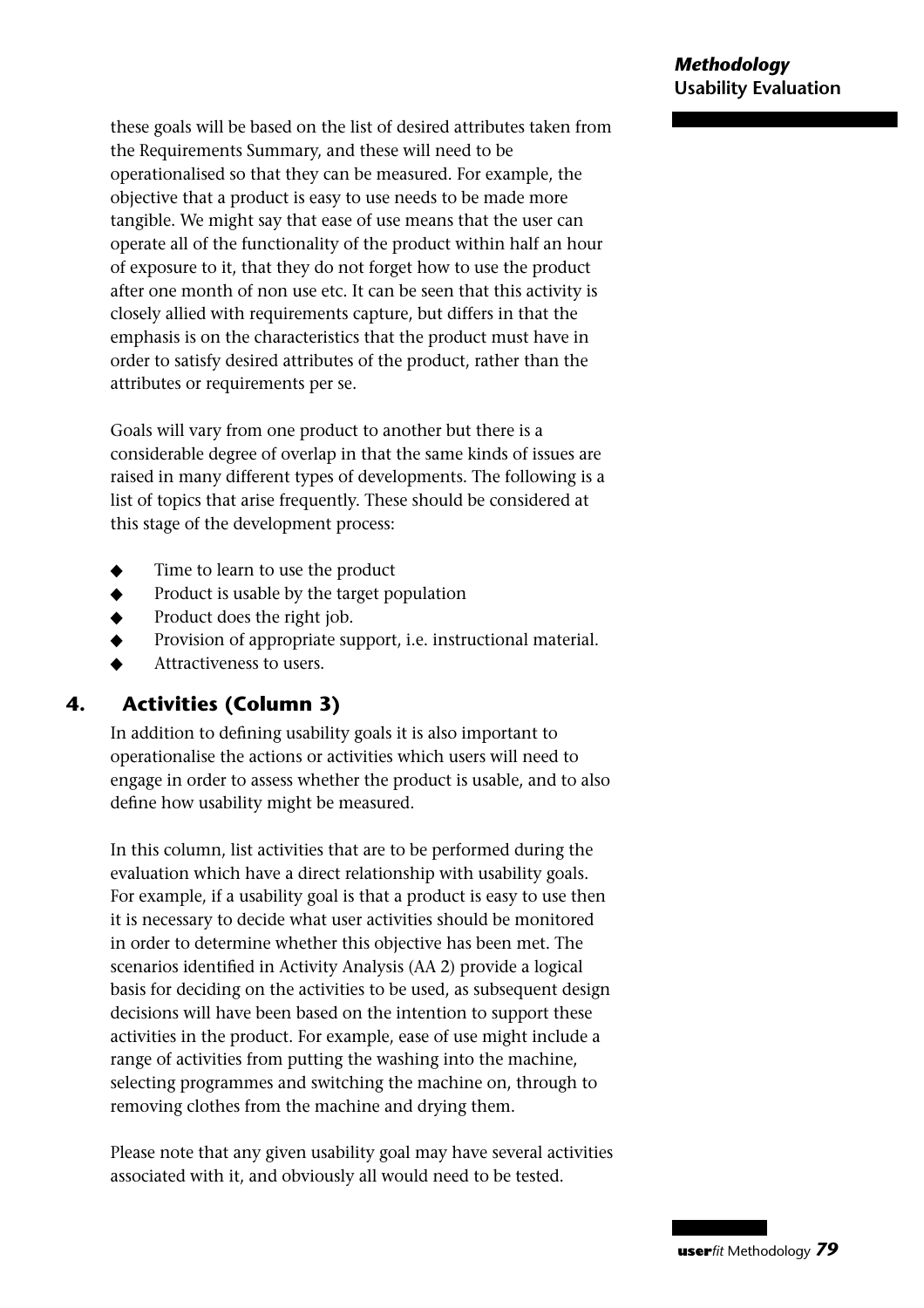these goals will be based on the list of desired attributes taken from the Requirements Summary, and these will need to be operationalised so that they can be measured. For example, the objective that a product is easy to use needs to be made more tangible. We might say that ease of use means that the user can operate all of the functionality of the product within half an hour of exposure to it, that they do not forget how to use the product after one month of non use etc. It can be seen that this activity is closely allied with requirements capture, but differs in that the emphasis is on the characteristics that the product must have in order to satisfy desired attributes of the product, rather than the attributes or requirements per se.

Goals will vary from one product to another but there is a considerable degree of overlap in that the same kinds of issues are raised in many different types of developments. The following is a list of topics that arise frequently. These should be considered at this stage of the development process:

- Time to learn to use the product
- Product is usable by the target population
- Product does the right job.
- Provision of appropriate support, i.e. instructional material.
- Attractiveness to users.

## 4. Activities (Column 3)

In addition to defining usability goals it is also important to operationalise the actions or activities which users will need to engage in order to assess whether the product is usable, and to also define how usability might be measured.

In this column, list activities that are to be performed during the evaluation which have a direct relationship with usability goals. For example, if a usability goal is that a product is easy to use then it is necessary to decide what user activities should be monitored in order to determine whether this objective has been met. The scenarios identified in Activity Analysis (AA 2) provide a logical basis for deciding on the activities to be used, as subsequent design decisions will have been based on the intention to support these activities in the product. For example, ease of use might include a range of activities from putting the washing into the machine, selecting programmes and switching the machine on, through to removing clothes from the machine and drying them.

Please note that any given usability goal may have several activities associated with it, and obviously all would need to be tested.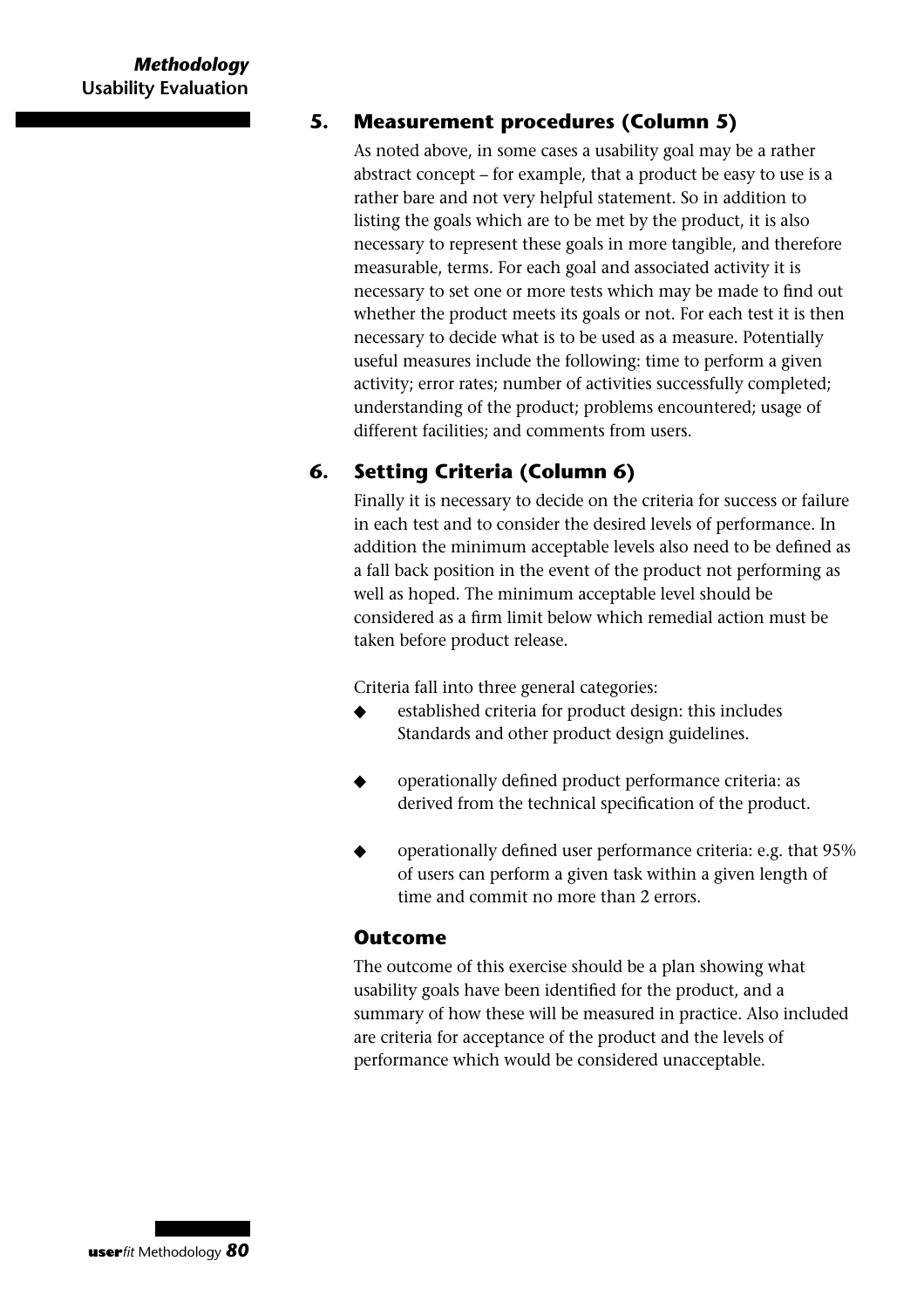## 5. Measurement procedures (Column 5)

As noted above, in some cases a usability goal may be a rather abstract concept – for example, that a product be easy to use is a rather bare and not very helpful statement. So in addition to listing the goals which are to be met by the product, it is also necessary to represent these goals in more tangible, and therefore measurable, terms. For each goal and associated activity it is necessary to set one or more tests which may be made to find out whether the product meets its goals or not. For each test it is then necessary to decide what is to be used as a measure. Potentially useful measures include the following: time to perform a given activity; error rates; number of activities successfully completed; understanding of the product; problems encountered; usage of different facilities; and comments from users.

## 6. Setting Criteria (Column 6)

Finally it is necessary to decide on the criteria for success or failure in each test and to consider the desired levels of performance. In addition the minimum acceptable levels also need to be defined as a fall back position in the event of the product not performing as well as hoped. The minimum acceptable level should be considered as a firm limit below which remedial action must be taken before product release.

Criteria fall into three general categories:

- established criteria for product design: this includes Standards and other product design guidelines.
- operationally defined product performance criteria: as derived from the technical specification of the product.
- operationally defined user performance criteria: e.g. that 95% of users can perform a given task within a given length of time and commit no more than 2 errors.

### Outcome

The outcome of this exercise should be a plan showing what usability goals have been identified for the product, and a summary of how these will be measured in practice. Also included are criteria for acceptance of the product and the levels of performance which would be considered unacceptable.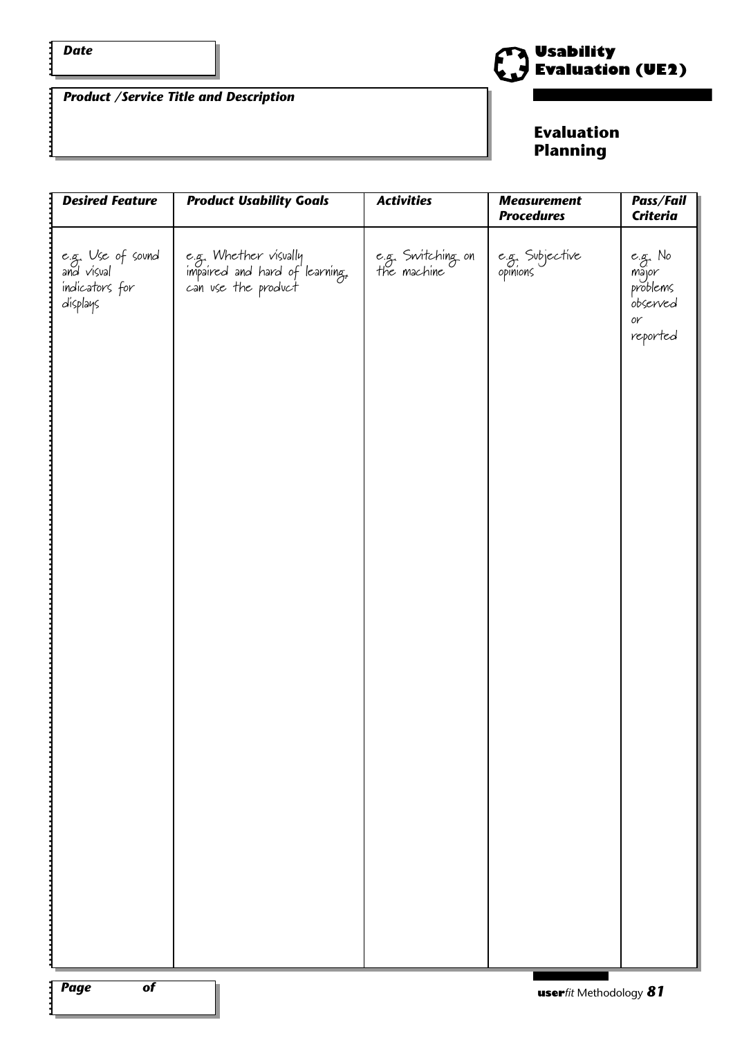**Date**

**Product /Service Title and Description**

# Usability Evaluation (UE2)

## Evaluation Planning

| *Desired Feature* | *Product Usability Goals* | *Activities* | *Measurement Procedures* | *Pass/Fail Criteria* |
|---|---|---|---|---|
| e.g. Use of sound and visual indicators for displays | e.g. Whether visually impaired and hard of learning, can use the product | e.g. Switching on the machine | e.g. Subjective opinions | e.g. No major problems observed or reported |

**Page of**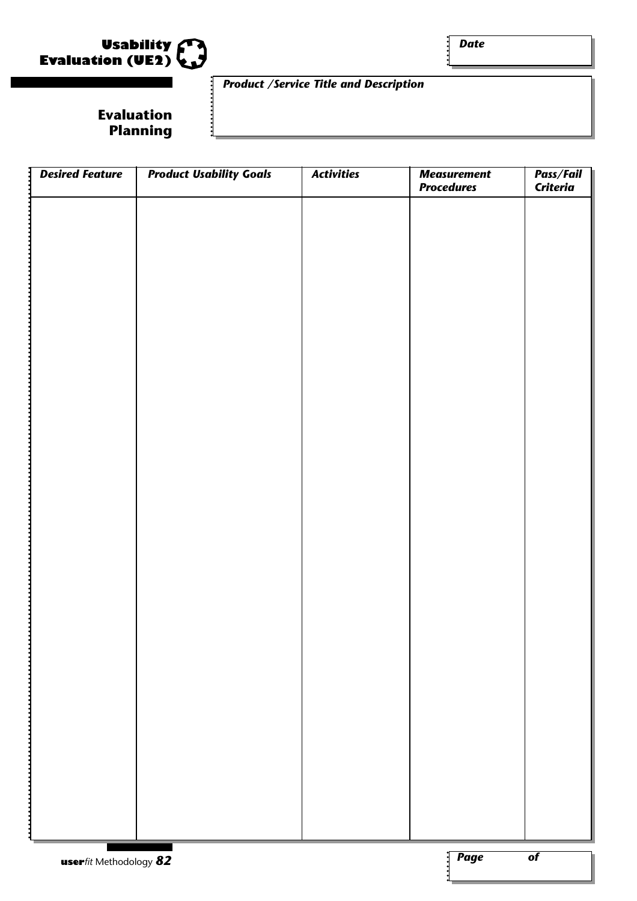# Usability Evaluation (UE2)

## Evaluation Planning

*Date*

*Product /Service Title and Description*

| *Desired Feature* | *Product Usability Goals* | *Activities* | *Measurement Procedures* | *Pass/Fail Criteria* |
|---|---|---|---|---|
| | | | | |

*Page of*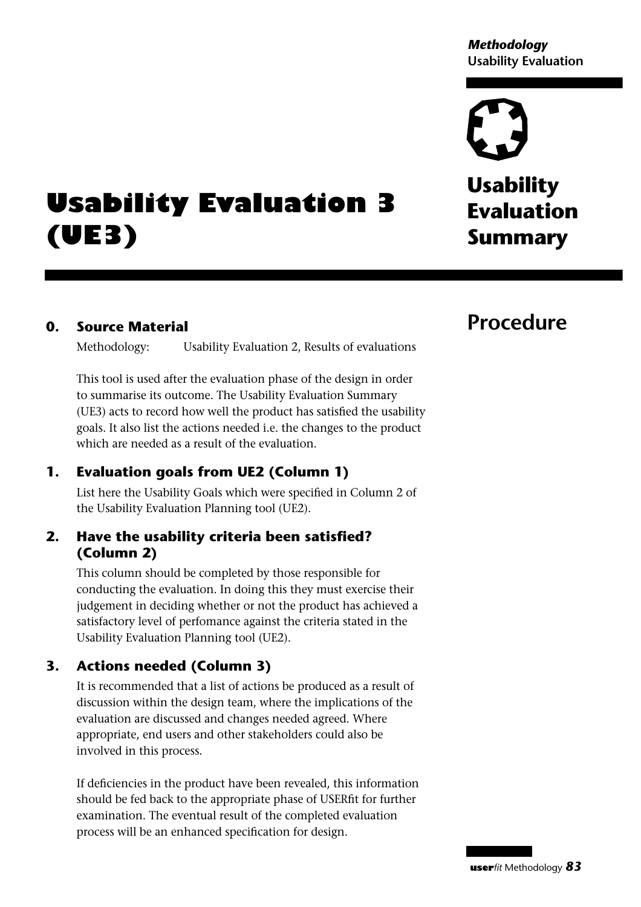# Usability Evaluation 3 (UE3)

## Usability Evaluation Summary

## Procedure

### 0. Source Material

Methodology: Usability Evaluation 2, Results of evaluations

This tool is used after the evaluation phase of the design in order to summarise its outcome. The Usability Evaluation Summary (UE3) acts to record how well the product has satisfied the usability goals. It also list the actions needed i.e. the changes to the product which are needed as a result of the evaluation.

### 1. Evaluation goals from UE2 (Column 1)

List here the Usability Goals which were specified in Column 2 of the Usability Evaluation Planning tool (UE2).

### 2. Have the usability criteria been satisfied? (Column 2)

This column should be completed by those responsible for conducting the evaluation. In doing this they must exercise their judgement in deciding whether or not the product has achieved a satisfactory level of perfomance against the criteria stated in the Usability Evaluation Planning tool (UE2).

### 3. Actions needed (Column 3)

It is recommended that a list of actions be produced as a result of discussion within the design team, where the implications of the evaluation are discussed and changes needed agreed. Where appropriate, end users and other stakeholders could also be involved in this process.

If deficiencies in the product have been revealed, this information should be fed back to the appropriate phase of USERfit for further examination. The eventual result of the completed evaluation process will be an enhanced specification for design.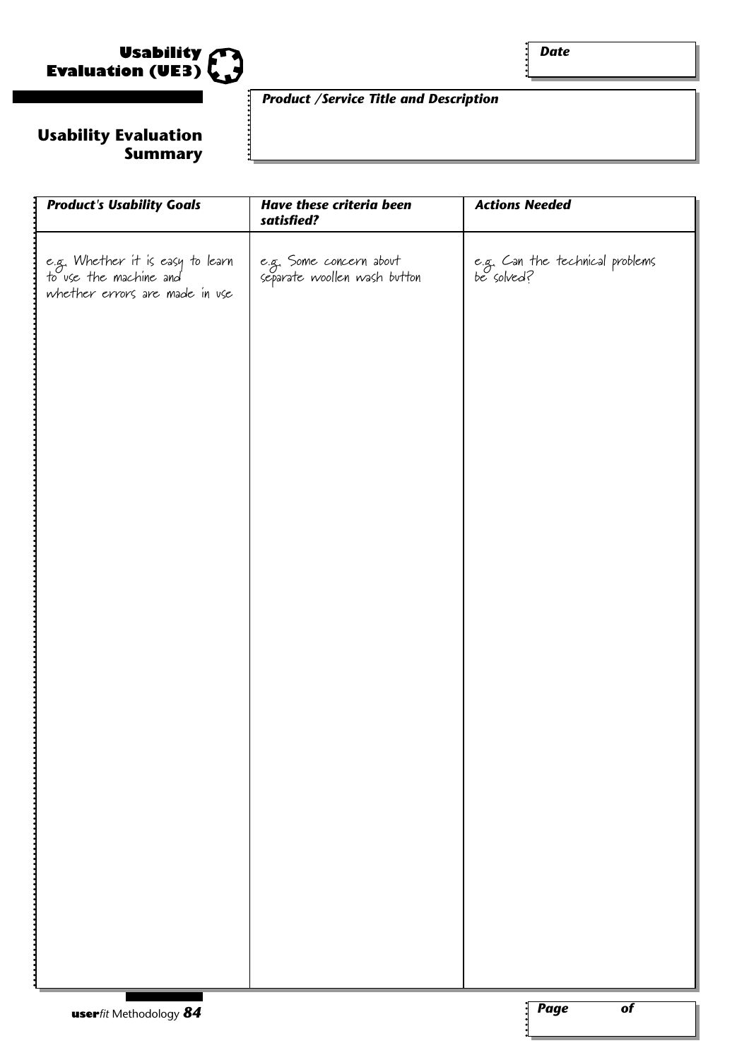# Usability Evaluation (UE3)

**Date**

## Usability Evaluation Summary

***Product /Service Title and Description***

| ***Product's Usability Goals*** | ***Have these criteria been satisfied?*** | ***Actions Needed*** |
| --- | --- | --- |
| e.g. Whether it is easy to learn to use the machine and whether errors are made in use | e.g. Some concern about separate woollen wash button | e.g. Can the technical problems be solved? |

***Page of***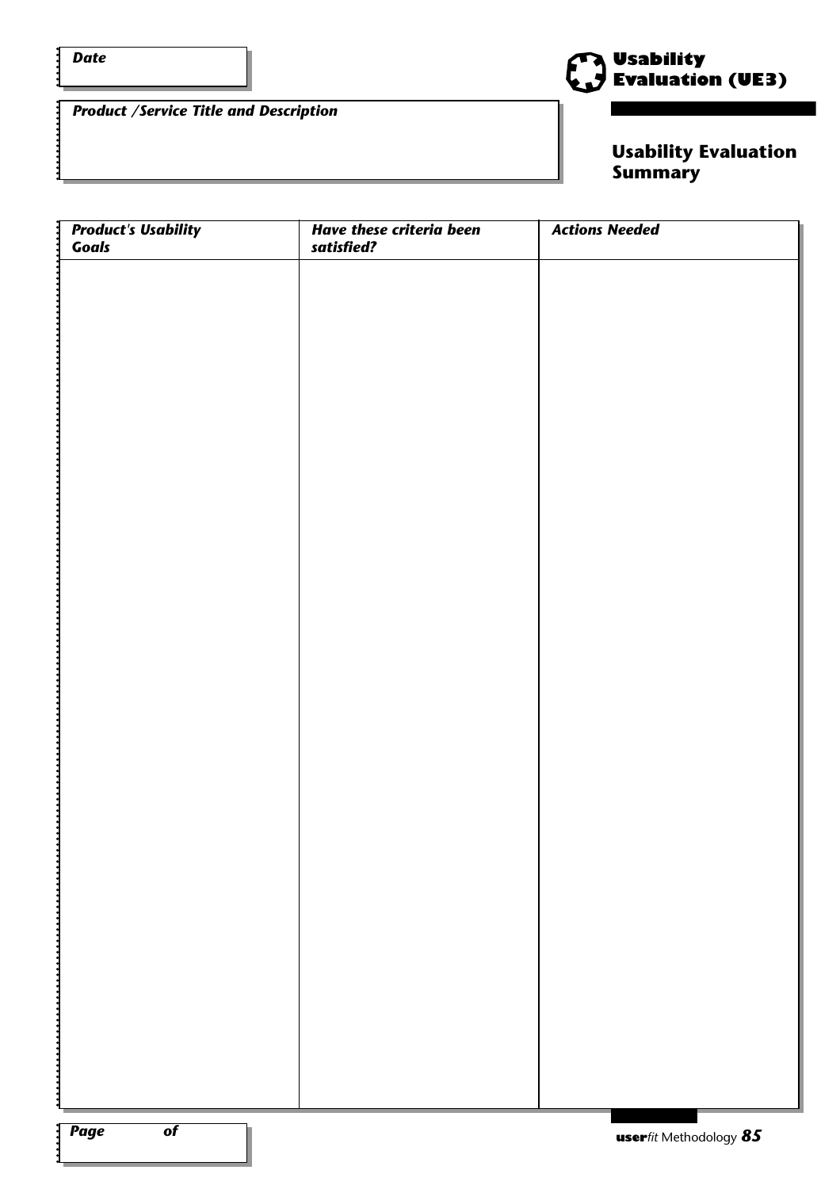**Date**

**Product /Service Title and Description**

# Usability Evaluation (UE3)

## Usability Evaluation Summary

| *Product's Usability Goals* | *Have these criteria been satisfied?* | *Actions Needed* |
|---|---|---|
| | | |

**Page** **of**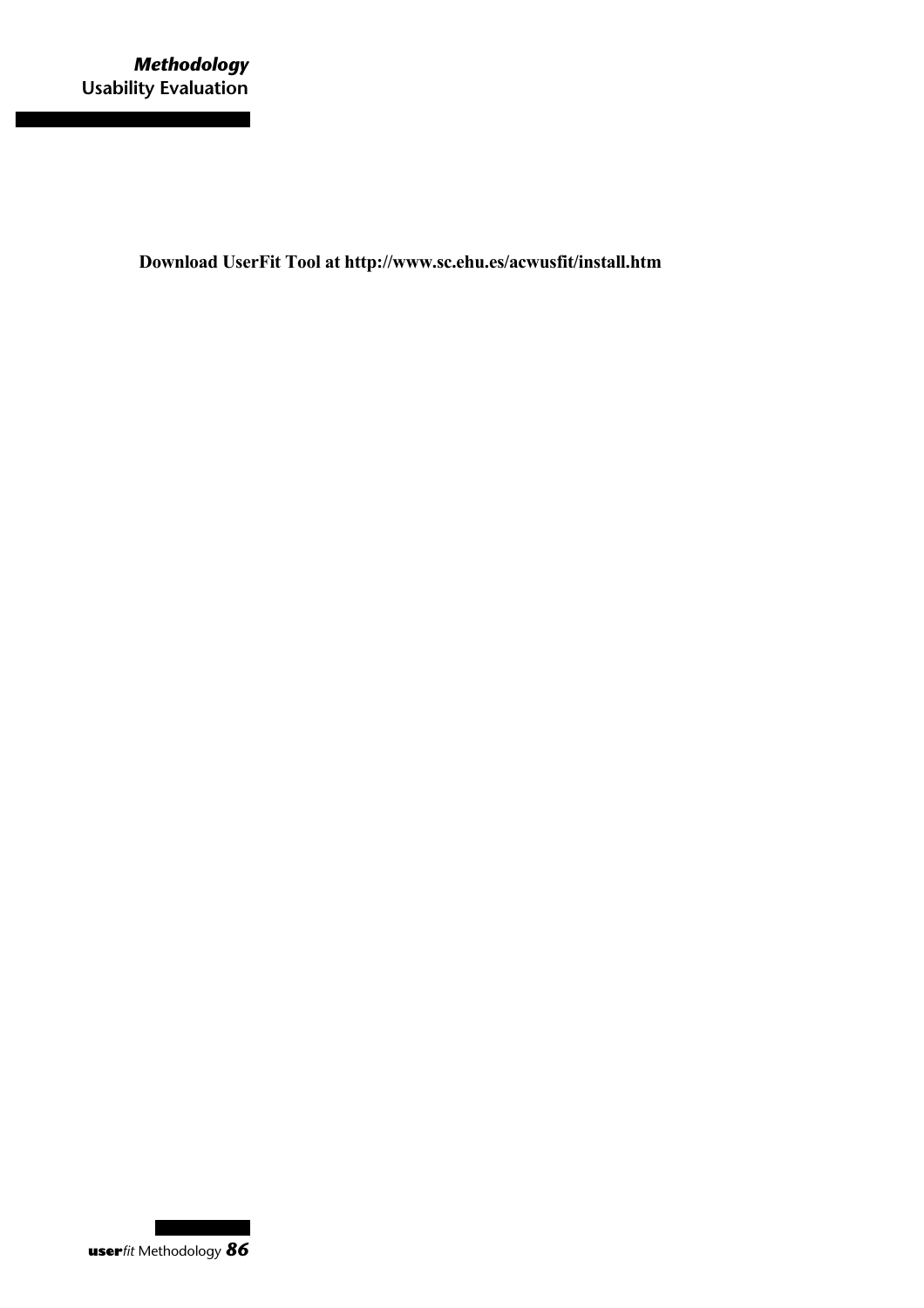**Download UserFit Tool at http://www.sc.ehu.es/acwusfit/install.htm**